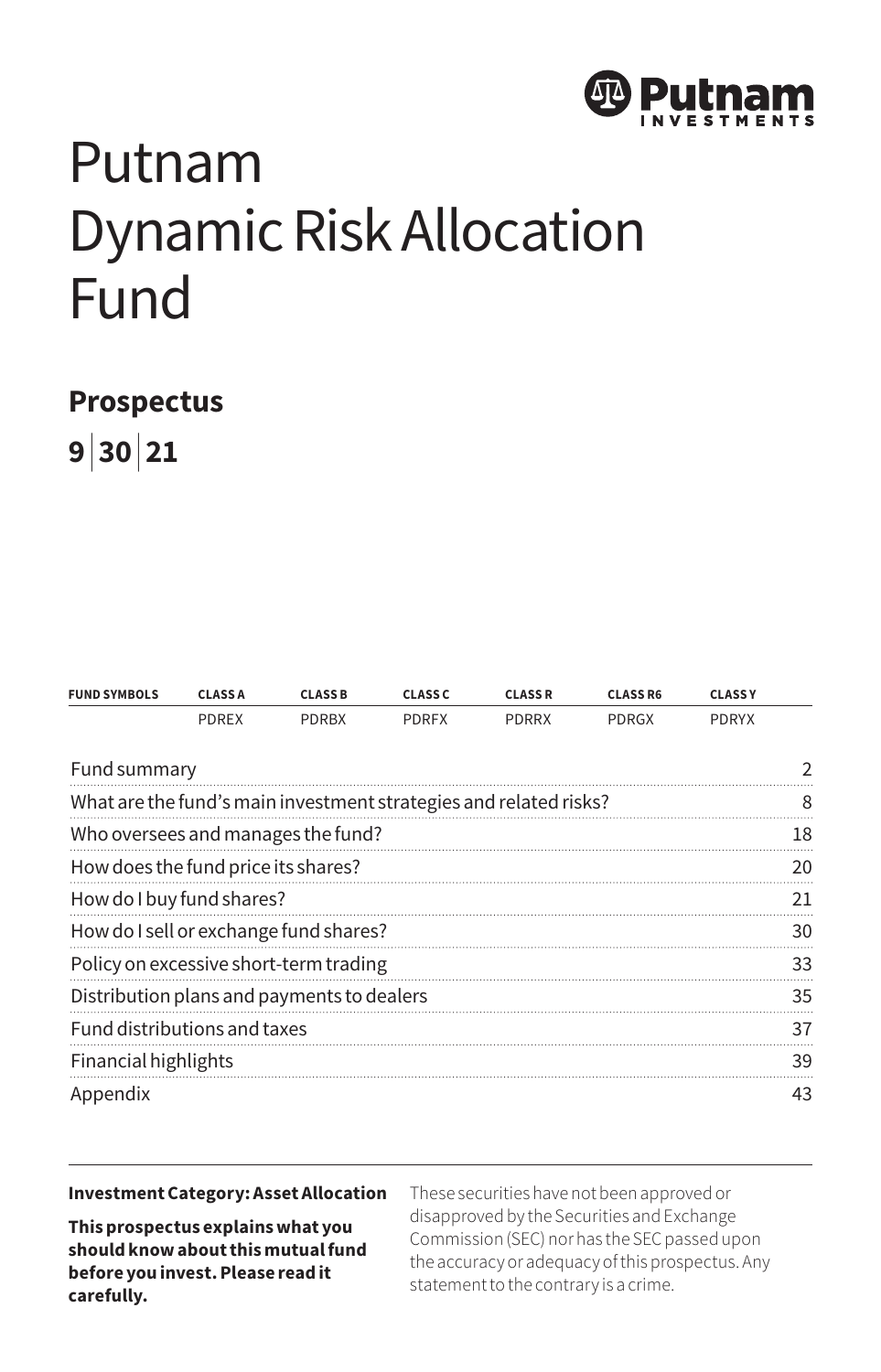Putnam Investments

# Putnam Dynamic Risk Allocation Fund

## Prospectus

**9 | 30 | 21**

| FUND SYMBOLS | CLASS A | CLASS B | CLASS C | CLASS R | CLASS R6 | CLASS Y |
|---|---|---|---|---|---|---|
| | PDREX | PDRBX | PDRFX | PDRRX | PDRGX | PDRYX |

| | |
|---|---|
| Fund summary | 2 |
| What are the fund's main investment strategies and related risks? | 8 |
| Who oversees and manages the fund? | 18 |
| How does the fund price its shares? | 20 |
| How do I buy fund shares? | 21 |
| How do I sell or exchange fund shares? | 30 |
| Policy on excessive short-term trading | 33 |
| Distribution plans and payments to dealers | 35 |
| Fund distributions and taxes | 37 |
| Financial highlights | 39 |
| Appendix | 43 |

**Investment Category: Asset Allocation**

**This prospectus explains what you should know about this mutual fund before you invest. Please read it carefully.**

These securities have not been approved or disapproved by the Securities and Exchange Commission (SEC) nor has the SEC passed upon the accuracy or adequacy of this prospectus. Any statement to the contrary is a crime.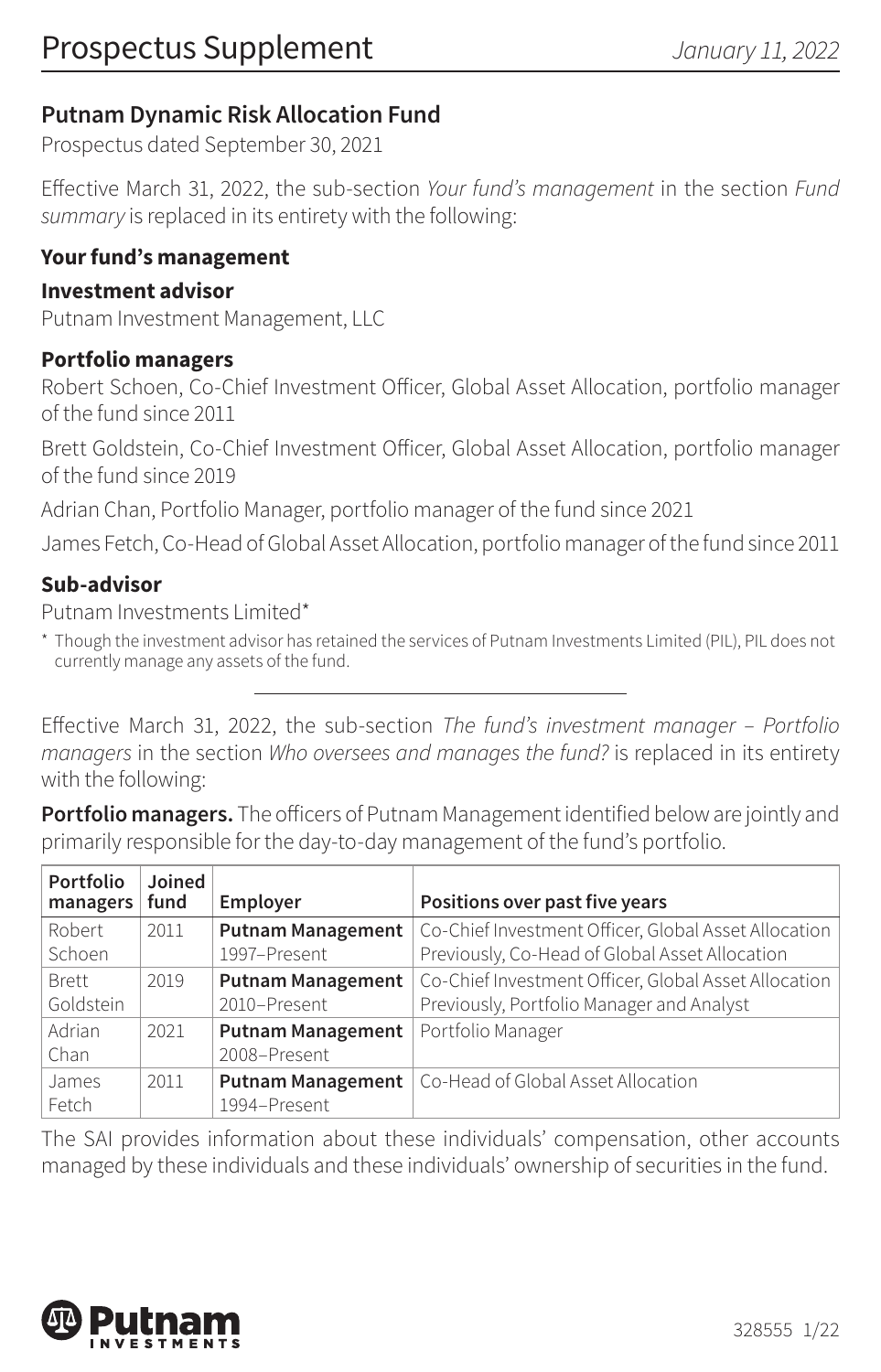# Prospectus Supplement

*January 11, 2022*

## Putnam Dynamic Risk Allocation Fund

Prospectus dated September 30, 2021

Effective March 31, 2022, the sub-section *Your fund's management* in the section *Fund summary* is replaced in its entirety with the following:

### Your fund's management

**Investment advisor**

Putnam Investment Management, LLC

**Portfolio managers**

Robert Schoen, Co-Chief Investment Officer, Global Asset Allocation, portfolio manager of the fund since 2011

Brett Goldstein, Co-Chief Investment Officer, Global Asset Allocation, portfolio manager of the fund since 2019

Adrian Chan, Portfolio Manager, portfolio manager of the fund since 2021

James Fetch, Co-Head of Global Asset Allocation, portfolio manager of the fund since 2011

**Sub-advisor**

Putnam Investments Limited*

\* Though the investment advisor has retained the services of Putnam Investments Limited (PIL), PIL does not currently manage any assets of the fund.

---

Effective March 31, 2022, the sub-section *The fund's investment manager – Portfolio managers* in the section *Who oversees and manages the fund?* is replaced in its entirety with the following:

**Portfolio managers.** The officers of Putnam Management identified below are jointly and primarily responsible for the day-to-day management of the fund's portfolio.

| Portfolio managers | Joined fund | Employer | Positions over past five years |
|---|---|---|---|
| Robert Schoen | 2011 | **Putnam Management** 1997–Present | Co-Chief Investment Officer, Global Asset Allocation Previously, Co-Head of Global Asset Allocation |
| Brett Goldstein | 2019 | **Putnam Management** 2010–Present | Co-Chief Investment Officer, Global Asset Allocation Previously, Portfolio Manager and Analyst |
| Adrian Chan | 2021 | **Putnam Management** 2008–Present | Portfolio Manager |
| James Fetch | 2011 | **Putnam Management** 1994–Present | Co-Head of Global Asset Allocation |

The SAI provides information about these individuals' compensation, other accounts managed by these individuals and these individuals' ownership of securities in the fund.

Putnam INVESTMENTS

328555 1/22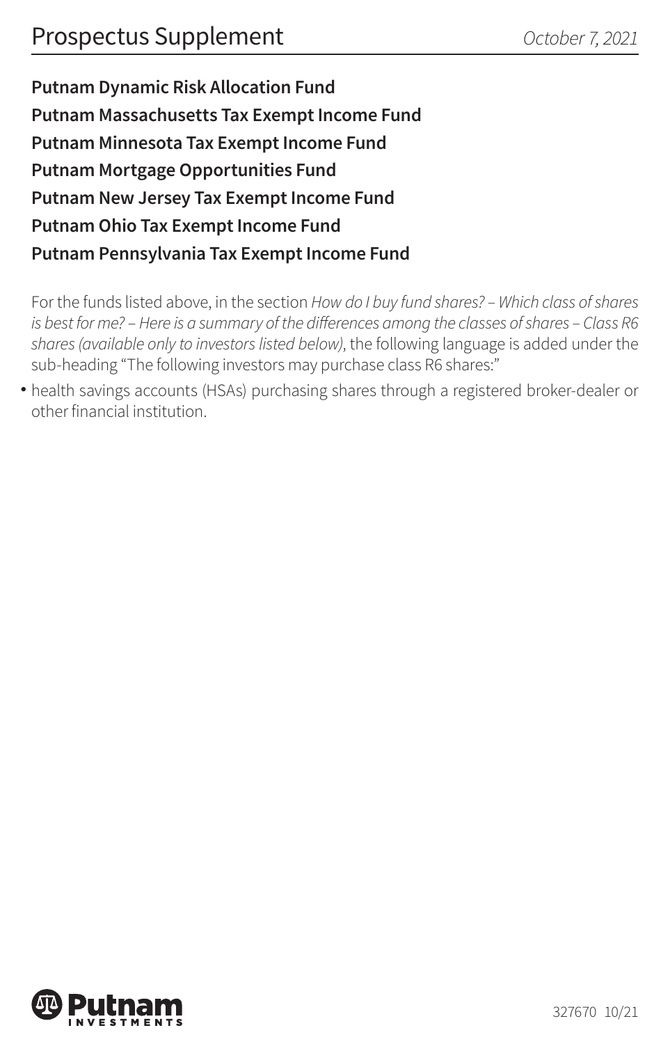# Prospectus Supplement

*October 7, 2021*

**Putnam Dynamic Risk Allocation Fund**
**Putnam Massachusetts Tax Exempt Income Fund**
**Putnam Minnesota Tax Exempt Income Fund**
**Putnam Mortgage Opportunities Fund**
**Putnam New Jersey Tax Exempt Income Fund**
**Putnam Ohio Tax Exempt Income Fund**
**Putnam Pennsylvania Tax Exempt Income Fund**

For the funds listed above, in the section *How do I buy fund shares? – Which class of shares is best for me? – Here is a summary of the differences among the classes of shares – Class R6 shares (available only to investors listed below)*, the following language is added under the sub-heading "The following investors may purchase class R6 shares:"

- health savings accounts (HSAs) purchasing shares through a registered broker-dealer or other financial institution.

327670 10/21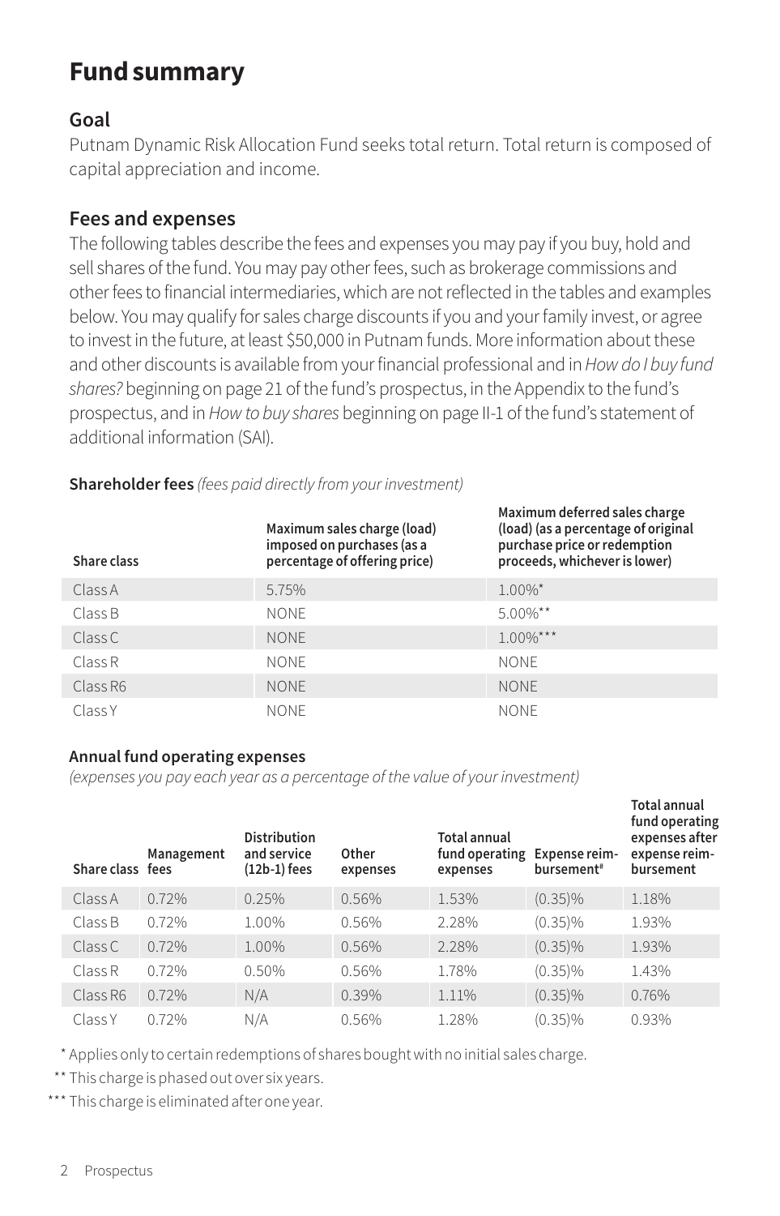# Fund summary

## Goal

Putnam Dynamic Risk Allocation Fund seeks total return. Total return is composed of capital appreciation and income.

## Fees and expenses

The following tables describe the fees and expenses you may pay if you buy, hold and sell shares of the fund. You may pay other fees, such as brokerage commissions and other fees to financial intermediaries, which are not reflected in the tables and examples below. You may qualify for sales charge discounts if you and your family invest, or agree to invest in the future, at least $50,000 in Putnam funds. More information about these and other discounts is available from your financial professional and in *How do I buy fund shares?* beginning on page 21 of the fund's prospectus, in the Appendix to the fund's prospectus, and in *How to buy shares* beginning on page II-1 of the fund's statement of additional information (SAI).

**Shareholder fees** *(fees paid directly from your investment)*

| Share class | Maximum sales charge (load) imposed on purchases (as a percentage of offering price) | Maximum deferred sales charge (load) (as a percentage of original purchase price or redemption proceeds, whichever is lower) |
|---|---|---|
| Class A | 5.75% | 1.00%* |
| Class B | NONE | 5.00%** |
| Class C | NONE | 1.00%*** |
| Class R | NONE | NONE |
| Class R6 | NONE | NONE |
| Class Y | NONE | NONE |

**Annual fund operating expenses**
*(expenses you pay each year as a percentage of the value of your investment)*

| Share class | Management fees | Distribution and service (12b-1) fees | Other expenses | Total annual fund operating expenses | Expense reimbursement# | Total annual fund operating expenses after expense reimbursement |
|---|---|---|---|---|---|---|
| Class A | 0.72% | 0.25% | 0.56% | 1.53% | (0.35)% | 1.18% |
| Class B | 0.72% | 1.00% | 0.56% | 2.28% | (0.35)% | 1.93% |
| Class C | 0.72% | 1.00% | 0.56% | 2.28% | (0.35)% | 1.93% |
| Class R | 0.72% | 0.50% | 0.56% | 1.78% | (0.35)% | 1.43% |
| Class R6 | 0.72% | N/A | 0.39% | 1.11% | (0.35)% | 0.76% |
| Class Y | 0.72% | N/A | 0.56% | 1.28% | (0.35)% | 0.93% |

\* Applies only to certain redemptions of shares bought with no initial sales charge.

\** This charge is phased out over six years.

\*** This charge is eliminated after one year.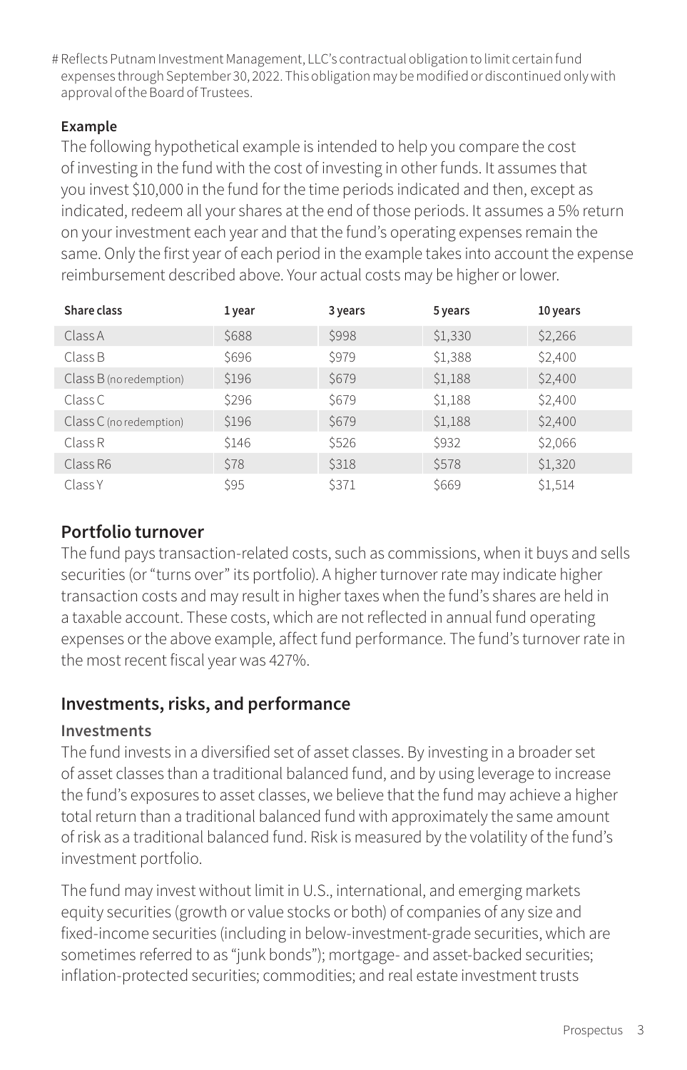# Reflects Putnam Investment Management, LLC's contractual obligation to limit certain fund expenses through September 30, 2022. This obligation may be modified or discontinued only with approval of the Board of Trustees.

**Example**

The following hypothetical example is intended to help you compare the cost of investing in the fund with the cost of investing in other funds. It assumes that you invest $10,000 in the fund for the time periods indicated and then, except as indicated, redeem all your shares at the end of those periods. It assumes a 5% return on your investment each year and that the fund's operating expenses remain the same. Only the first year of each period in the example takes into account the expense reimbursement described above. Your actual costs may be higher or lower.

| Share class | 1 year | 3 years | 5 years | 10 years |
|---|---|---|---|---|
| Class A | $688 | $998 | $1,330 | $2,266 |
| Class B | $696 | $979 | $1,388 | $2,400 |
| Class B (no redemption) | $196 | $679 | $1,188 | $2,400 |
| Class C | $296 | $679 | $1,188 | $2,400 |
| Class C (no redemption) | $196 | $679 | $1,188 | $2,400 |
| Class R | $146 | $526 | $932 | $2,066 |
| Class R6 | $78 | $318 | $578 | $1,320 |
| Class Y | $95 | $371 | $669 | $1,514 |

## Portfolio turnover

The fund pays transaction-related costs, such as commissions, when it buys and sells securities (or "turns over" its portfolio). A higher turnover rate may indicate higher transaction costs and may result in higher taxes when the fund's shares are held in a taxable account. These costs, which are not reflected in annual fund operating expenses or the above example, affect fund performance. The fund's turnover rate in the most recent fiscal year was 427%.

## Investments, risks, and performance

### Investments

The fund invests in a diversified set of asset classes. By investing in a broader set of asset classes than a traditional balanced fund, and by using leverage to increase the fund's exposures to asset classes, we believe that the fund may achieve a higher total return than a traditional balanced fund with approximately the same amount of risk as a traditional balanced fund. Risk is measured by the volatility of the fund's investment portfolio.

The fund may invest without limit in U.S., international, and emerging markets equity securities (growth or value stocks or both) of companies of any size and fixed-income securities (including in below-investment-grade securities, which are sometimes referred to as "junk bonds"); mortgage- and asset-backed securities; inflation-protected securities; commodities; and real estate investment trusts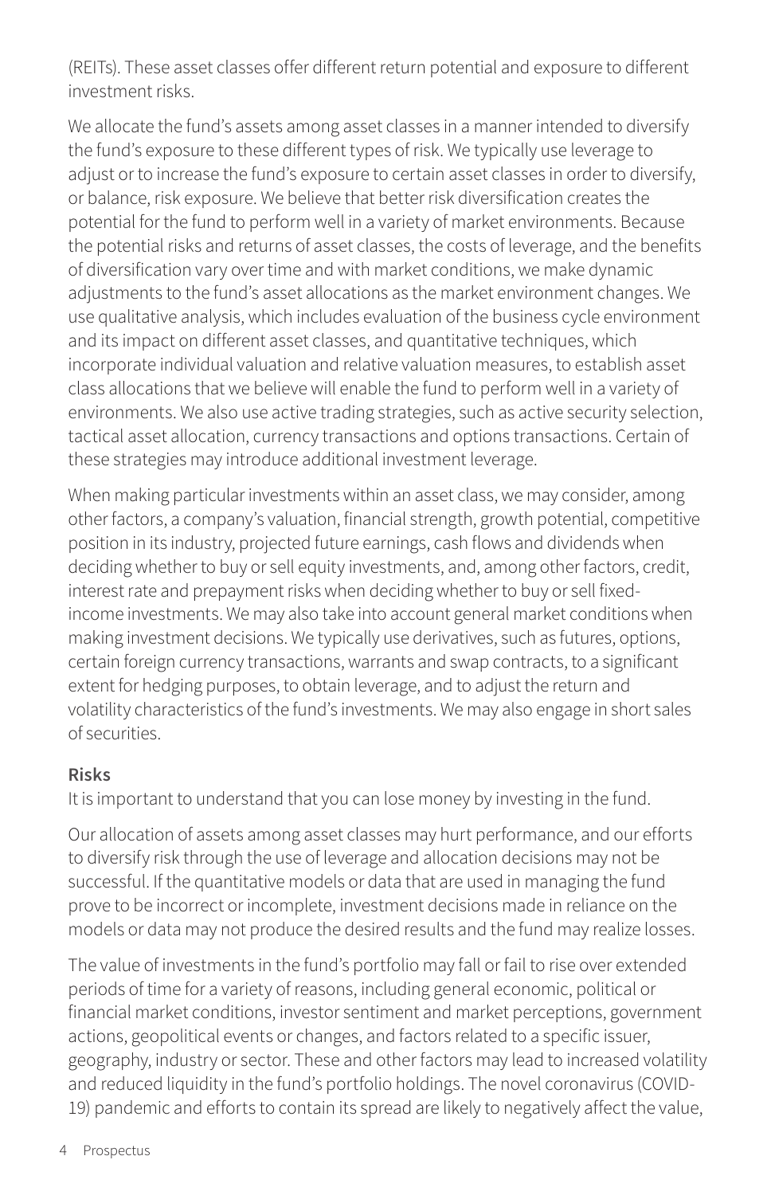(REITs). These asset classes offer different return potential and exposure to different investment risks.

We allocate the fund's assets among asset classes in a manner intended to diversify the fund's exposure to these different types of risk. We typically use leverage to adjust or to increase the fund's exposure to certain asset classes in order to diversify, or balance, risk exposure. We believe that better risk diversification creates the potential for the fund to perform well in a variety of market environments. Because the potential risks and returns of asset classes, the costs of leverage, and the benefits of diversification vary over time and with market conditions, we make dynamic adjustments to the fund's asset allocations as the market environment changes. We use qualitative analysis, which includes evaluation of the business cycle environment and its impact on different asset classes, and quantitative techniques, which incorporate individual valuation and relative valuation measures, to establish asset class allocations that we believe will enable the fund to perform well in a variety of environments. We also use active trading strategies, such as active security selection, tactical asset allocation, currency transactions and options transactions. Certain of these strategies may introduce additional investment leverage.

When making particular investments within an asset class, we may consider, among other factors, a company's valuation, financial strength, growth potential, competitive position in its industry, projected future earnings, cash flows and dividends when deciding whether to buy or sell equity investments, and, among other factors, credit, interest rate and prepayment risks when deciding whether to buy or sell fixed-income investments. We may also take into account general market conditions when making investment decisions. We typically use derivatives, such as futures, options, certain foreign currency transactions, warrants and swap contracts, to a significant extent for hedging purposes, to obtain leverage, and to adjust the return and volatility characteristics of the fund's investments. We may also engage in short sales of securities.

**Risks**

It is important to understand that you can lose money by investing in the fund.

Our allocation of assets among asset classes may hurt performance, and our efforts to diversify risk through the use of leverage and allocation decisions may not be successful. If the quantitative models or data that are used in managing the fund prove to be incorrect or incomplete, investment decisions made in reliance on the models or data may not produce the desired results and the fund may realize losses.

The value of investments in the fund's portfolio may fall or fail to rise over extended periods of time for a variety of reasons, including general economic, political or financial market conditions, investor sentiment and market perceptions, government actions, geopolitical events or changes, and factors related to a specific issuer, geography, industry or sector. These and other factors may lead to increased volatility and reduced liquidity in the fund's portfolio holdings. The novel coronavirus (COVID-19) pandemic and efforts to contain its spread are likely to negatively affect the value,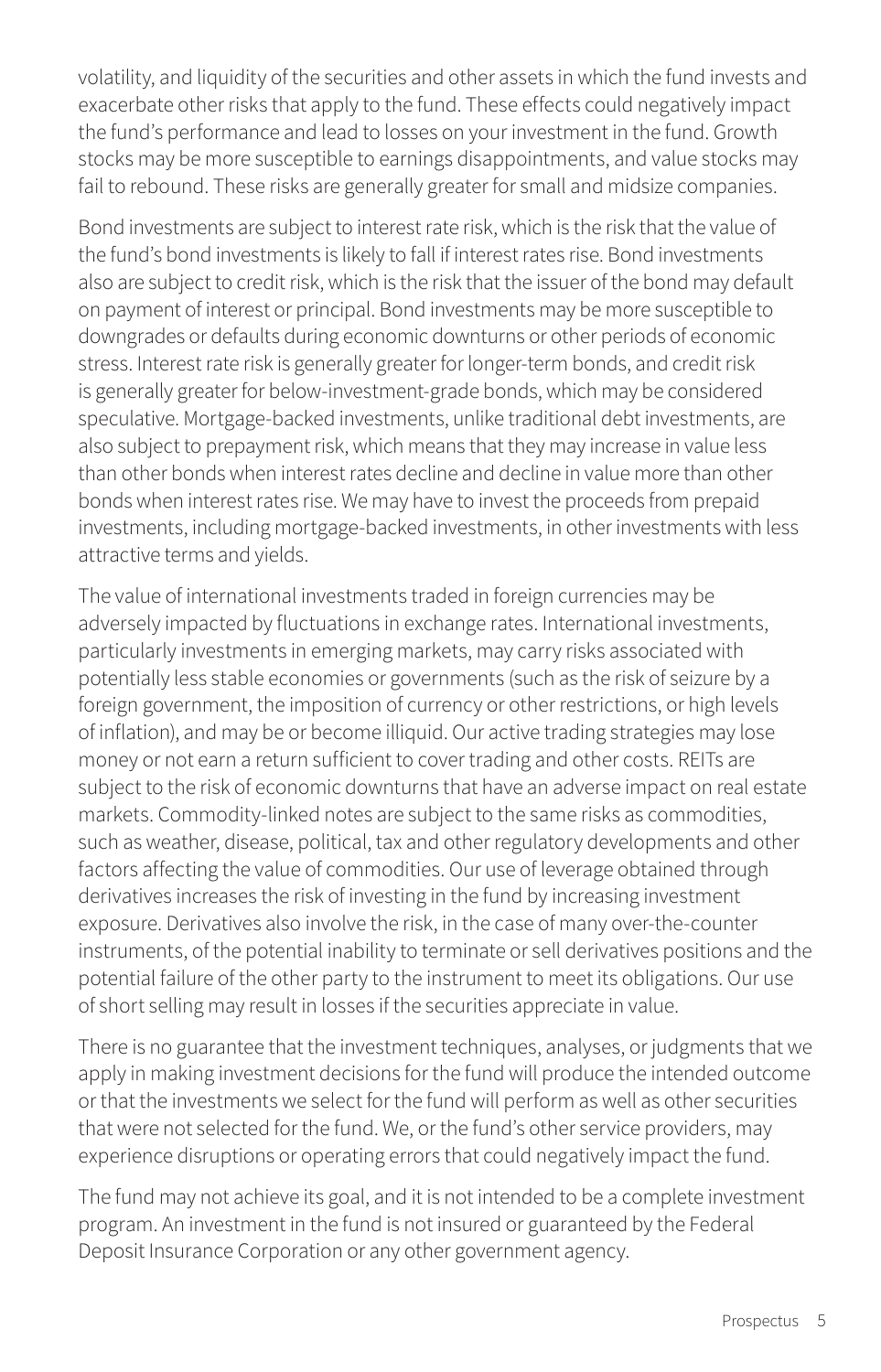volatility, and liquidity of the securities and other assets in which the fund invests and exacerbate other risks that apply to the fund. These effects could negatively impact the fund's performance and lead to losses on your investment in the fund. Growth stocks may be more susceptible to earnings disappointments, and value stocks may fail to rebound. These risks are generally greater for small and midsize companies.

Bond investments are subject to interest rate risk, which is the risk that the value of the fund's bond investments is likely to fall if interest rates rise. Bond investments also are subject to credit risk, which is the risk that the issuer of the bond may default on payment of interest or principal. Bond investments may be more susceptible to downgrades or defaults during economic downturns or other periods of economic stress. Interest rate risk is generally greater for longer-term bonds, and credit risk is generally greater for below-investment-grade bonds, which may be considered speculative. Mortgage-backed investments, unlike traditional debt investments, are also subject to prepayment risk, which means that they may increase in value less than other bonds when interest rates decline and decline in value more than other bonds when interest rates rise. We may have to invest the proceeds from prepaid investments, including mortgage-backed investments, in other investments with less attractive terms and yields.

The value of international investments traded in foreign currencies may be adversely impacted by fluctuations in exchange rates. International investments, particularly investments in emerging markets, may carry risks associated with potentially less stable economies or governments (such as the risk of seizure by a foreign government, the imposition of currency or other restrictions, or high levels of inflation), and may be or become illiquid. Our active trading strategies may lose money or not earn a return sufficient to cover trading and other costs. REITs are subject to the risk of economic downturns that have an adverse impact on real estate markets. Commodity-linked notes are subject to the same risks as commodities, such as weather, disease, political, tax and other regulatory developments and other factors affecting the value of commodities. Our use of leverage obtained through derivatives increases the risk of investing in the fund by increasing investment exposure. Derivatives also involve the risk, in the case of many over-the-counter instruments, of the potential inability to terminate or sell derivatives positions and the potential failure of the other party to the instrument to meet its obligations. Our use of short selling may result in losses if the securities appreciate in value.

There is no guarantee that the investment techniques, analyses, or judgments that we apply in making investment decisions for the fund will produce the intended outcome or that the investments we select for the fund will perform as well as other securities that were not selected for the fund. We, or the fund's other service providers, may experience disruptions or operating errors that could negatively impact the fund.

The fund may not achieve its goal, and it is not intended to be a complete investment program. An investment in the fund is not insured or guaranteed by the Federal Deposit Insurance Corporation or any other government agency.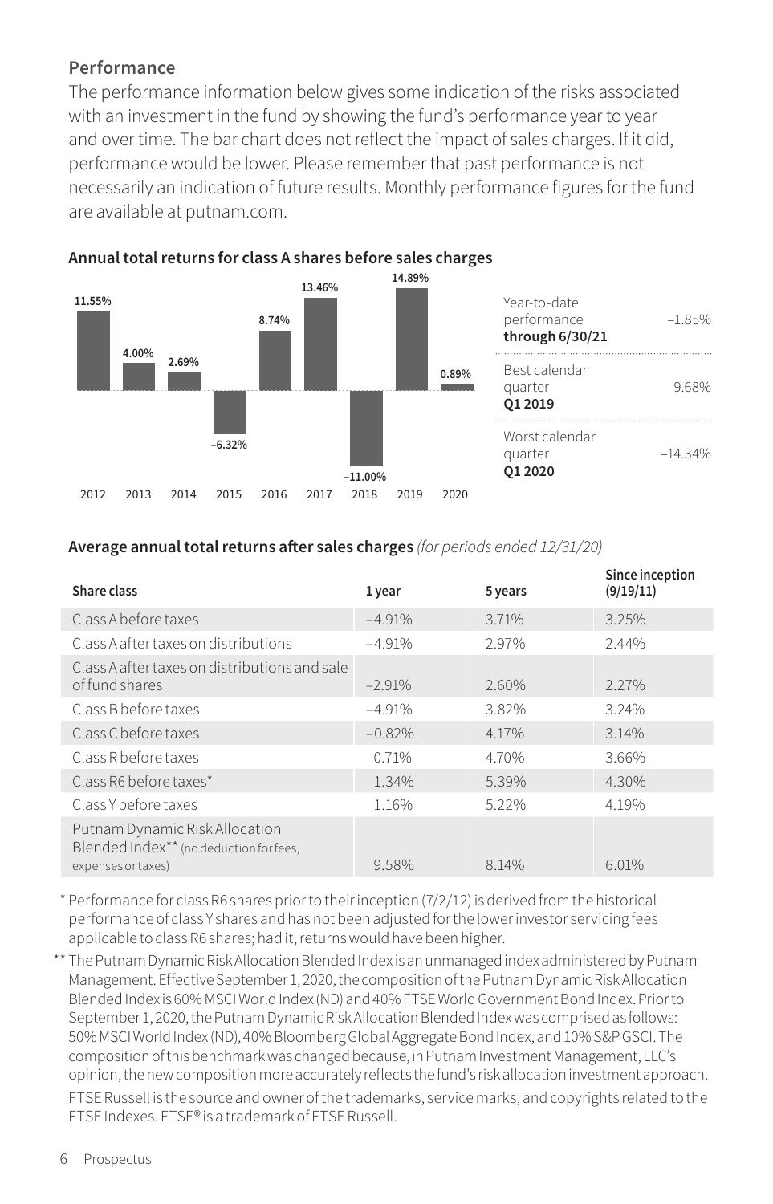## Performance

The performance information below gives some indication of the risks associated with an investment in the fund by showing the fund's performance year to year and over time. The bar chart does not reflect the impact of sales charges. If it did, performance would be lower. Please remember that past performance is not necessarily an indication of future results. Monthly performance figures for the fund are available at putnam.com.

**Annual total returns for class A shares before sales charges**

| Year | Return |
|---|---|
| 2012 | 11.55% |
| 2013 | 4.00% |
| 2014 | 2.69% |
| 2015 | –6.32% |
| 2016 | 8.74% |
| 2017 | 13.46% |
| 2018 | –11.00% |
| 2019 | 14.89% |
| 2020 | 0.89% |

| | |
|---|---|
| Year-to-date performance **through 6/30/21** | –1.85% |
| Best calendar quarter **Q1 2019** | 9.68% |
| Worst calendar quarter **Q1 2020** | –14.34% |

**Average annual total returns after sales charges** *(for periods ended 12/31/20)*

| Share class | 1 year | 5 years | Since inception (9/19/11) |
|---|---|---|---|
| Class A before taxes | –4.91% | 3.71% | 3.25% |
| Class A after taxes on distributions | –4.91% | 2.97% | 2.44% |
| Class A after taxes on distributions and sale of fund shares | –2.91% | 2.60% | 2.27% |
| Class B before taxes | –4.91% | 3.82% | 3.24% |
| Class C before taxes | –0.82% | 4.17% | 3.14% |
| Class R before taxes | 0.71% | 4.70% | 3.66% |
| Class R6 before taxes* | 1.34% | 5.39% | 4.30% |
| Class Y before taxes | 1.16% | 5.22% | 4.19% |
| Putnam Dynamic Risk Allocation Blended Index** (no deduction for fees, expenses or taxes) | 9.58% | 8.14% | 6.01% |

\* Performance for class R6 shares prior to their inception (7/2/12) is derived from the historical performance of class Y shares and has not been adjusted for the lower investor servicing fees applicable to class R6 shares; had it, returns would have been higher.

** The Putnam Dynamic Risk Allocation Blended Index is an unmanaged index administered by Putnam Management. Effective September 1, 2020, the composition of the Putnam Dynamic Risk Allocation Blended Index is 60% MSCI World Index (ND) and 40% FTSE World Government Bond Index. Prior to September 1, 2020, the Putnam Dynamic Risk Allocation Blended Index was comprised as follows: 50% MSCI World Index (ND), 40% Bloomberg Global Aggregate Bond Index, and 10% S&P GSCI. The composition of this benchmark was changed because, in Putnam Investment Management, LLC's opinion, the new composition more accurately reflects the fund's risk allocation investment approach.

FTSE Russell is the source and owner of the trademarks, service marks, and copyrights related to the FTSE Indexes. FTSE® is a trademark of FTSE Russell.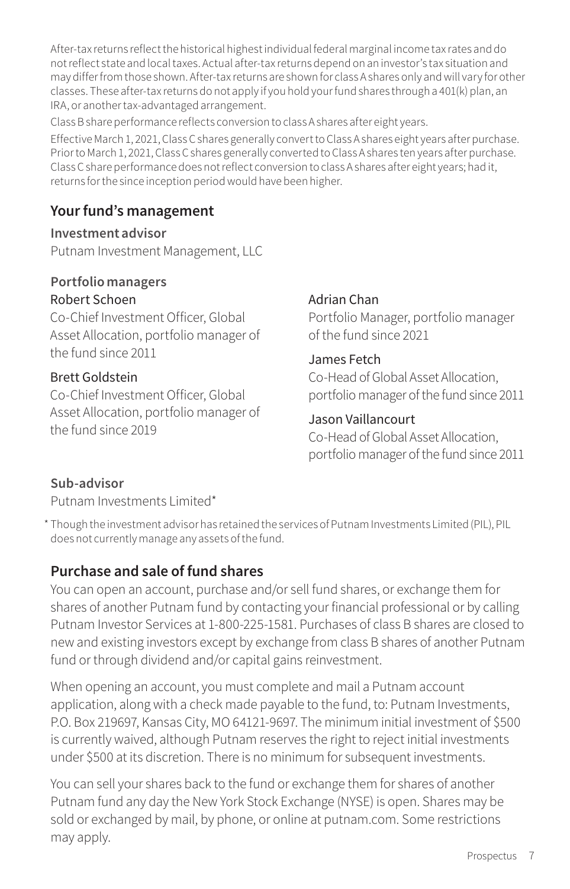After-tax returns reflect the historical highest individual federal marginal income tax rates and do not reflect state and local taxes. Actual after-tax returns depend on an investor's tax situation and may differ from those shown. After-tax returns are shown for class A shares only and will vary for other classes. These after-tax returns do not apply if you hold your fund shares through a 401(k) plan, an IRA, or another tax-advantaged arrangement.

Class B share performance reflects conversion to class A shares after eight years.

Effective March 1, 2021, Class C shares generally convert to Class A shares eight years after purchase. Prior to March 1, 2021, Class C shares generally converted to Class A shares ten years after purchase. Class C share performance does not reflect conversion to class A shares after eight years; had it, returns for the since inception period would have been higher.

## Your fund's management

**Investment advisor**

Putnam Investment Management, LLC

**Portfolio managers**

Robert Schoen
Co-Chief Investment Officer, Global Asset Allocation, portfolio manager of the fund since 2011

Brett Goldstein
Co-Chief Investment Officer, Global Asset Allocation, portfolio manager of the fund since 2019

Adrian Chan
Portfolio Manager, portfolio manager of the fund since 2021

James Fetch
Co-Head of Global Asset Allocation, portfolio manager of the fund since 2011

Jason Vaillancourt
Co-Head of Global Asset Allocation, portfolio manager of the fund since 2011

**Sub-advisor**

Putnam Investments Limited*

* Though the investment advisor has retained the services of Putnam Investments Limited (PIL), PIL does not currently manage any assets of the fund.

## Purchase and sale of fund shares

You can open an account, purchase and/or sell fund shares, or exchange them for shares of another Putnam fund by contacting your financial professional or by calling Putnam Investor Services at 1-800-225-1581. Purchases of class B shares are closed to new and existing investors except by exchange from class B shares of another Putnam fund or through dividend and/or capital gains reinvestment.

When opening an account, you must complete and mail a Putnam account application, along with a check made payable to the fund, to: Putnam Investments, P.O. Box 219697, Kansas City, MO 64121-9697. The minimum initial investment of $500 is currently waived, although Putnam reserves the right to reject initial investments under $500 at its discretion. There is no minimum for subsequent investments.

You can sell your shares back to the fund or exchange them for shares of another Putnam fund any day the New York Stock Exchange (NYSE) is open. Shares may be sold or exchanged by mail, by phone, or online at putnam.com. Some restrictions may apply.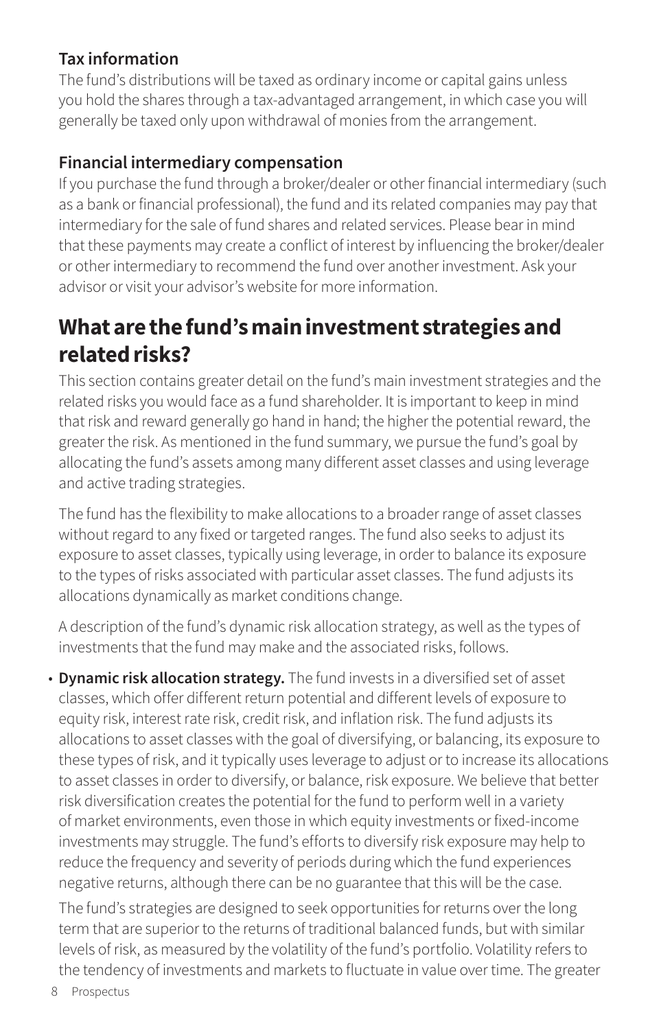### Tax information

The fund's distributions will be taxed as ordinary income or capital gains unless you hold the shares through a tax-advantaged arrangement, in which case you will generally be taxed only upon withdrawal of monies from the arrangement.

### Financial intermediary compensation

If you purchase the fund through a broker/dealer or other financial intermediary (such as a bank or financial professional), the fund and its related companies may pay that intermediary for the sale of fund shares and related services. Please bear in mind that these payments may create a conflict of interest by influencing the broker/dealer or other intermediary to recommend the fund over another investment. Ask your advisor or visit your advisor's website for more information.

## What are the fund's main investment strategies and related risks?

This section contains greater detail on the fund's main investment strategies and the related risks you would face as a fund shareholder. It is important to keep in mind that risk and reward generally go hand in hand; the higher the potential reward, the greater the risk. As mentioned in the fund summary, we pursue the fund's goal by allocating the fund's assets among many different asset classes and using leverage and active trading strategies.

The fund has the flexibility to make allocations to a broader range of asset classes without regard to any fixed or targeted ranges. The fund also seeks to adjust its exposure to asset classes, typically using leverage, in order to balance its exposure to the types of risks associated with particular asset classes. The fund adjusts its allocations dynamically as market conditions change.

A description of the fund's dynamic risk allocation strategy, as well as the types of investments that the fund may make and the associated risks, follows.

- **Dynamic risk allocation strategy.** The fund invests in a diversified set of asset classes, which offer different return potential and different levels of exposure to equity risk, interest rate risk, credit risk, and inflation risk. The fund adjusts its allocations to asset classes with the goal of diversifying, or balancing, its exposure to these types of risk, and it typically uses leverage to adjust or to increase its allocations to asset classes in order to diversify, or balance, risk exposure. We believe that better risk diversification creates the potential for the fund to perform well in a variety of market environments, even those in which equity investments or fixed-income investments may struggle. The fund's efforts to diversify risk exposure may help to reduce the frequency and severity of periods during which the fund experiences negative returns, although there can be no guarantee that this will be the case.

  The fund's strategies are designed to seek opportunities for returns over the long term that are superior to the returns of traditional balanced funds, but with similar levels of risk, as measured by the volatility of the fund's portfolio. Volatility refers to the tendency of investments and markets to fluctuate in value over time. The greater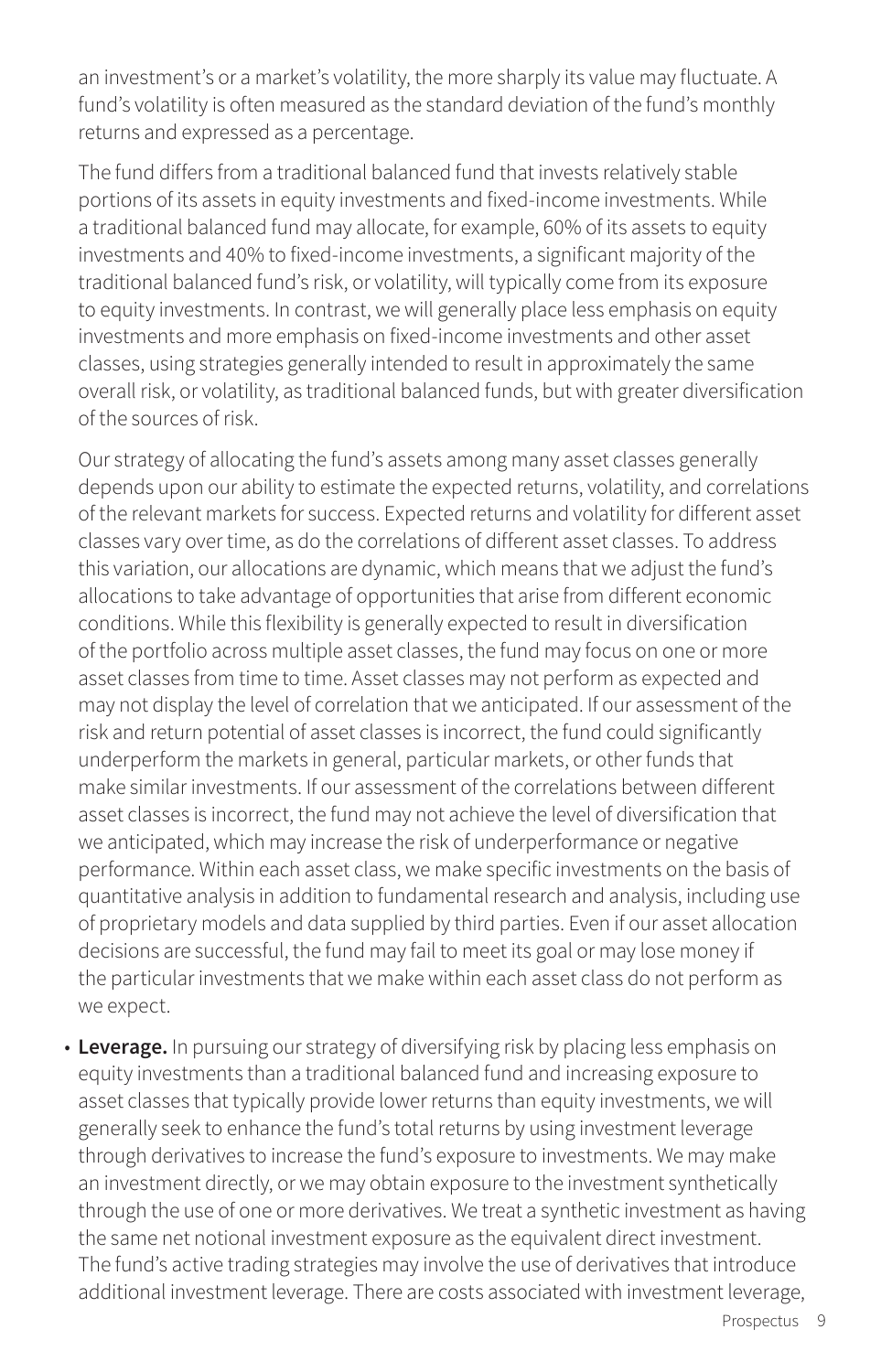an investment's or a market's volatility, the more sharply its value may fluctuate. A fund's volatility is often measured as the standard deviation of the fund's monthly returns and expressed as a percentage.

The fund differs from a traditional balanced fund that invests relatively stable portions of its assets in equity investments and fixed-income investments. While a traditional balanced fund may allocate, for example, 60% of its assets to equity investments and 40% to fixed-income investments, a significant majority of the traditional balanced fund's risk, or volatility, will typically come from its exposure to equity investments. In contrast, we will generally place less emphasis on equity investments and more emphasis on fixed-income investments and other asset classes, using strategies generally intended to result in approximately the same overall risk, or volatility, as traditional balanced funds, but with greater diversification of the sources of risk.

Our strategy of allocating the fund's assets among many asset classes generally depends upon our ability to estimate the expected returns, volatility, and correlations of the relevant markets for success. Expected returns and volatility for different asset classes vary over time, as do the correlations of different asset classes. To address this variation, our allocations are dynamic, which means that we adjust the fund's allocations to take advantage of opportunities that arise from different economic conditions. While this flexibility is generally expected to result in diversification of the portfolio across multiple asset classes, the fund may focus on one or more asset classes from time to time. Asset classes may not perform as expected and may not display the level of correlation that we anticipated. If our assessment of the risk and return potential of asset classes is incorrect, the fund could significantly underperform the markets in general, particular markets, or other funds that make similar investments. If our assessment of the correlations between different asset classes is incorrect, the fund may not achieve the level of diversification that we anticipated, which may increase the risk of underperformance or negative performance. Within each asset class, we make specific investments on the basis of quantitative analysis in addition to fundamental research and analysis, including use of proprietary models and data supplied by third parties. Even if our asset allocation decisions are successful, the fund may fail to meet its goal or may lose money if the particular investments that we make within each asset class do not perform as we expect.

- **Leverage.** In pursuing our strategy of diversifying risk by placing less emphasis on equity investments than a traditional balanced fund and increasing exposure to asset classes that typically provide lower returns than equity investments, we will generally seek to enhance the fund's total returns by using investment leverage through derivatives to increase the fund's exposure to investments. We may make an investment directly, or we may obtain exposure to the investment synthetically through the use of one or more derivatives. We treat a synthetic investment as having the same net notional investment exposure as the equivalent direct investment. The fund's active trading strategies may involve the use of derivatives that introduce additional investment leverage. There are costs associated with investment leverage,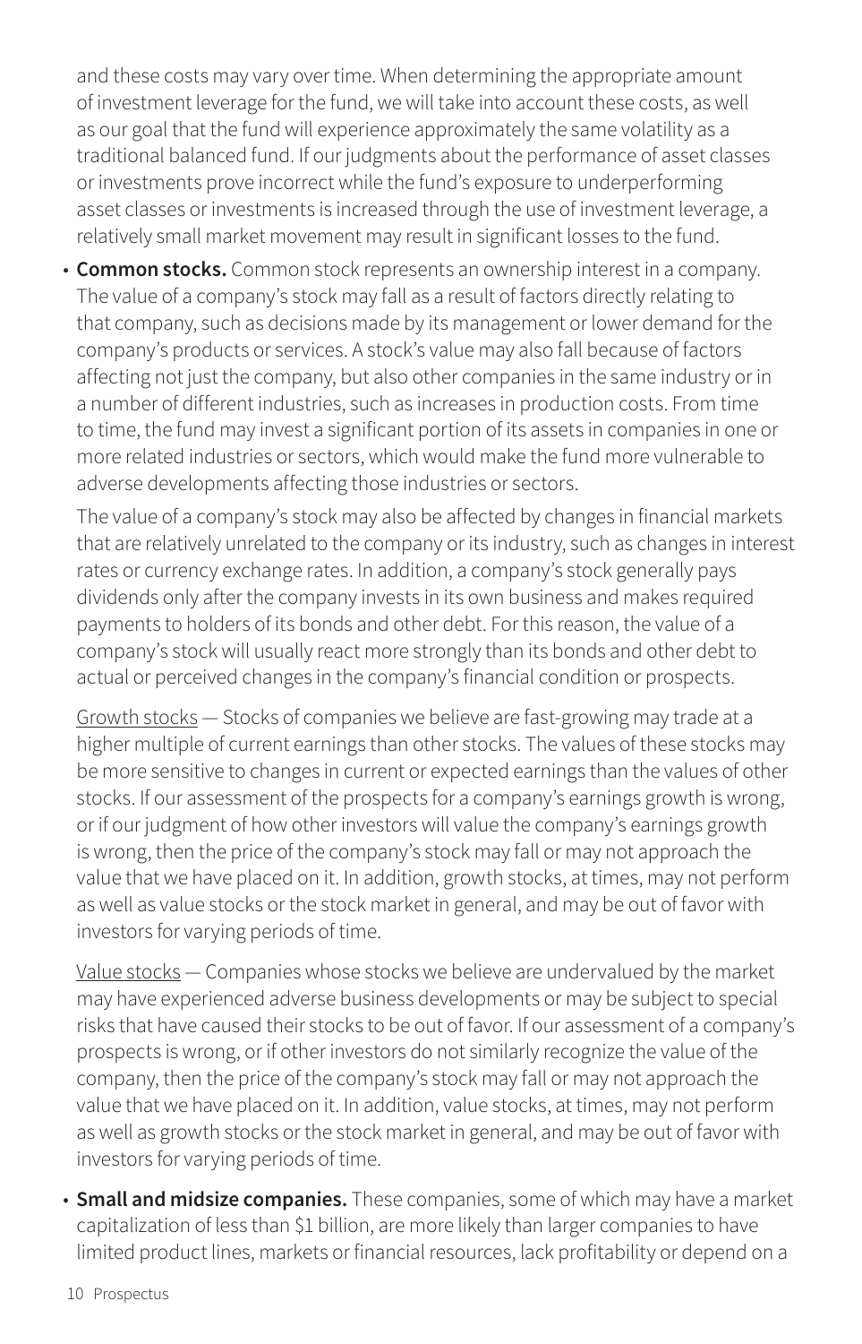and these costs may vary over time. When determining the appropriate amount of investment leverage for the fund, we will take into account these costs, as well as our goal that the fund will experience approximately the same volatility as a traditional balanced fund. If our judgments about the performance of asset classes or investments prove incorrect while the fund's exposure to underperforming asset classes or investments is increased through the use of investment leverage, a relatively small market movement may result in significant losses to the fund.

- **Common stocks.** Common stock represents an ownership interest in a company. The value of a company's stock may fall as a result of factors directly relating to that company, such as decisions made by its management or lower demand for the company's products or services. A stock's value may also fall because of factors affecting not just the company, but also other companies in the same industry or in a number of different industries, such as increases in production costs. From time to time, the fund may invest a significant portion of its assets in companies in one or more related industries or sectors, which would make the fund more vulnerable to adverse developments affecting those industries or sectors.

  The value of a company's stock may also be affected by changes in financial markets that are relatively unrelated to the company or its industry, such as changes in interest rates or currency exchange rates. In addition, a company's stock generally pays dividends only after the company invests in its own business and makes required payments to holders of its bonds and other debt. For this reason, the value of a company's stock will usually react more strongly than its bonds and other debt to actual or perceived changes in the company's financial condition or prospects.

  Growth stocks — Stocks of companies we believe are fast-growing may trade at a higher multiple of current earnings than other stocks. The values of these stocks may be more sensitive to changes in current or expected earnings than the values of other stocks. If our assessment of the prospects for a company's earnings growth is wrong, or if our judgment of how other investors will value the company's earnings growth is wrong, then the price of the company's stock may fall or may not approach the value that we have placed on it. In addition, growth stocks, at times, may not perform as well as value stocks or the stock market in general, and may be out of favor with investors for varying periods of time.

  Value stocks — Companies whose stocks we believe are undervalued by the market may have experienced adverse business developments or may be subject to special risks that have caused their stocks to be out of favor. If our assessment of a company's prospects is wrong, or if other investors do not similarly recognize the value of the company, then the price of the company's stock may fall or may not approach the value that we have placed on it. In addition, value stocks, at times, may not perform as well as growth stocks or the stock market in general, and may be out of favor with investors for varying periods of time.

- **Small and midsize companies.** These companies, some of which may have a market capitalization of less than $1 billion, are more likely than larger companies to have limited product lines, markets or financial resources, lack profitability or depend on a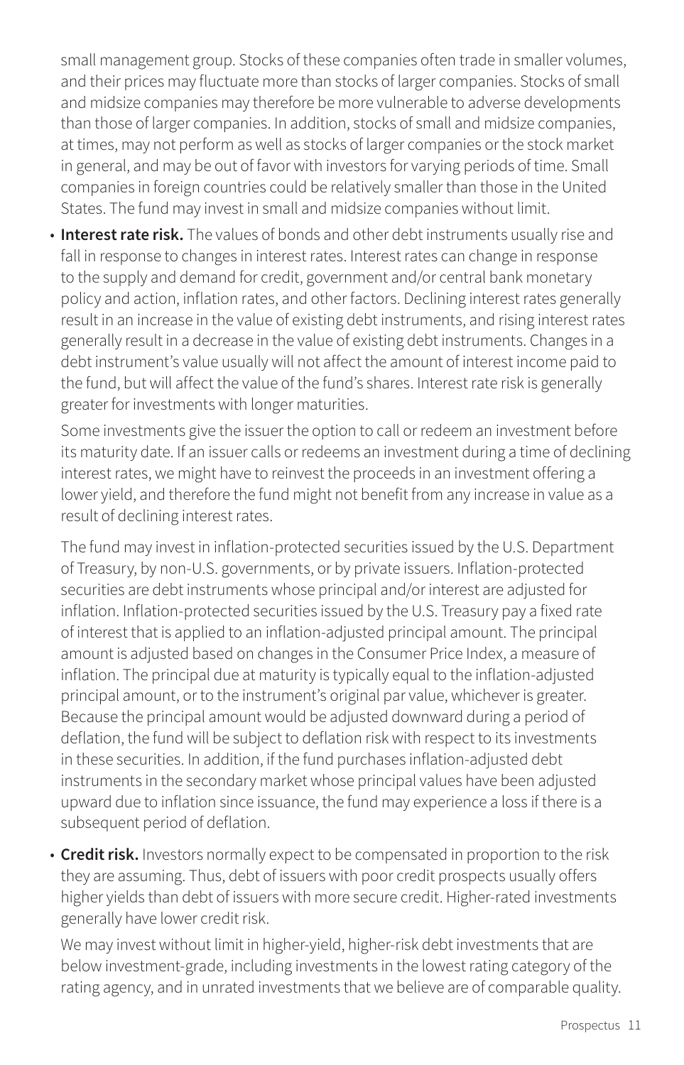small management group. Stocks of these companies often trade in smaller volumes, and their prices may fluctuate more than stocks of larger companies. Stocks of small and midsize companies may therefore be more vulnerable to adverse developments than those of larger companies. In addition, stocks of small and midsize companies, at times, may not perform as well as stocks of larger companies or the stock market in general, and may be out of favor with investors for varying periods of time. Small companies in foreign countries could be relatively smaller than those in the United States. The fund may invest in small and midsize companies without limit.

- **Interest rate risk.** The values of bonds and other debt instruments usually rise and fall in response to changes in interest rates. Interest rates can change in response to the supply and demand for credit, government and/or central bank monetary policy and action, inflation rates, and other factors. Declining interest rates generally result in an increase in the value of existing debt instruments, and rising interest rates generally result in a decrease in the value of existing debt instruments. Changes in a debt instrument's value usually will not affect the amount of interest income paid to the fund, but will affect the value of the fund's shares. Interest rate risk is generally greater for investments with longer maturities.

  Some investments give the issuer the option to call or redeem an investment before its maturity date. If an issuer calls or redeems an investment during a time of declining interest rates, we might have to reinvest the proceeds in an investment offering a lower yield, and therefore the fund might not benefit from any increase in value as a result of declining interest rates.

  The fund may invest in inflation-protected securities issued by the U.S. Department of Treasury, by non-U.S. governments, or by private issuers. Inflation-protected securities are debt instruments whose principal and/or interest are adjusted for inflation. Inflation-protected securities issued by the U.S. Treasury pay a fixed rate of interest that is applied to an inflation-adjusted principal amount. The principal amount is adjusted based on changes in the Consumer Price Index, a measure of inflation. The principal due at maturity is typically equal to the inflation-adjusted principal amount, or to the instrument's original par value, whichever is greater. Because the principal amount would be adjusted downward during a period of deflation, the fund will be subject to deflation risk with respect to its investments in these securities. In addition, if the fund purchases inflation-adjusted debt instruments in the secondary market whose principal values have been adjusted upward due to inflation since issuance, the fund may experience a loss if there is a subsequent period of deflation.

- **Credit risk.** Investors normally expect to be compensated in proportion to the risk they are assuming. Thus, debt of issuers with poor credit prospects usually offers higher yields than debt of issuers with more secure credit. Higher-rated investments generally have lower credit risk.

  We may invest without limit in higher-yield, higher-risk debt investments that are below investment-grade, including investments in the lowest rating category of the rating agency, and in unrated investments that we believe are of comparable quality.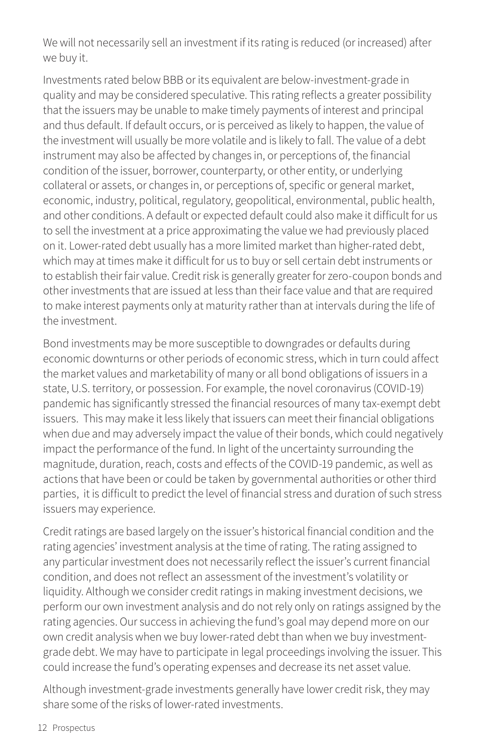We will not necessarily sell an investment if its rating is reduced (or increased) after we buy it.

Investments rated below BBB or its equivalent are below-investment-grade in quality and may be considered speculative. This rating reflects a greater possibility that the issuers may be unable to make timely payments of interest and principal and thus default. If default occurs, or is perceived as likely to happen, the value of the investment will usually be more volatile and is likely to fall. The value of a debt instrument may also be affected by changes in, or perceptions of, the financial condition of the issuer, borrower, counterparty, or other entity, or underlying collateral or assets, or changes in, or perceptions of, specific or general market, economic, industry, political, regulatory, geopolitical, environmental, public health, and other conditions. A default or expected default could also make it difficult for us to sell the investment at a price approximating the value we had previously placed on it. Lower-rated debt usually has a more limited market than higher-rated debt, which may at times make it difficult for us to buy or sell certain debt instruments or to establish their fair value. Credit risk is generally greater for zero-coupon bonds and other investments that are issued at less than their face value and that are required to make interest payments only at maturity rather than at intervals during the life of the investment.

Bond investments may be more susceptible to downgrades or defaults during economic downturns or other periods of economic stress, which in turn could affect the market values and marketability of many or all bond obligations of issuers in a state, U.S. territory, or possession. For example, the novel coronavirus (COVID-19) pandemic has significantly stressed the financial resources of many tax-exempt debt issuers. This may make it less likely that issuers can meet their financial obligations when due and may adversely impact the value of their bonds, which could negatively impact the performance of the fund. In light of the uncertainty surrounding the magnitude, duration, reach, costs and effects of the COVID-19 pandemic, as well as actions that have been or could be taken by governmental authorities or other third parties, it is difficult to predict the level of financial stress and duration of such stress issuers may experience.

Credit ratings are based largely on the issuer's historical financial condition and the rating agencies' investment analysis at the time of rating. The rating assigned to any particular investment does not necessarily reflect the issuer's current financial condition, and does not reflect an assessment of the investment's volatility or liquidity. Although we consider credit ratings in making investment decisions, we perform our own investment analysis and do not rely only on ratings assigned by the rating agencies. Our success in achieving the fund's goal may depend more on our own credit analysis when we buy lower-rated debt than when we buy investment-grade debt. We may have to participate in legal proceedings involving the issuer. This could increase the fund's operating expenses and decrease its net asset value.

Although investment-grade investments generally have lower credit risk, they may share some of the risks of lower-rated investments.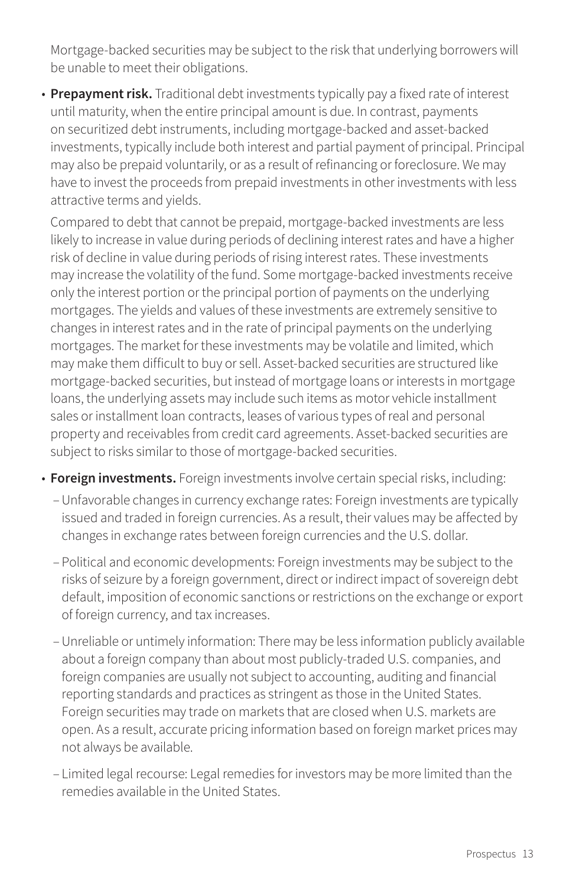Mortgage-backed securities may be subject to the risk that underlying borrowers will be unable to meet their obligations.

- **Prepayment risk.** Traditional debt investments typically pay a fixed rate of interest until maturity, when the entire principal amount is due. In contrast, payments on securitized debt instruments, including mortgage-backed and asset-backed investments, typically include both interest and partial payment of principal. Principal may also be prepaid voluntarily, or as a result of refinancing or foreclosure. We may have to invest the proceeds from prepaid investments in other investments with less attractive terms and yields.

  Compared to debt that cannot be prepaid, mortgage-backed investments are less likely to increase in value during periods of declining interest rates and have a higher risk of decline in value during periods of rising interest rates. These investments may increase the volatility of the fund. Some mortgage-backed investments receive only the interest portion or the principal portion of payments on the underlying mortgages. The yields and values of these investments are extremely sensitive to changes in interest rates and in the rate of principal payments on the underlying mortgages. The market for these investments may be volatile and limited, which may make them difficult to buy or sell. Asset-backed securities are structured like mortgage-backed securities, but instead of mortgage loans or interests in mortgage loans, the underlying assets may include such items as motor vehicle installment sales or installment loan contracts, leases of various types of real and personal property and receivables from credit card agreements. Asset-backed securities are subject to risks similar to those of mortgage-backed securities.

- **Foreign investments.** Foreign investments involve certain special risks, including:
  - Unfavorable changes in currency exchange rates: Foreign investments are typically issued and traded in foreign currencies. As a result, their values may be affected by changes in exchange rates between foreign currencies and the U.S. dollar.
  - Political and economic developments: Foreign investments may be subject to the risks of seizure by a foreign government, direct or indirect impact of sovereign debt default, imposition of economic sanctions or restrictions on the exchange or export of foreign currency, and tax increases.
  - Unreliable or untimely information: There may be less information publicly available about a foreign company than about most publicly-traded U.S. companies, and foreign companies are usually not subject to accounting, auditing and financial reporting standards and practices as stringent as those in the United States. Foreign securities may trade on markets that are closed when U.S. markets are open. As a result, accurate pricing information based on foreign market prices may not always be available.
  - Limited legal recourse: Legal remedies for investors may be more limited than the remedies available in the United States.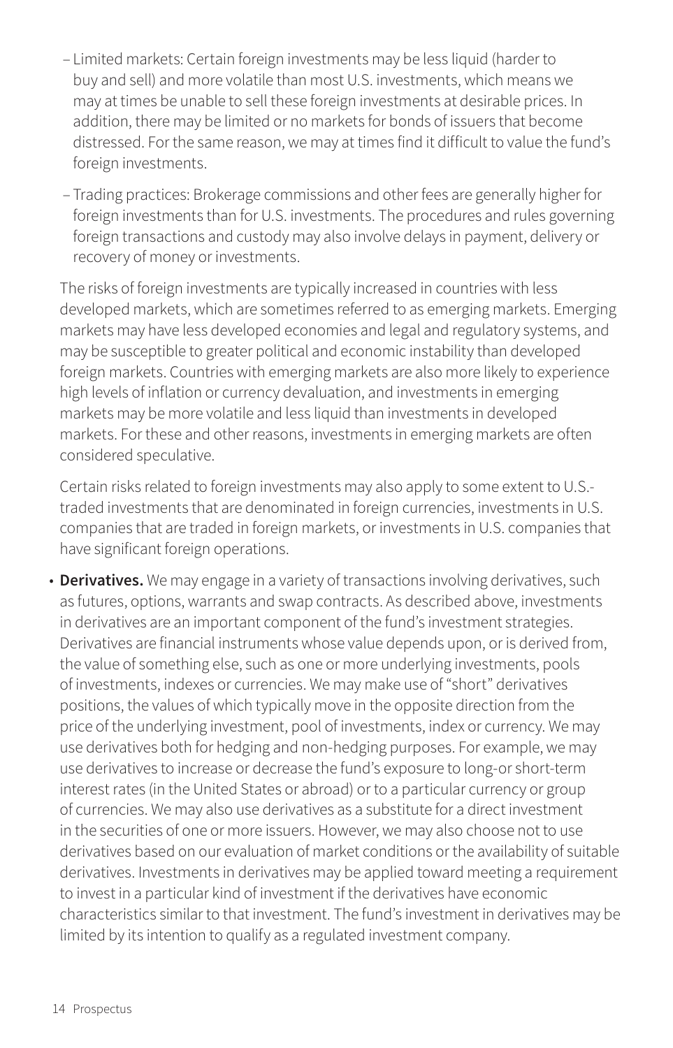- Limited markets: Certain foreign investments may be less liquid (harder to buy and sell) and more volatile than most U.S. investments, which means we may at times be unable to sell these foreign investments at desirable prices. In addition, there may be limited or no markets for bonds of issuers that become distressed. For the same reason, we may at times find it difficult to value the fund's foreign investments.

  - Trading practices: Brokerage commissions and other fees are generally higher for foreign investments than for U.S. investments. The procedures and rules governing foreign transactions and custody may also involve delays in payment, delivery or recovery of money or investments.

  The risks of foreign investments are typically increased in countries with less developed markets, which are sometimes referred to as emerging markets. Emerging markets may have less developed economies and legal and regulatory systems, and may be susceptible to greater political and economic instability than developed foreign markets. Countries with emerging markets are also more likely to experience high levels of inflation or currency devaluation, and investments in emerging markets may be more volatile and less liquid than investments in developed markets. For these and other reasons, investments in emerging markets are often considered speculative.

  Certain risks related to foreign investments may also apply to some extent to U.S.-traded investments that are denominated in foreign currencies, investments in U.S. companies that are traded in foreign markets, or investments in U.S. companies that have significant foreign operations.

- **Derivatives.** We may engage in a variety of transactions involving derivatives, such as futures, options, warrants and swap contracts. As described above, investments in derivatives are an important component of the fund's investment strategies. Derivatives are financial instruments whose value depends upon, or is derived from, the value of something else, such as one or more underlying investments, pools of investments, indexes or currencies. We may make use of "short" derivatives positions, the values of which typically move in the opposite direction from the price of the underlying investment, pool of investments, index or currency. We may use derivatives both for hedging and non-hedging purposes. For example, we may use derivatives to increase or decrease the fund's exposure to long-or short-term interest rates (in the United States or abroad) or to a particular currency or group of currencies. We may also use derivatives as a substitute for a direct investment in the securities of one or more issuers. However, we may also choose not to use derivatives based on our evaluation of market conditions or the availability of suitable derivatives. Investments in derivatives may be applied toward meeting a requirement to invest in a particular kind of investment if the derivatives have economic characteristics similar to that investment. The fund's investment in derivatives may be limited by its intention to qualify as a regulated investment company.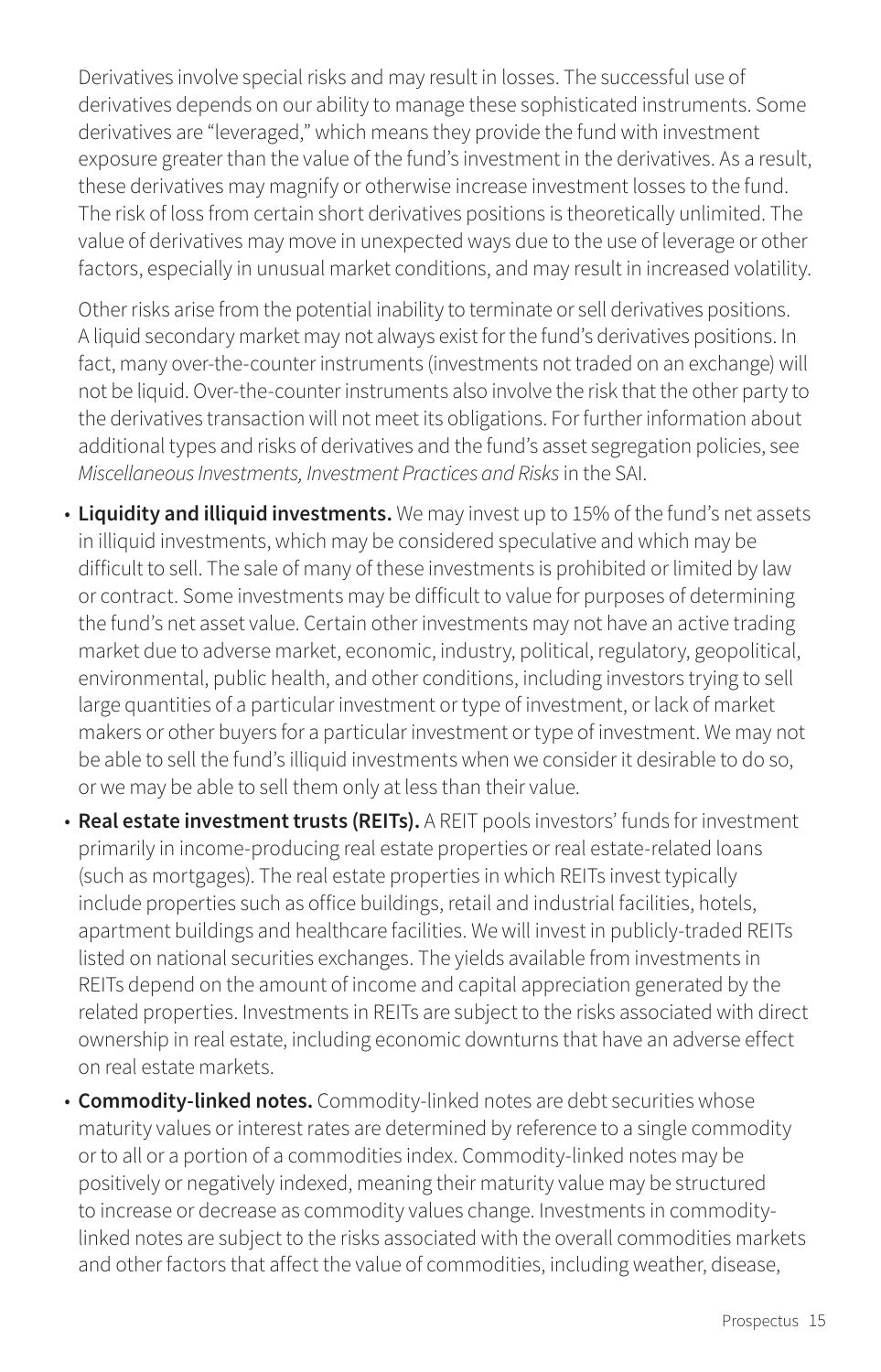Derivatives involve special risks and may result in losses. The successful use of derivatives depends on our ability to manage these sophisticated instruments. Some derivatives are "leveraged," which means they provide the fund with investment exposure greater than the value of the fund's investment in the derivatives. As a result, these derivatives may magnify or otherwise increase investment losses to the fund. The risk of loss from certain short derivatives positions is theoretically unlimited. The value of derivatives may move in unexpected ways due to the use of leverage or other factors, especially in unusual market conditions, and may result in increased volatility.

Other risks arise from the potential inability to terminate or sell derivatives positions. A liquid secondary market may not always exist for the fund's derivatives positions. In fact, many over-the-counter instruments (investments not traded on an exchange) will not be liquid. Over-the-counter instruments also involve the risk that the other party to the derivatives transaction will not meet its obligations. For further information about additional types and risks of derivatives and the fund's asset segregation policies, see *Miscellaneous Investments, Investment Practices and Risks* in the SAI.

- **Liquidity and illiquid investments.** We may invest up to 15% of the fund's net assets in illiquid investments, which may be considered speculative and which may be difficult to sell. The sale of many of these investments is prohibited or limited by law or contract. Some investments may be difficult to value for purposes of determining the fund's net asset value. Certain other investments may not have an active trading market due to adverse market, economic, industry, political, regulatory, geopolitical, environmental, public health, and other conditions, including investors trying to sell large quantities of a particular investment or type of investment, or lack of market makers or other buyers for a particular investment or type of investment. We may not be able to sell the fund's illiquid investments when we consider it desirable to do so, or we may be able to sell them only at less than their value.
- **Real estate investment trusts (REITs).** A REIT pools investors' funds for investment primarily in income-producing real estate properties or real estate-related loans (such as mortgages). The real estate properties in which REITs invest typically include properties such as office buildings, retail and industrial facilities, hotels, apartment buildings and healthcare facilities. We will invest in publicly-traded REITs listed on national securities exchanges. The yields available from investments in REITs depend on the amount of income and capital appreciation generated by the related properties. Investments in REITs are subject to the risks associated with direct ownership in real estate, including economic downturns that have an adverse effect on real estate markets.
- **Commodity-linked notes.** Commodity-linked notes are debt securities whose maturity values or interest rates are determined by reference to a single commodity or to all or a portion of a commodities index. Commodity-linked notes may be positively or negatively indexed, meaning their maturity value may be structured to increase or decrease as commodity values change. Investments in commodity-linked notes are subject to the risks associated with the overall commodities markets and other factors that affect the value of commodities, including weather, disease,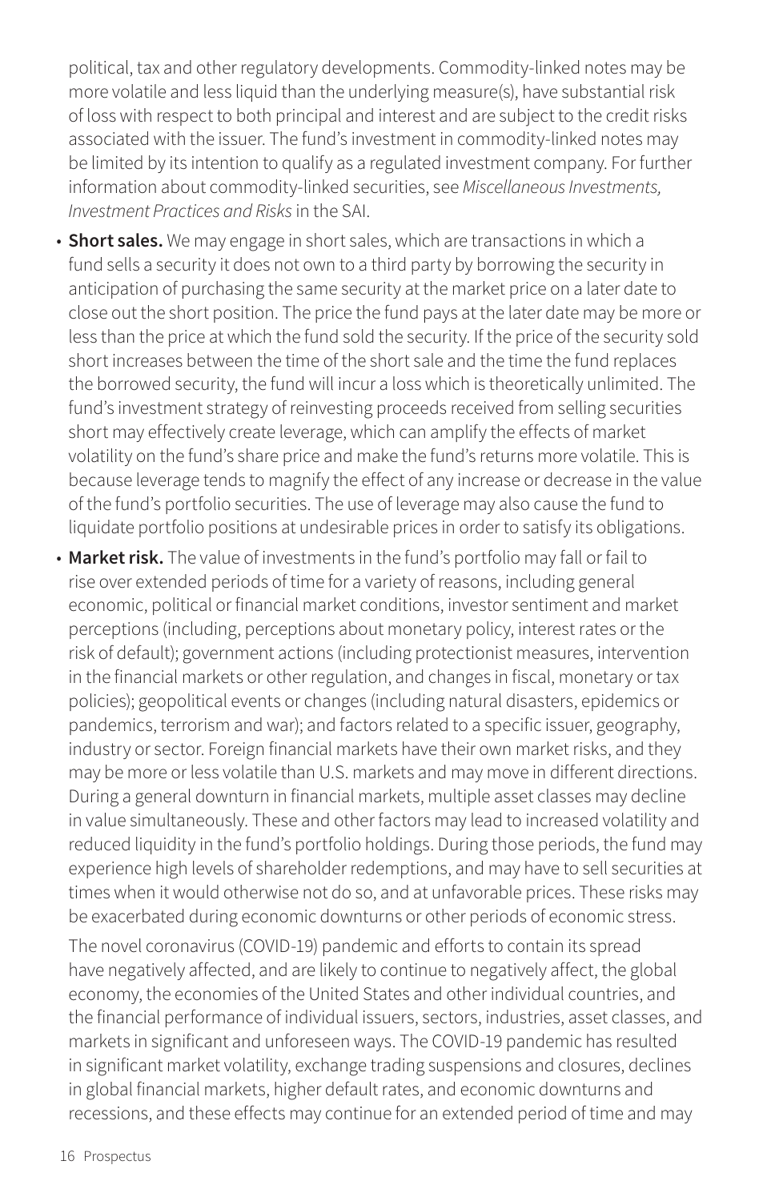political, tax and other regulatory developments. Commodity-linked notes may be more volatile and less liquid than the underlying measure(s), have substantial risk of loss with respect to both principal and interest and are subject to the credit risks associated with the issuer. The fund's investment in commodity-linked notes may be limited by its intention to qualify as a regulated investment company. For further information about commodity-linked securities, see *Miscellaneous Investments, Investment Practices and Risks* in the SAI.

- **Short sales.** We may engage in short sales, which are transactions in which a fund sells a security it does not own to a third party by borrowing the security in anticipation of purchasing the same security at the market price on a later date to close out the short position. The price the fund pays at the later date may be more or less than the price at which the fund sold the security. If the price of the security sold short increases between the time of the short sale and the time the fund replaces the borrowed security, the fund will incur a loss which is theoretically unlimited. The fund's investment strategy of reinvesting proceeds received from selling securities short may effectively create leverage, which can amplify the effects of market volatility on the fund's share price and make the fund's returns more volatile. This is because leverage tends to magnify the effect of any increase or decrease in the value of the fund's portfolio securities. The use of leverage may also cause the fund to liquidate portfolio positions at undesirable prices in order to satisfy its obligations.

- **Market risk.** The value of investments in the fund's portfolio may fall or fail to rise over extended periods of time for a variety of reasons, including general economic, political or financial market conditions, investor sentiment and market perceptions (including, perceptions about monetary policy, interest rates or the risk of default); government actions (including protectionist measures, intervention in the financial markets or other regulation, and changes in fiscal, monetary or tax policies); geopolitical events or changes (including natural disasters, epidemics or pandemics, terrorism and war); and factors related to a specific issuer, geography, industry or sector. Foreign financial markets have their own market risks, and they may be more or less volatile than U.S. markets and may move in different directions. During a general downturn in financial markets, multiple asset classes may decline in value simultaneously. These and other factors may lead to increased volatility and reduced liquidity in the fund's portfolio holdings. During those periods, the fund may experience high levels of shareholder redemptions, and may have to sell securities at times when it would otherwise not do so, and at unfavorable prices. These risks may be exacerbated during economic downturns or other periods of economic stress.

  The novel coronavirus (COVID-19) pandemic and efforts to contain its spread have negatively affected, and are likely to continue to negatively affect, the global economy, the economies of the United States and other individual countries, and the financial performance of individual issuers, sectors, industries, asset classes, and markets in significant and unforeseen ways. The COVID-19 pandemic has resulted in significant market volatility, exchange trading suspensions and closures, declines in global financial markets, higher default rates, and economic downturns and recessions, and these effects may continue for an extended period of time and may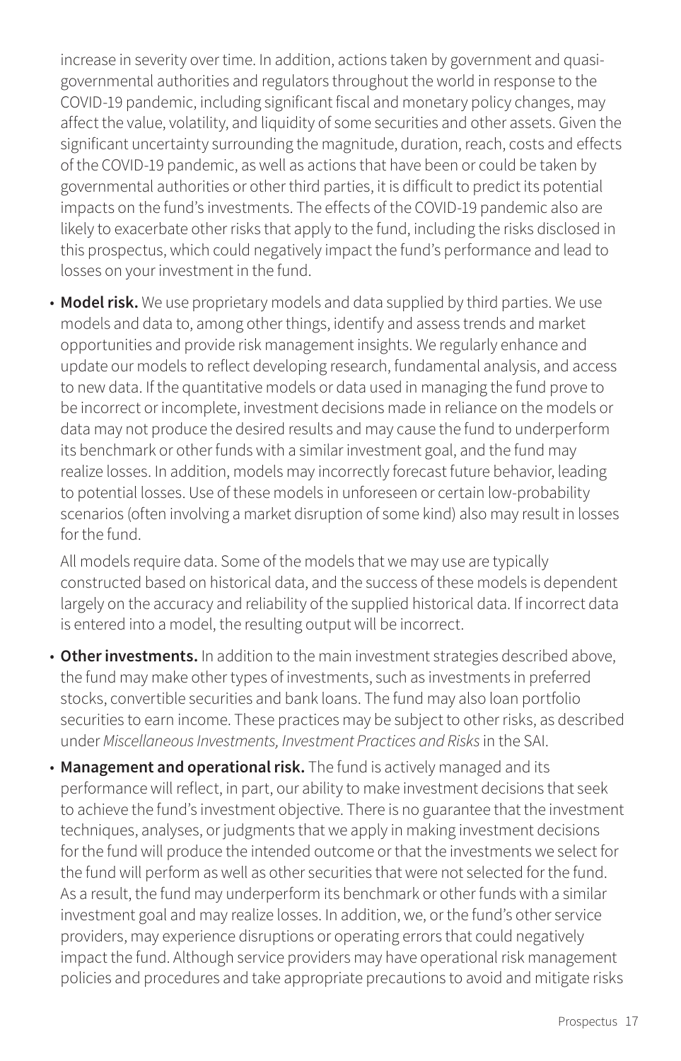increase in severity over time. In addition, actions taken by government and quasi-governmental authorities and regulators throughout the world in response to the COVID-19 pandemic, including significant fiscal and monetary policy changes, may affect the value, volatility, and liquidity of some securities and other assets. Given the significant uncertainty surrounding the magnitude, duration, reach, costs and effects of the COVID-19 pandemic, as well as actions that have been or could be taken by governmental authorities or other third parties, it is difficult to predict its potential impacts on the fund's investments. The effects of the COVID-19 pandemic also are likely to exacerbate other risks that apply to the fund, including the risks disclosed in this prospectus, which could negatively impact the fund's performance and lead to losses on your investment in the fund.

- **Model risk.** We use proprietary models and data supplied by third parties. We use models and data to, among other things, identify and assess trends and market opportunities and provide risk management insights. We regularly enhance and update our models to reflect developing research, fundamental analysis, and access to new data. If the quantitative models or data used in managing the fund prove to be incorrect or incomplete, investment decisions made in reliance on the models or data may not produce the desired results and may cause the fund to underperform its benchmark or other funds with a similar investment goal, and the fund may realize losses. In addition, models may incorrectly forecast future behavior, leading to potential losses. Use of these models in unforeseen or certain low-probability scenarios (often involving a market disruption of some kind) also may result in losses for the fund.

  All models require data. Some of the models that we may use are typically constructed based on historical data, and the success of these models is dependent largely on the accuracy and reliability of the supplied historical data. If incorrect data is entered into a model, the resulting output will be incorrect.

- **Other investments.** In addition to the main investment strategies described above, the fund may make other types of investments, such as investments in preferred stocks, convertible securities and bank loans. The fund may also loan portfolio securities to earn income. These practices may be subject to other risks, as described under *Miscellaneous Investments, Investment Practices and Risks* in the SAI.

- **Management and operational risk.** The fund is actively managed and its performance will reflect, in part, our ability to make investment decisions that seek to achieve the fund's investment objective. There is no guarantee that the investment techniques, analyses, or judgments that we apply in making investment decisions for the fund will produce the intended outcome or that the investments we select for the fund will perform as well as other securities that were not selected for the fund. As a result, the fund may underperform its benchmark or other funds with a similar investment goal and may realize losses. In addition, we, or the fund's other service providers, may experience disruptions or operating errors that could negatively impact the fund. Although service providers may have operational risk management policies and procedures and take appropriate precautions to avoid and mitigate risks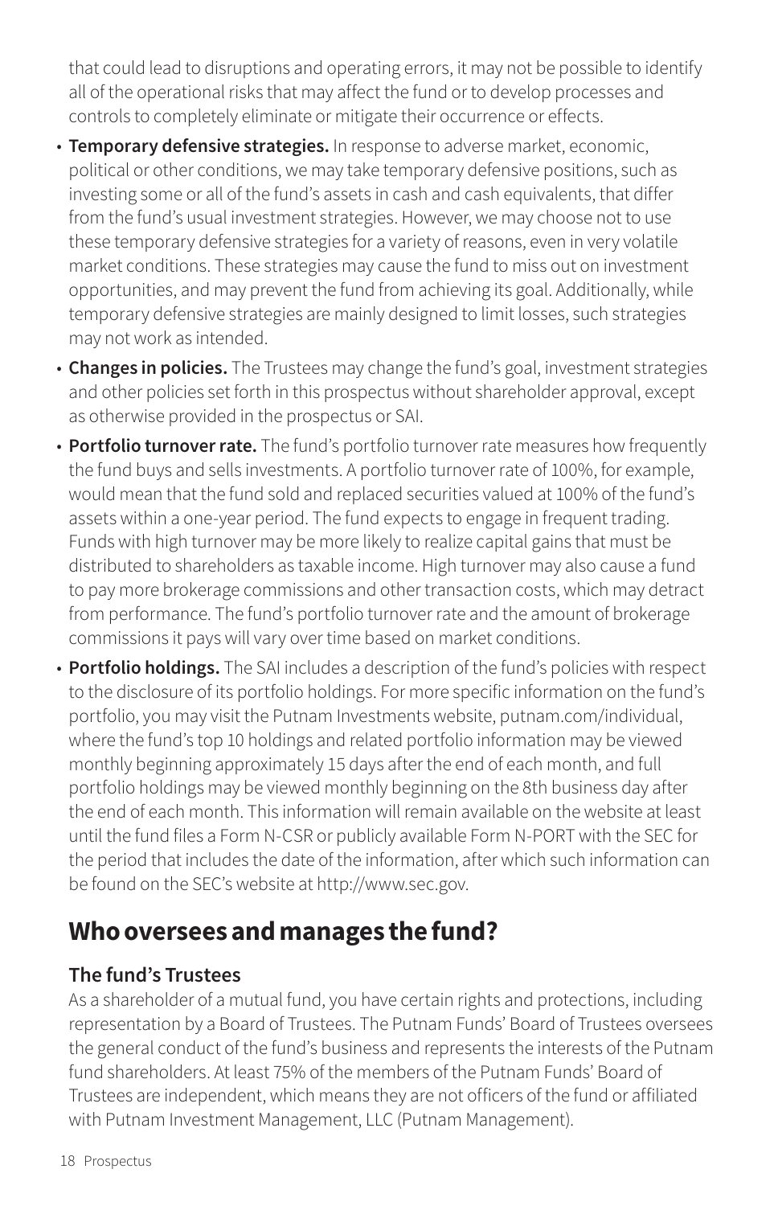that could lead to disruptions and operating errors, it may not be possible to identify all of the operational risks that may affect the fund or to develop processes and controls to completely eliminate or mitigate their occurrence or effects.

- **Temporary defensive strategies.** In response to adverse market, economic, political or other conditions, we may take temporary defensive positions, such as investing some or all of the fund's assets in cash and cash equivalents, that differ from the fund's usual investment strategies. However, we may choose not to use these temporary defensive strategies for a variety of reasons, even in very volatile market conditions. These strategies may cause the fund to miss out on investment opportunities, and may prevent the fund from achieving its goal. Additionally, while temporary defensive strategies are mainly designed to limit losses, such strategies may not work as intended.
- **Changes in policies.** The Trustees may change the fund's goal, investment strategies and other policies set forth in this prospectus without shareholder approval, except as otherwise provided in the prospectus or SAI.
- **Portfolio turnover rate.** The fund's portfolio turnover rate measures how frequently the fund buys and sells investments. A portfolio turnover rate of 100%, for example, would mean that the fund sold and replaced securities valued at 100% of the fund's assets within a one-year period. The fund expects to engage in frequent trading. Funds with high turnover may be more likely to realize capital gains that must be distributed to shareholders as taxable income. High turnover may also cause a fund to pay more brokerage commissions and other transaction costs, which may detract from performance. The fund's portfolio turnover rate and the amount of brokerage commissions it pays will vary over time based on market conditions.
- **Portfolio holdings.** The SAI includes a description of the fund's policies with respect to the disclosure of its portfolio holdings. For more specific information on the fund's portfolio, you may visit the Putnam Investments website, putnam.com/individual, where the fund's top 10 holdings and related portfolio information may be viewed monthly beginning approximately 15 days after the end of each month, and full portfolio holdings may be viewed monthly beginning on the 8th business day after the end of each month. This information will remain available on the website at least until the fund files a Form N-CSR or publicly available Form N-PORT with the SEC for the period that includes the date of the information, after which such information can be found on the SEC's website at http://www.sec.gov.

# Who oversees and manages the fund?

## The fund's Trustees

As a shareholder of a mutual fund, you have certain rights and protections, including representation by a Board of Trustees. The Putnam Funds' Board of Trustees oversees the general conduct of the fund's business and represents the interests of the Putnam fund shareholders. At least 75% of the members of the Putnam Funds' Board of Trustees are independent, which means they are not officers of the fund or affiliated with Putnam Investment Management, LLC (Putnam Management).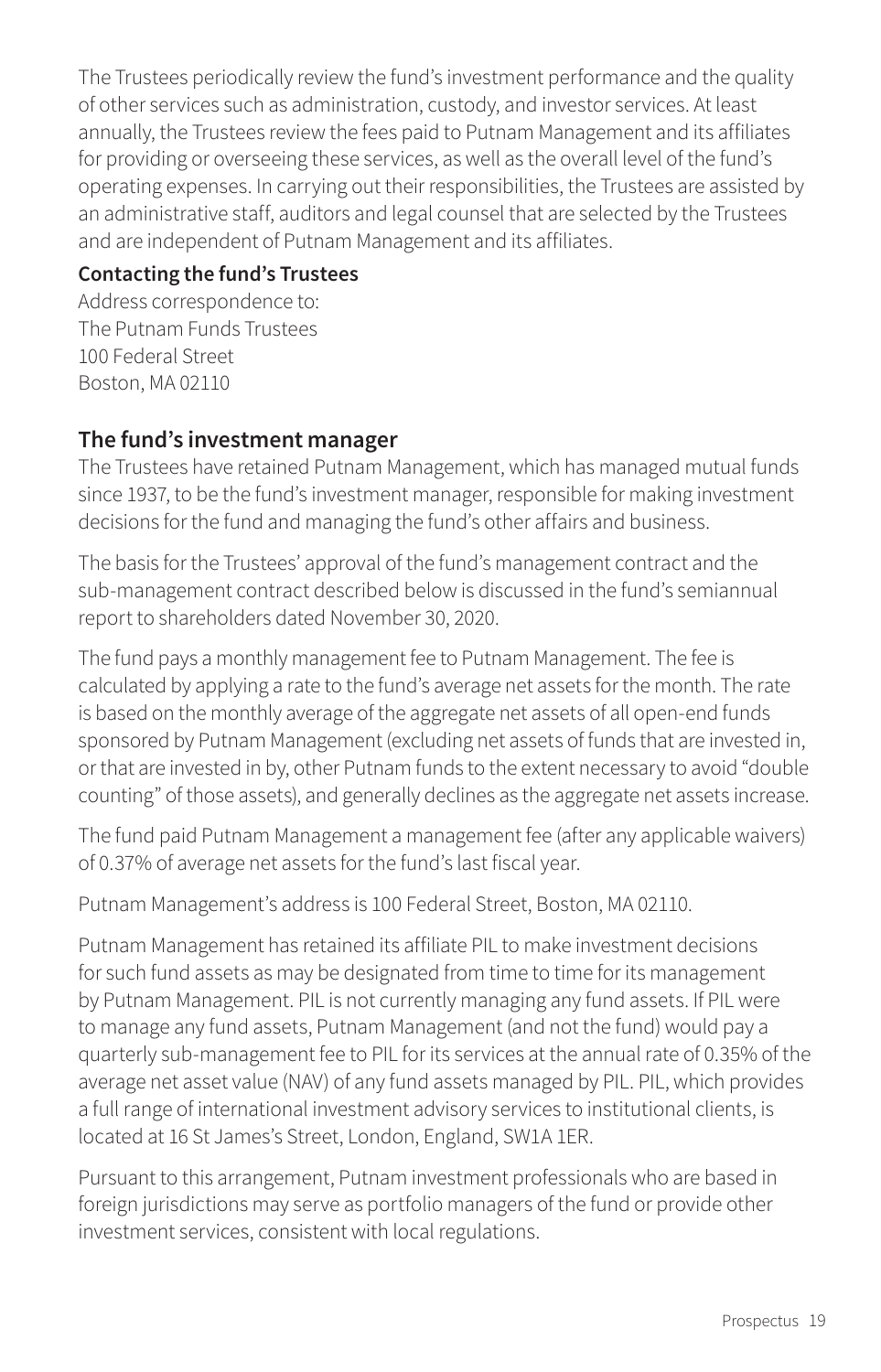The Trustees periodically review the fund's investment performance and the quality of other services such as administration, custody, and investor services. At least annually, the Trustees review the fees paid to Putnam Management and its affiliates for providing or overseeing these services, as well as the overall level of the fund's operating expenses. In carrying out their responsibilities, the Trustees are assisted by an administrative staff, auditors and legal counsel that are selected by the Trustees and are independent of Putnam Management and its affiliates.

**Contacting the fund's Trustees**

Address correspondence to:
The Putnam Funds Trustees
100 Federal Street
Boston, MA 02110

## The fund's investment manager

The Trustees have retained Putnam Management, which has managed mutual funds since 1937, to be the fund's investment manager, responsible for making investment decisions for the fund and managing the fund's other affairs and business.

The basis for the Trustees' approval of the fund's management contract and the sub-management contract described below is discussed in the fund's semiannual report to shareholders dated November 30, 2020.

The fund pays a monthly management fee to Putnam Management. The fee is calculated by applying a rate to the fund's average net assets for the month. The rate is based on the monthly average of the aggregate net assets of all open-end funds sponsored by Putnam Management (excluding net assets of funds that are invested in, or that are invested in by, other Putnam funds to the extent necessary to avoid "double counting" of those assets), and generally declines as the aggregate net assets increase.

The fund paid Putnam Management a management fee (after any applicable waivers) of 0.37% of average net assets for the fund's last fiscal year.

Putnam Management's address is 100 Federal Street, Boston, MA 02110.

Putnam Management has retained its affiliate PIL to make investment decisions for such fund assets as may be designated from time to time for its management by Putnam Management. PIL is not currently managing any fund assets. If PIL were to manage any fund assets, Putnam Management (and not the fund) would pay a quarterly sub-management fee to PIL for its services at the annual rate of 0.35% of the average net asset value (NAV) of any fund assets managed by PIL. PIL, which provides a full range of international investment advisory services to institutional clients, is located at 16 St James's Street, London, England, SW1A 1ER.

Pursuant to this arrangement, Putnam investment professionals who are based in foreign jurisdictions may serve as portfolio managers of the fund or provide other investment services, consistent with local regulations.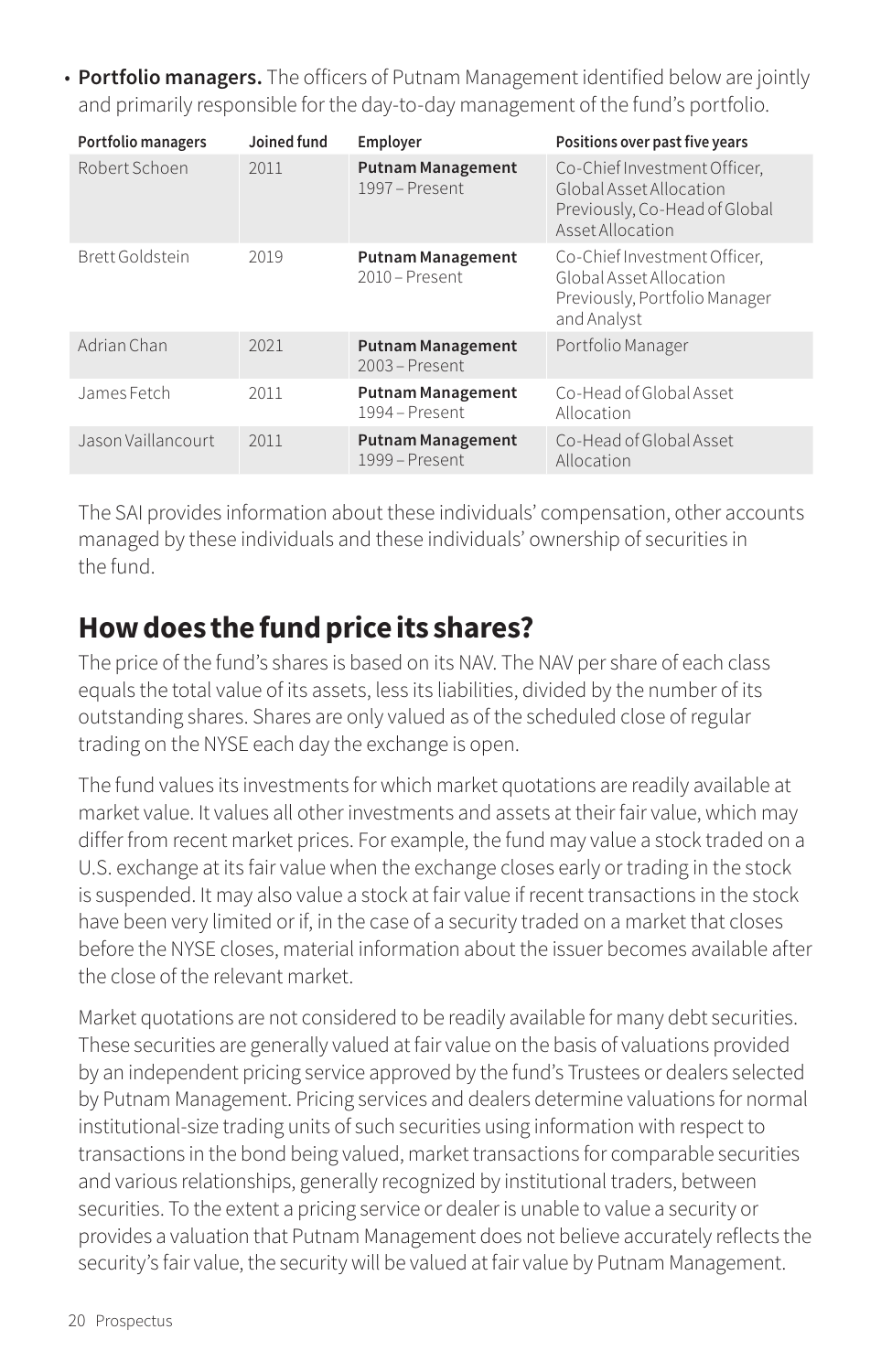- **Portfolio managers.** The officers of Putnam Management identified below are jointly and primarily responsible for the day-to-day management of the fund's portfolio.

| Portfolio managers | Joined fund | Employer | Positions over past five years |
|---|---|---|---|
| Robert Schoen | 2011 | **Putnam Management** 1997 – Present | Co-Chief Investment Officer, Global Asset Allocation Previously, Co-Head of Global Asset Allocation |
| Brett Goldstein | 2019 | **Putnam Management** 2010 – Present | Co-Chief Investment Officer, Global Asset Allocation Previously, Portfolio Manager and Analyst |
| Adrian Chan | 2021 | **Putnam Management** 2003 – Present | Portfolio Manager |
| James Fetch | 2011 | **Putnam Management** 1994 – Present | Co-Head of Global Asset Allocation |
| Jason Vaillancourt | 2011 | **Putnam Management** 1999 – Present | Co-Head of Global Asset Allocation |

The SAI provides information about these individuals' compensation, other accounts managed by these individuals and these individuals' ownership of securities in the fund.

## How does the fund price its shares?

The price of the fund's shares is based on its NAV. The NAV per share of each class equals the total value of its assets, less its liabilities, divided by the number of its outstanding shares. Shares are only valued as of the scheduled close of regular trading on the NYSE each day the exchange is open.

The fund values its investments for which market quotations are readily available at market value. It values all other investments and assets at their fair value, which may differ from recent market prices. For example, the fund may value a stock traded on a U.S. exchange at its fair value when the exchange closes early or trading in the stock is suspended. It may also value a stock at fair value if recent transactions in the stock have been very limited or if, in the case of a security traded on a market that closes before the NYSE closes, material information about the issuer becomes available after the close of the relevant market.

Market quotations are not considered to be readily available for many debt securities. These securities are generally valued at fair value on the basis of valuations provided by an independent pricing service approved by the fund's Trustees or dealers selected by Putnam Management. Pricing services and dealers determine valuations for normal institutional-size trading units of such securities using information with respect to transactions in the bond being valued, market transactions for comparable securities and various relationships, generally recognized by institutional traders, between securities. To the extent a pricing service or dealer is unable to value a security or provides a valuation that Putnam Management does not believe accurately reflects the security's fair value, the security will be valued at fair value by Putnam Management.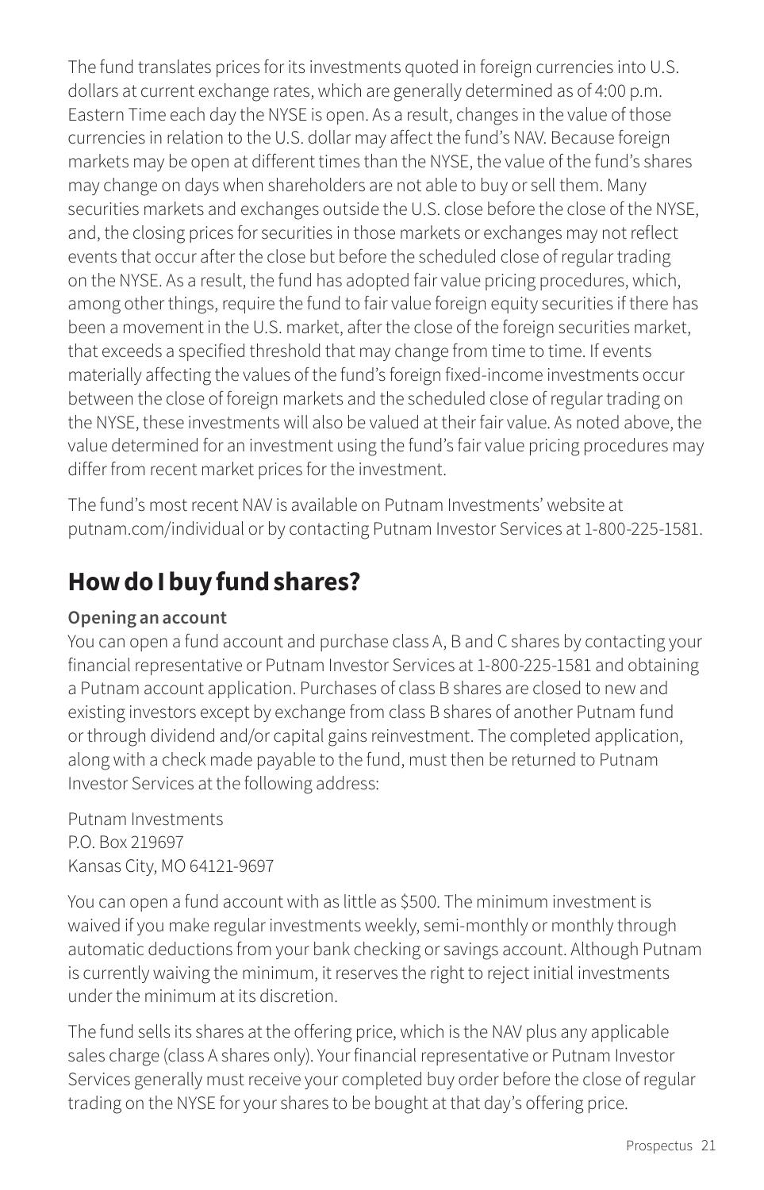The fund translates prices for its investments quoted in foreign currencies into U.S. dollars at current exchange rates, which are generally determined as of 4:00 p.m. Eastern Time each day the NYSE is open. As a result, changes in the value of those currencies in relation to the U.S. dollar may affect the fund's NAV. Because foreign markets may be open at different times than the NYSE, the value of the fund's shares may change on days when shareholders are not able to buy or sell them. Many securities markets and exchanges outside the U.S. close before the close of the NYSE, and, the closing prices for securities in those markets or exchanges may not reflect events that occur after the close but before the scheduled close of regular trading on the NYSE. As a result, the fund has adopted fair value pricing procedures, which, among other things, require the fund to fair value foreign equity securities if there has been a movement in the U.S. market, after the close of the foreign securities market, that exceeds a specified threshold that may change from time to time. If events materially affecting the values of the fund's foreign fixed-income investments occur between the close of foreign markets and the scheduled close of regular trading on the NYSE, these investments will also be valued at their fair value. As noted above, the value determined for an investment using the fund's fair value pricing procedures may differ from recent market prices for the investment.

The fund's most recent NAV is available on Putnam Investments' website at putnam.com/individual or by contacting Putnam Investor Services at 1-800-225-1581.

## How do I buy fund shares?

**Opening an account**

You can open a fund account and purchase class A, B and C shares by contacting your financial representative or Putnam Investor Services at 1-800-225-1581 and obtaining a Putnam account application. Purchases of class B shares are closed to new and existing investors except by exchange from class B shares of another Putnam fund or through dividend and/or capital gains reinvestment. The completed application, along with a check made payable to the fund, must then be returned to Putnam Investor Services at the following address:

Putnam Investments
P.O. Box 219697
Kansas City, MO 64121-9697

You can open a fund account with as little as $500. The minimum investment is waived if you make regular investments weekly, semi-monthly or monthly through automatic deductions from your bank checking or savings account. Although Putnam is currently waiving the minimum, it reserves the right to reject initial investments under the minimum at its discretion.

The fund sells its shares at the offering price, which is the NAV plus any applicable sales charge (class A shares only). Your financial representative or Putnam Investor Services generally must receive your completed buy order before the close of regular trading on the NYSE for your shares to be bought at that day's offering price.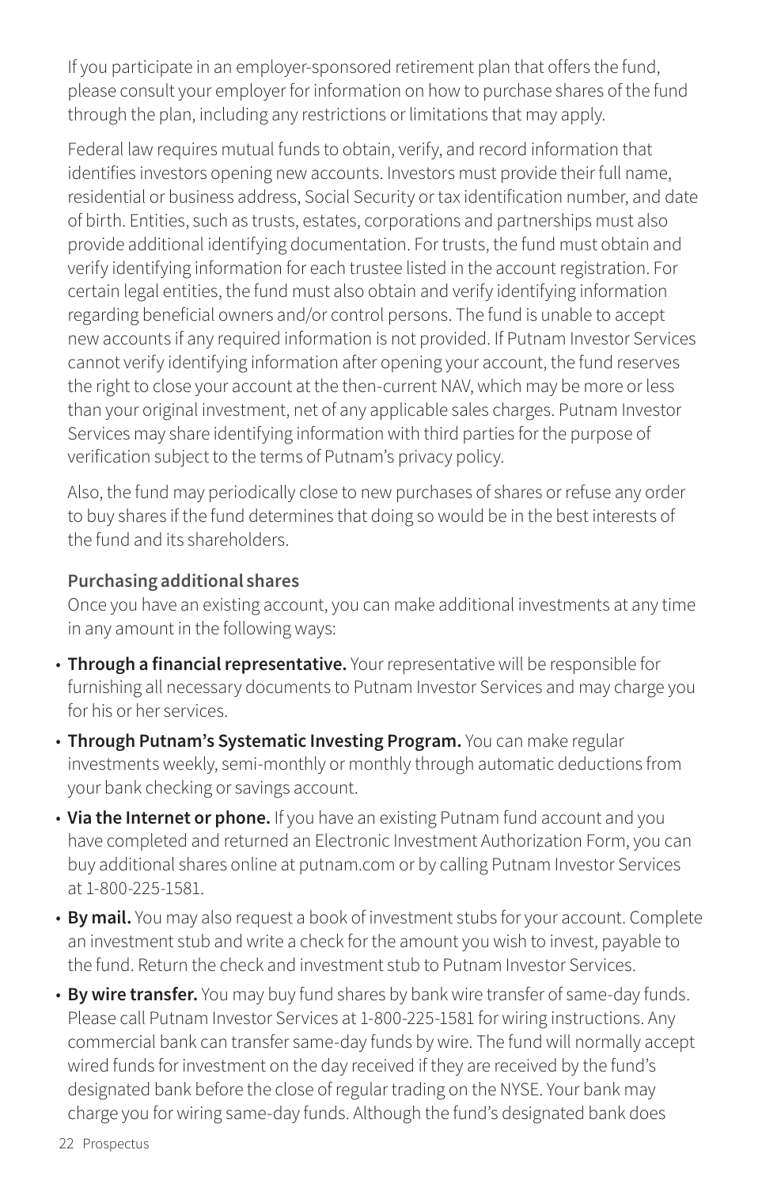If you participate in an employer-sponsored retirement plan that offers the fund, please consult your employer for information on how to purchase shares of the fund through the plan, including any restrictions or limitations that may apply.

Federal law requires mutual funds to obtain, verify, and record information that identifies investors opening new accounts. Investors must provide their full name, residential or business address, Social Security or tax identification number, and date of birth. Entities, such as trusts, estates, corporations and partnerships must also provide additional identifying documentation. For trusts, the fund must obtain and verify identifying information for each trustee listed in the account registration. For certain legal entities, the fund must also obtain and verify identifying information regarding beneficial owners and/or control persons. The fund is unable to accept new accounts if any required information is not provided. If Putnam Investor Services cannot verify identifying information after opening your account, the fund reserves the right to close your account at the then-current NAV, which may be more or less than your original investment, net of any applicable sales charges. Putnam Investor Services may share identifying information with third parties for the purpose of verification subject to the terms of Putnam's privacy policy.

Also, the fund may periodically close to new purchases of shares or refuse any order to buy shares if the fund determines that doing so would be in the best interests of the fund and its shareholders.

**Purchasing additional shares**

Once you have an existing account, you can make additional investments at any time in any amount in the following ways:

- **Through a financial representative.** Your representative will be responsible for furnishing all necessary documents to Putnam Investor Services and may charge you for his or her services.
- **Through Putnam's Systematic Investing Program.** You can make regular investments weekly, semi-monthly or monthly through automatic deductions from your bank checking or savings account.
- **Via the Internet or phone.** If you have an existing Putnam fund account and you have completed and returned an Electronic Investment Authorization Form, you can buy additional shares online at putnam.com or by calling Putnam Investor Services at 1-800-225-1581.
- **By mail.** You may also request a book of investment stubs for your account. Complete an investment stub and write a check for the amount you wish to invest, payable to the fund. Return the check and investment stub to Putnam Investor Services.
- **By wire transfer.** You may buy fund shares by bank wire transfer of same-day funds. Please call Putnam Investor Services at 1-800-225-1581 for wiring instructions. Any commercial bank can transfer same-day funds by wire. The fund will normally accept wired funds for investment on the day received if they are received by the fund's designated bank before the close of regular trading on the NYSE. Your bank may charge you for wiring same-day funds. Although the fund's designated bank does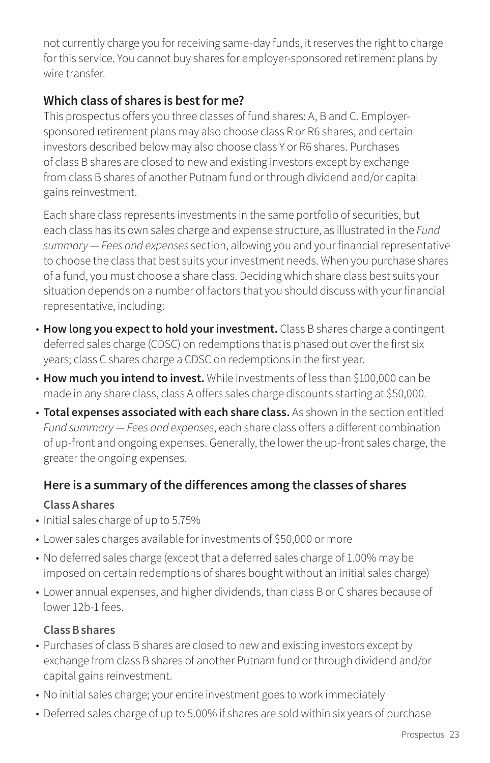not currently charge you for receiving same-day funds, it reserves the right to charge for this service. You cannot buy shares for employer-sponsored retirement plans by wire transfer.

### Which class of shares is best for me?

This prospectus offers you three classes of fund shares: A, B and C. Employer-sponsored retirement plans may also choose class R or R6 shares, and certain investors described below may also choose class Y or R6 shares. Purchases of class B shares are closed to new and existing investors except by exchange from class B shares of another Putnam fund or through dividend and/or capital gains reinvestment.

Each share class represents investments in the same portfolio of securities, but each class has its own sales charge and expense structure, as illustrated in the *Fund summary — Fees and expenses* section, allowing you and your financial representative to choose the class that best suits your investment needs. When you purchase shares of a fund, you must choose a share class. Deciding which share class best suits your situation depends on a number of factors that you should discuss with your financial representative, including:

- **How long you expect to hold your investment.** Class B shares charge a contingent deferred sales charge (CDSC) on redemptions that is phased out over the first six years; class C shares charge a CDSC on redemptions in the first year.
- **How much you intend to invest.** While investments of less than $100,000 can be made in any share class, class A offers sales charge discounts starting at $50,000.
- **Total expenses associated with each share class.** As shown in the section entitled *Fund summary — Fees and expenses*, each share class offers a different combination of up-front and ongoing expenses. Generally, the lower the up-front sales charge, the greater the ongoing expenses.

### Here is a summary of the differences among the classes of shares

#### Class A shares

- Initial sales charge of up to 5.75%
- Lower sales charges available for investments of $50,000 or more
- No deferred sales charge (except that a deferred sales charge of 1.00% may be imposed on certain redemptions of shares bought without an initial sales charge)
- Lower annual expenses, and higher dividends, than class B or C shares because of lower 12b-1 fees.

#### Class B shares

- Purchases of class B shares are closed to new and existing investors except by exchange from class B shares of another Putnam fund or through dividend and/or capital gains reinvestment.
- No initial sales charge; your entire investment goes to work immediately
- Deferred sales charge of up to 5.00% if shares are sold within six years of purchase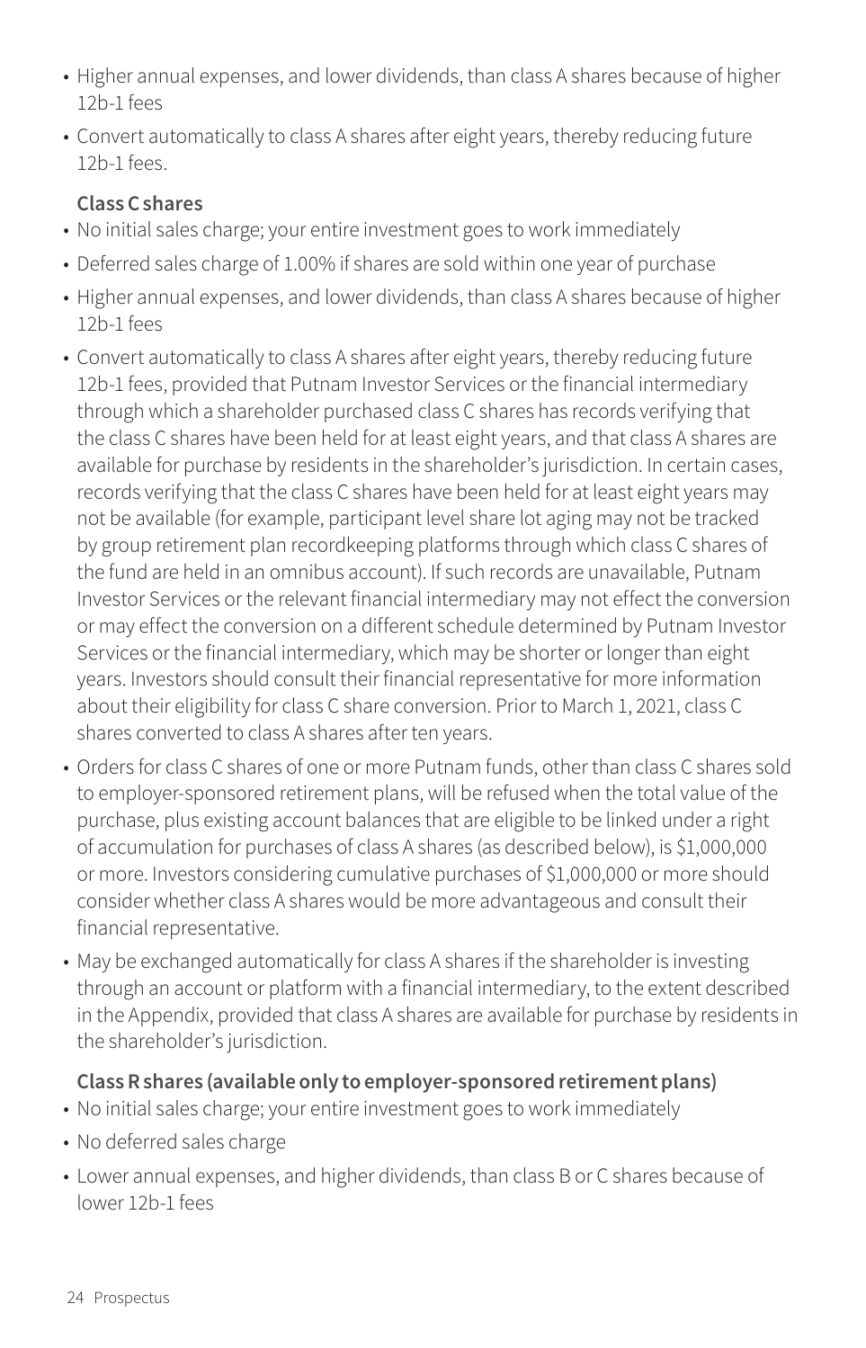- Higher annual expenses, and lower dividends, than class A shares because of higher 12b-1 fees
- Convert automatically to class A shares after eight years, thereby reducing future 12b-1 fees.

**Class C shares**

- No initial sales charge; your entire investment goes to work immediately
- Deferred sales charge of 1.00% if shares are sold within one year of purchase
- Higher annual expenses, and lower dividends, than class A shares because of higher 12b-1 fees
- Convert automatically to class A shares after eight years, thereby reducing future 12b-1 fees, provided that Putnam Investor Services or the financial intermediary through which a shareholder purchased class C shares has records verifying that the class C shares have been held for at least eight years, and that class A shares are available for purchase by residents in the shareholder's jurisdiction. In certain cases, records verifying that the class C shares have been held for at least eight years may not be available (for example, participant level share lot aging may not be tracked by group retirement plan recordkeeping platforms through which class C shares of the fund are held in an omnibus account). If such records are unavailable, Putnam Investor Services or the relevant financial intermediary may not effect the conversion or may effect the conversion on a different schedule determined by Putnam Investor Services or the financial intermediary, which may be shorter or longer than eight years. Investors should consult their financial representative for more information about their eligibility for class C share conversion. Prior to March 1, 2021, class C shares converted to class A shares after ten years.
- Orders for class C shares of one or more Putnam funds, other than class C shares sold to employer-sponsored retirement plans, will be refused when the total value of the purchase, plus existing account balances that are eligible to be linked under a right of accumulation for purchases of class A shares (as described below), is $1,000,000 or more. Investors considering cumulative purchases of $1,000,000 or more should consider whether class A shares would be more advantageous and consult their financial representative.
- May be exchanged automatically for class A shares if the shareholder is investing through an account or platform with a financial intermediary, to the extent described in the Appendix, provided that class A shares are available for purchase by residents in the shareholder's jurisdiction.

**Class R shares (available only to employer-sponsored retirement plans)**

- No initial sales charge; your entire investment goes to work immediately
- No deferred sales charge
- Lower annual expenses, and higher dividends, than class B or C shares because of lower 12b-1 fees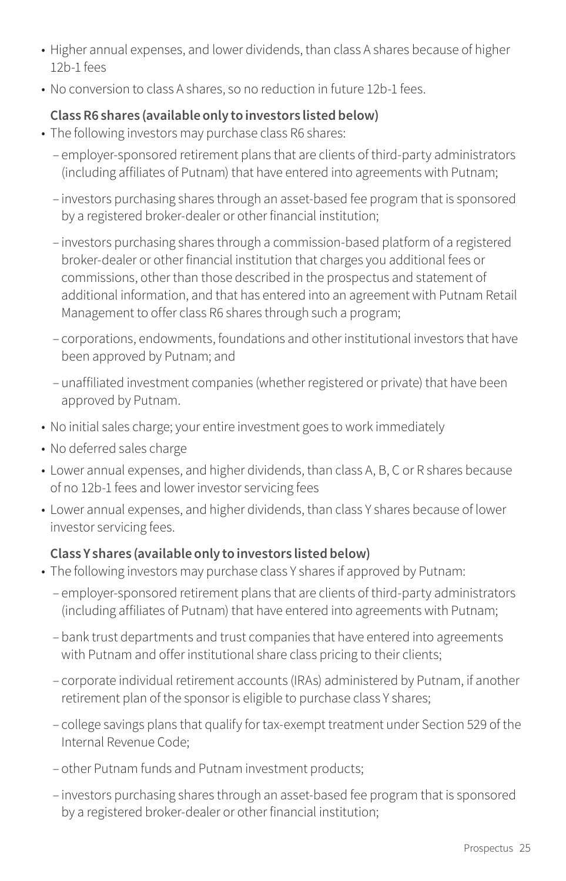- Higher annual expenses, and lower dividends, than class A shares because of higher 12b-1 fees
- No conversion to class A shares, so no reduction in future 12b-1 fees.

**Class R6 shares (available only to investors listed below)**

- The following investors may purchase class R6 shares:
  - employer-sponsored retirement plans that are clients of third-party administrators (including affiliates of Putnam) that have entered into agreements with Putnam;
  - investors purchasing shares through an asset-based fee program that is sponsored by a registered broker-dealer or other financial institution;
  - investors purchasing shares through a commission-based platform of a registered broker-dealer or other financial institution that charges you additional fees or commissions, other than those described in the prospectus and statement of additional information, and that has entered into an agreement with Putnam Retail Management to offer class R6 shares through such a program;
  - corporations, endowments, foundations and other institutional investors that have been approved by Putnam; and
  - unaffiliated investment companies (whether registered or private) that have been approved by Putnam.
- No initial sales charge; your entire investment goes to work immediately
- No deferred sales charge
- Lower annual expenses, and higher dividends, than class A, B, C or R shares because of no 12b-1 fees and lower investor servicing fees
- Lower annual expenses, and higher dividends, than class Y shares because of lower investor servicing fees.

**Class Y shares (available only to investors listed below)**

- The following investors may purchase class Y shares if approved by Putnam:
  - employer-sponsored retirement plans that are clients of third-party administrators (including affiliates of Putnam) that have entered into agreements with Putnam;
  - bank trust departments and trust companies that have entered into agreements with Putnam and offer institutional share class pricing to their clients;
  - corporate individual retirement accounts (IRAs) administered by Putnam, if another retirement plan of the sponsor is eligible to purchase class Y shares;
  - college savings plans that qualify for tax-exempt treatment under Section 529 of the Internal Revenue Code;
  - other Putnam funds and Putnam investment products;
  - investors purchasing shares through an asset-based fee program that is sponsored by a registered broker-dealer or other financial institution;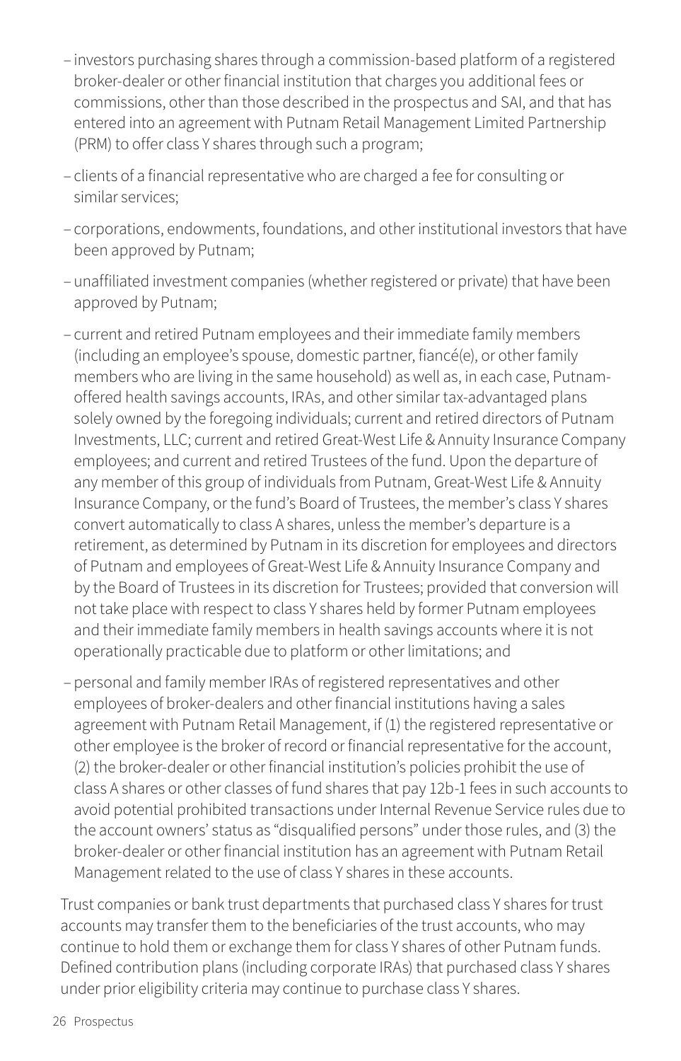- investors purchasing shares through a commission-based platform of a registered broker-dealer or other financial institution that charges you additional fees or commissions, other than those described in the prospectus and SAI, and that has entered into an agreement with Putnam Retail Management Limited Partnership (PRM) to offer class Y shares through such a program;
- clients of a financial representative who are charged a fee for consulting or similar services;
- corporations, endowments, foundations, and other institutional investors that have been approved by Putnam;
- unaffiliated investment companies (whether registered or private) that have been approved by Putnam;
- current and retired Putnam employees and their immediate family members (including an employee's spouse, domestic partner, fiancé(e), or other family members who are living in the same household) as well as, in each case, Putnam-offered health savings accounts, IRAs, and other similar tax-advantaged plans solely owned by the foregoing individuals; current and retired directors of Putnam Investments, LLC; current and retired Great-West Life & Annuity Insurance Company employees; and current and retired Trustees of the fund. Upon the departure of any member of this group of individuals from Putnam, Great-West Life & Annuity Insurance Company, or the fund's Board of Trustees, the member's class Y shares convert automatically to class A shares, unless the member's departure is a retirement, as determined by Putnam in its discretion for employees and directors of Putnam and employees of Great-West Life & Annuity Insurance Company and by the Board of Trustees in its discretion for Trustees; provided that conversion will not take place with respect to class Y shares held by former Putnam employees and their immediate family members in health savings accounts where it is not operationally practicable due to platform or other limitations; and
- personal and family member IRAs of registered representatives and other employees of broker-dealers and other financial institutions having a sales agreement with Putnam Retail Management, if (1) the registered representative or other employee is the broker of record or financial representative for the account, (2) the broker-dealer or other financial institution's policies prohibit the use of class A shares or other classes of fund shares that pay 12b-1 fees in such accounts to avoid potential prohibited transactions under Internal Revenue Service rules due to the account owners' status as "disqualified persons" under those rules, and (3) the broker-dealer or other financial institution has an agreement with Putnam Retail Management related to the use of class Y shares in these accounts.

Trust companies or bank trust departments that purchased class Y shares for trust accounts may transfer them to the beneficiaries of the trust accounts, who may continue to hold them or exchange them for class Y shares of other Putnam funds. Defined contribution plans (including corporate IRAs) that purchased class Y shares under prior eligibility criteria may continue to purchase class Y shares.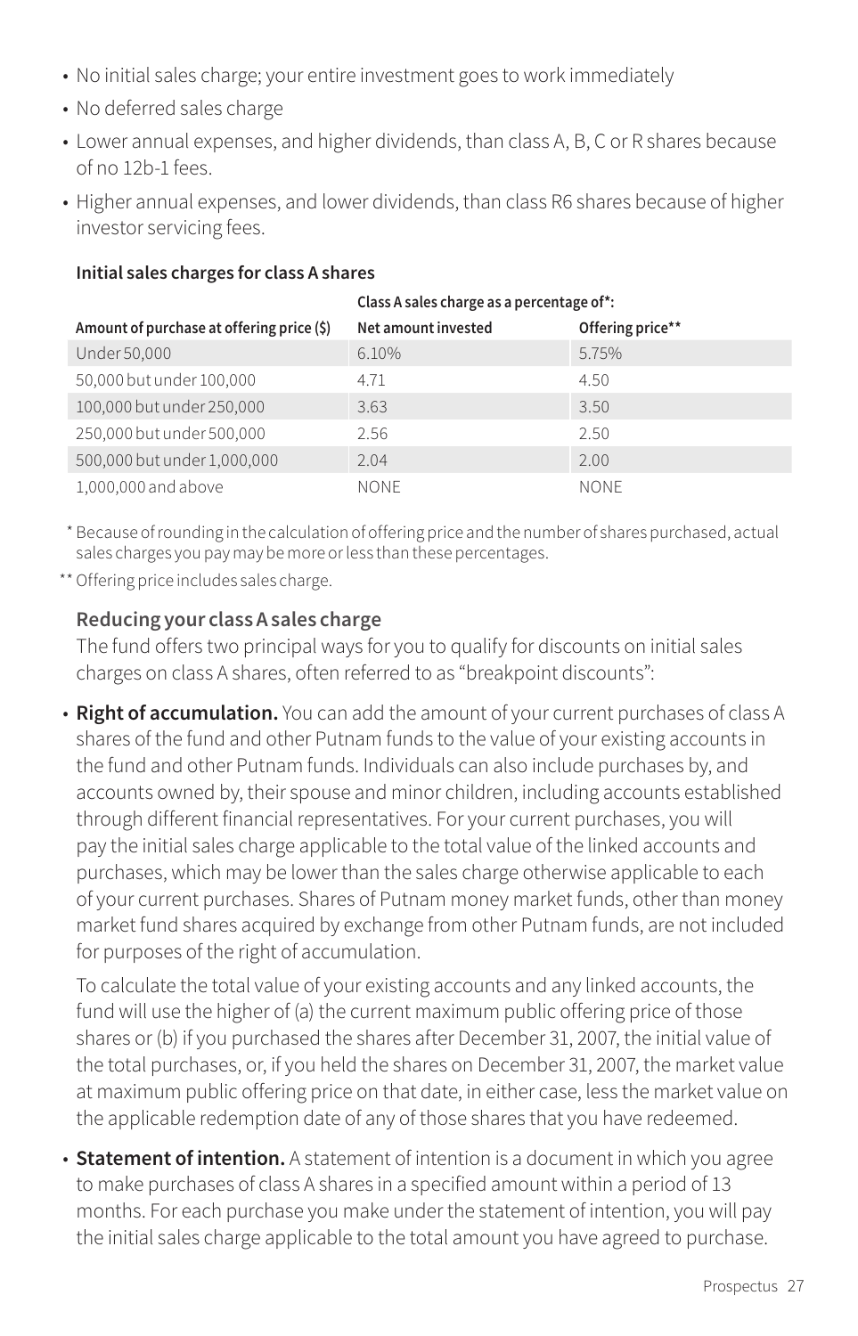- No initial sales charge; your entire investment goes to work immediately
- No deferred sales charge
- Lower annual expenses, and higher dividends, than class A, B, C or R shares because of no 12b-1 fees.
- Higher annual expenses, and lower dividends, than class R6 shares because of higher investor servicing fees.

**Initial sales charges for class A shares**

| | Class A sales charge as a percentage of*: | |
|---|---|---|
| Amount of purchase at offering price ($) | Net amount invested | Offering price** |
| Under 50,000 | 6.10% | 5.75% |
| 50,000 but under 100,000 | 4.71 | 4.50 |
| 100,000 but under 250,000 | 3.63 | 3.50 |
| 250,000 but under 500,000 | 2.56 | 2.50 |
| 500,000 but under 1,000,000 | 2.04 | 2.00 |
| 1,000,000 and above | NONE | NONE |

\* Because of rounding in the calculation of offering price and the number of shares purchased, actual sales charges you pay may be more or less than these percentages.

** Offering price includes sales charge.

**Reducing your class A sales charge**

The fund offers two principal ways for you to qualify for discounts on initial sales charges on class A shares, often referred to as "breakpoint discounts":

- **Right of accumulation.** You can add the amount of your current purchases of class A shares of the fund and other Putnam funds to the value of your existing accounts in the fund and other Putnam funds. Individuals can also include purchases by, and accounts owned by, their spouse and minor children, including accounts established through different financial representatives. For your current purchases, you will pay the initial sales charge applicable to the total value of the linked accounts and purchases, which may be lower than the sales charge otherwise applicable to each of your current purchases. Shares of Putnam money market funds, other than money market fund shares acquired by exchange from other Putnam funds, are not included for purposes of the right of accumulation.

  To calculate the total value of your existing accounts and any linked accounts, the fund will use the higher of (a) the current maximum public offering price of those shares or (b) if you purchased the shares after December 31, 2007, the initial value of the total purchases, or, if you held the shares on December 31, 2007, the market value at maximum public offering price on that date, in either case, less the market value on the applicable redemption date of any of those shares that you have redeemed.

- **Statement of intention.** A statement of intention is a document in which you agree to make purchases of class A shares in a specified amount within a period of 13 months. For each purchase you make under the statement of intention, you will pay the initial sales charge applicable to the total amount you have agreed to purchase.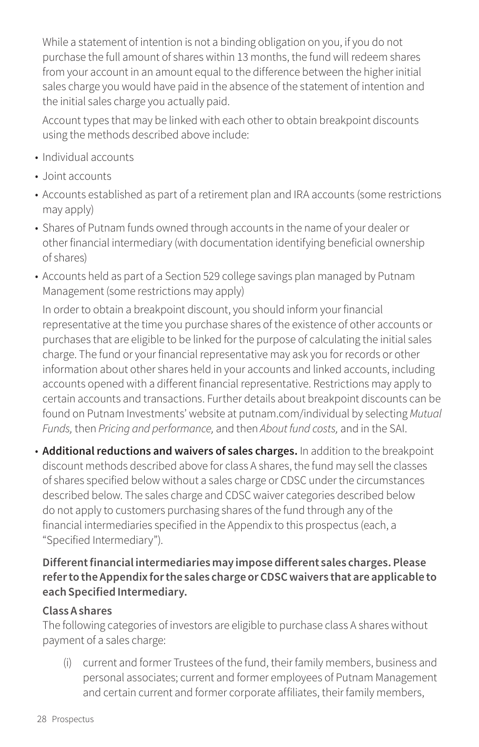While a statement of intention is not a binding obligation on you, if you do not purchase the full amount of shares within 13 months, the fund will redeem shares from your account in an amount equal to the difference between the higher initial sales charge you would have paid in the absence of the statement of intention and the initial sales charge you actually paid.

Account types that may be linked with each other to obtain breakpoint discounts using the methods described above include:

- Individual accounts
- Joint accounts
- Accounts established as part of a retirement plan and IRA accounts (some restrictions may apply)
- Shares of Putnam funds owned through accounts in the name of your dealer or other financial intermediary (with documentation identifying beneficial ownership of shares)
- Accounts held as part of a Section 529 college savings plan managed by Putnam Management (some restrictions may apply)

In order to obtain a breakpoint discount, you should inform your financial representative at the time you purchase shares of the existence of other accounts or purchases that are eligible to be linked for the purpose of calculating the initial sales charge. The fund or your financial representative may ask you for records or other information about other shares held in your accounts and linked accounts, including accounts opened with a different financial representative. Restrictions may apply to certain accounts and transactions. Further details about breakpoint discounts can be found on Putnam Investments' website at putnam.com/individual by selecting *Mutual Funds,* then *Pricing and performance,* and then *About fund costs,* and in the SAI.

- **Additional reductions and waivers of sales charges.** In addition to the breakpoint discount methods described above for class A shares, the fund may sell the classes of shares specified below without a sales charge or CDSC under the circumstances described below. The sales charge and CDSC waiver categories described below do not apply to customers purchasing shares of the fund through any of the financial intermediaries specified in the Appendix to this prospectus (each, a "Specified Intermediary").

**Different financial intermediaries may impose different sales charges. Please refer to the Appendix for the sales charge or CDSC waivers that are applicable to each Specified Intermediary.**

**Class A shares**

The following categories of investors are eligible to purchase class A shares without payment of a sales charge:

(i) current and former Trustees of the fund, their family members, business and personal associates; current and former employees of Putnam Management and certain current and former corporate affiliates, their family members,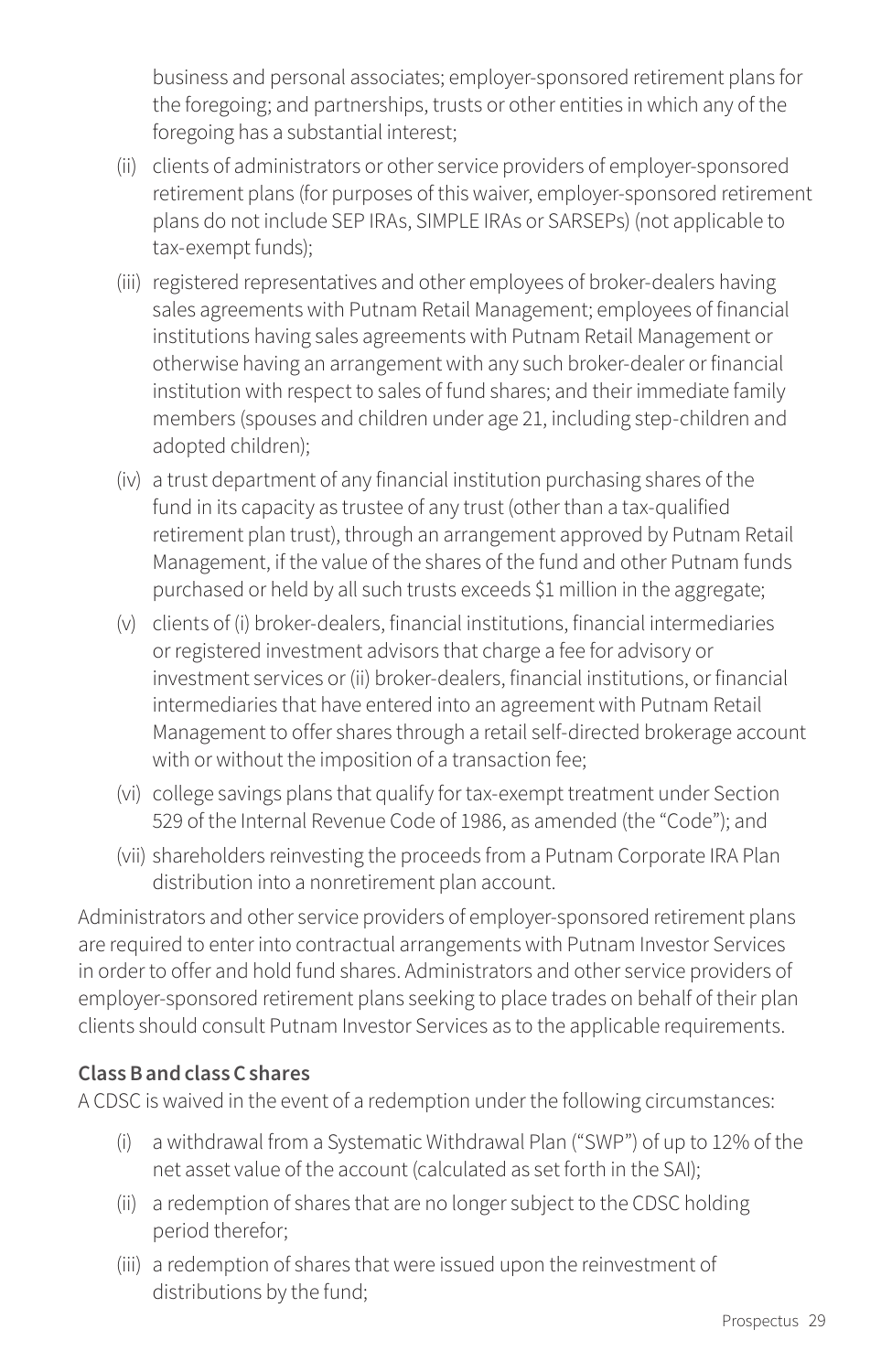business and personal associates; employer-sponsored retirement plans for the foregoing; and partnerships, trusts or other entities in which any of the foregoing has a substantial interest;

(ii) clients of administrators or other service providers of employer-sponsored retirement plans (for purposes of this waiver, employer-sponsored retirement plans do not include SEP IRAs, SIMPLE IRAs or SARSEPs) (not applicable to tax-exempt funds);

(iii) registered representatives and other employees of broker-dealers having sales agreements with Putnam Retail Management; employees of financial institutions having sales agreements with Putnam Retail Management or otherwise having an arrangement with any such broker-dealer or financial institution with respect to sales of fund shares; and their immediate family members (spouses and children under age 21, including step-children and adopted children);

(iv) a trust department of any financial institution purchasing shares of the fund in its capacity as trustee of any trust (other than a tax-qualified retirement plan trust), through an arrangement approved by Putnam Retail Management, if the value of the shares of the fund and other Putnam funds purchased or held by all such trusts exceeds $1 million in the aggregate;

(v) clients of (i) broker-dealers, financial institutions, financial intermediaries or registered investment advisors that charge a fee for advisory or investment services or (ii) broker-dealers, financial institutions, or financial intermediaries that have entered into an agreement with Putnam Retail Management to offer shares through a retail self-directed brokerage account with or without the imposition of a transaction fee;

(vi) college savings plans that qualify for tax-exempt treatment under Section 529 of the Internal Revenue Code of 1986, as amended (the "Code"); and

(vii) shareholders reinvesting the proceeds from a Putnam Corporate IRA Plan distribution into a nonretirement plan account.

Administrators and other service providers of employer-sponsored retirement plans are required to enter into contractual arrangements with Putnam Investor Services in order to offer and hold fund shares. Administrators and other service providers of employer-sponsored retirement plans seeking to place trades on behalf of their plan clients should consult Putnam Investor Services as to the applicable requirements.

**Class B and class C shares**

A CDSC is waived in the event of a redemption under the following circumstances:

(i) a withdrawal from a Systematic Withdrawal Plan ("SWP") of up to 12% of the net asset value of the account (calculated as set forth in the SAI);

(ii) a redemption of shares that are no longer subject to the CDSC holding period therefor;

(iii) a redemption of shares that were issued upon the reinvestment of distributions by the fund;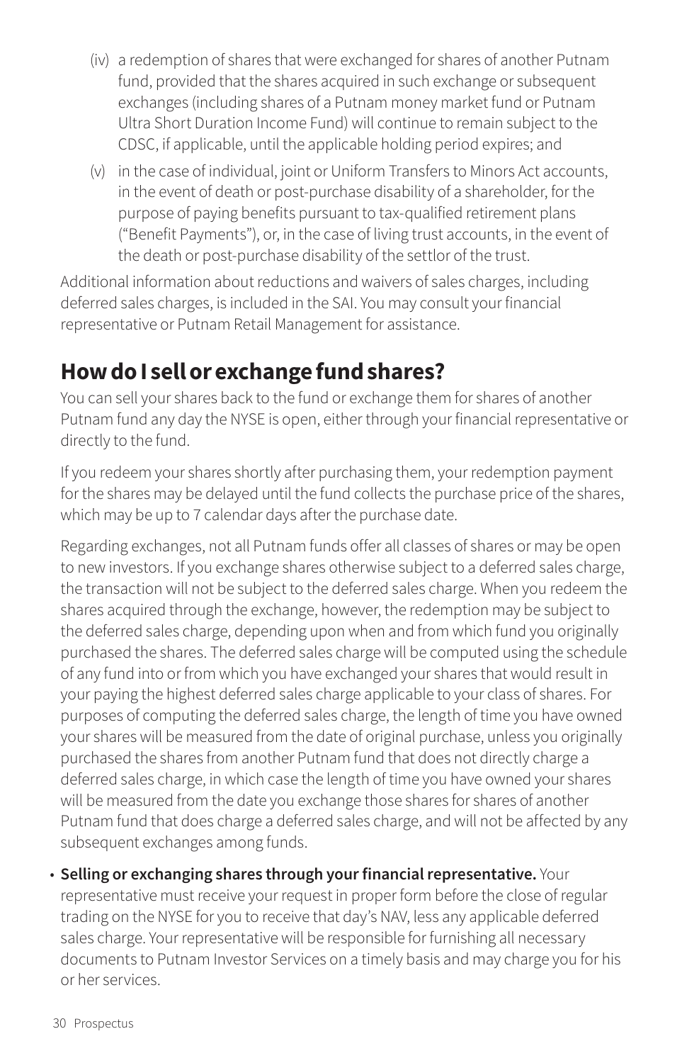(iv) a redemption of shares that were exchanged for shares of another Putnam fund, provided that the shares acquired in such exchange or subsequent exchanges (including shares of a Putnam money market fund or Putnam Ultra Short Duration Income Fund) will continue to remain subject to the CDSC, if applicable, until the applicable holding period expires; and

(v) in the case of individual, joint or Uniform Transfers to Minors Act accounts, in the event of death or post-purchase disability of a shareholder, for the purpose of paying benefits pursuant to tax-qualified retirement plans ("Benefit Payments"), or, in the case of living trust accounts, in the event of the death or post-purchase disability of the settlor of the trust.

Additional information about reductions and waivers of sales charges, including deferred sales charges, is included in the SAI. You may consult your financial representative or Putnam Retail Management for assistance.

## How do I sell or exchange fund shares?

You can sell your shares back to the fund or exchange them for shares of another Putnam fund any day the NYSE is open, either through your financial representative or directly to the fund.

If you redeem your shares shortly after purchasing them, your redemption payment for the shares may be delayed until the fund collects the purchase price of the shares, which may be up to 7 calendar days after the purchase date.

Regarding exchanges, not all Putnam funds offer all classes of shares or may be open to new investors. If you exchange shares otherwise subject to a deferred sales charge, the transaction will not be subject to the deferred sales charge. When you redeem the shares acquired through the exchange, however, the redemption may be subject to the deferred sales charge, depending upon when and from which fund you originally purchased the shares. The deferred sales charge will be computed using the schedule of any fund into or from which you have exchanged your shares that would result in your paying the highest deferred sales charge applicable to your class of shares. For purposes of computing the deferred sales charge, the length of time you have owned your shares will be measured from the date of original purchase, unless you originally purchased the shares from another Putnam fund that does not directly charge a deferred sales charge, in which case the length of time you have owned your shares will be measured from the date you exchange those shares for shares of another Putnam fund that does charge a deferred sales charge, and will not be affected by any subsequent exchanges among funds.

- **Selling or exchanging shares through your financial representative.** Your representative must receive your request in proper form before the close of regular trading on the NYSE for you to receive that day's NAV, less any applicable deferred sales charge. Your representative will be responsible for furnishing all necessary documents to Putnam Investor Services on a timely basis and may charge you for his or her services.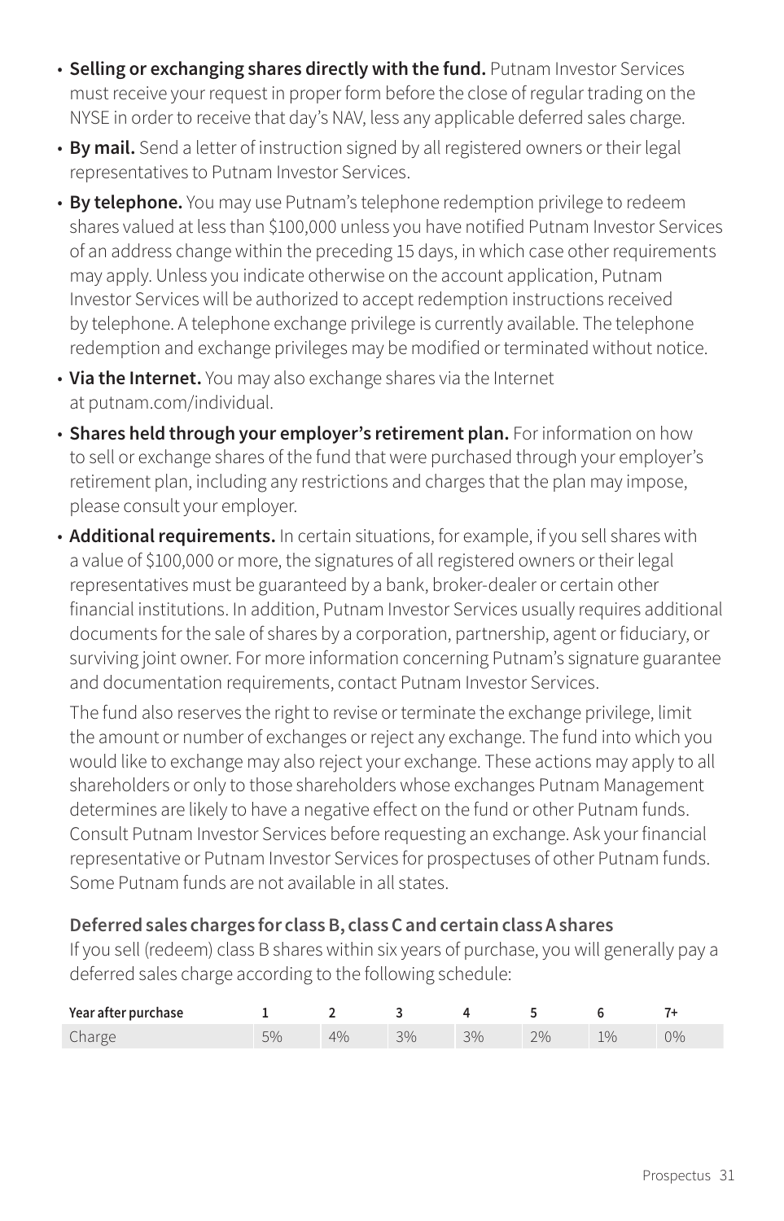- **Selling or exchanging shares directly with the fund.** Putnam Investor Services must receive your request in proper form before the close of regular trading on the NYSE in order to receive that day's NAV, less any applicable deferred sales charge.
- **By mail.** Send a letter of instruction signed by all registered owners or their legal representatives to Putnam Investor Services.
- **By telephone.** You may use Putnam's telephone redemption privilege to redeem shares valued at less than $100,000 unless you have notified Putnam Investor Services of an address change within the preceding 15 days, in which case other requirements may apply. Unless you indicate otherwise on the account application, Putnam Investor Services will be authorized to accept redemption instructions received by telephone. A telephone exchange privilege is currently available. The telephone redemption and exchange privileges may be modified or terminated without notice.
- **Via the Internet.** You may also exchange shares via the Internet at putnam.com/individual.
- **Shares held through your employer's retirement plan.** For information on how to sell or exchange shares of the fund that were purchased through your employer's retirement plan, including any restrictions and charges that the plan may impose, please consult your employer.
- **Additional requirements.** In certain situations, for example, if you sell shares with a value of $100,000 or more, the signatures of all registered owners or their legal representatives must be guaranteed by a bank, broker-dealer or certain other financial institutions. In addition, Putnam Investor Services usually requires additional documents for the sale of shares by a corporation, partnership, agent or fiduciary, or surviving joint owner. For more information concerning Putnam's signature guarantee and documentation requirements, contact Putnam Investor Services.

  The fund also reserves the right to revise or terminate the exchange privilege, limit the amount or number of exchanges or reject any exchange. The fund into which you would like to exchange may also reject your exchange. These actions may apply to all shareholders or only to those shareholders whose exchanges Putnam Management determines are likely to have a negative effect on the fund or other Putnam funds. Consult Putnam Investor Services before requesting an exchange. Ask your financial representative or Putnam Investor Services for prospectuses of other Putnam funds. Some Putnam funds are not available in all states.

### Deferred sales charges for class B, class C and certain class A shares

If you sell (redeem) class B shares within six years of purchase, you will generally pay a deferred sales charge according to the following schedule:

| Year after purchase | 1 | 2 | 3 | 4 | 5 | 6 | 7+ |
|---|---|---|---|---|---|---|---|
| Charge | 5% | 4% | 3% | 3% | 2% | 1% | 0% |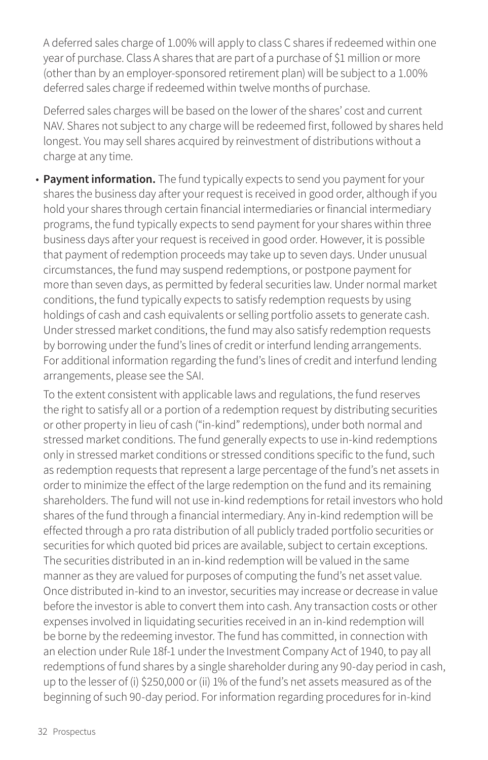A deferred sales charge of 1.00% will apply to class C shares if redeemed within one year of purchase. Class A shares that are part of a purchase of $1 million or more (other than by an employer-sponsored retirement plan) will be subject to a 1.00% deferred sales charge if redeemed within twelve months of purchase.

Deferred sales charges will be based on the lower of the shares' cost and current NAV. Shares not subject to any charge will be redeemed first, followed by shares held longest. You may sell shares acquired by reinvestment of distributions without a charge at any time.

- **Payment information.** The fund typically expects to send you payment for your shares the business day after your request is received in good order, although if you hold your shares through certain financial intermediaries or financial intermediary programs, the fund typically expects to send payment for your shares within three business days after your request is received in good order. However, it is possible that payment of redemption proceeds may take up to seven days. Under unusual circumstances, the fund may suspend redemptions, or postpone payment for more than seven days, as permitted by federal securities law. Under normal market conditions, the fund typically expects to satisfy redemption requests by using holdings of cash and cash equivalents or selling portfolio assets to generate cash. Under stressed market conditions, the fund may also satisfy redemption requests by borrowing under the fund's lines of credit or interfund lending arrangements. For additional information regarding the fund's lines of credit and interfund lending arrangements, please see the SAI.

  To the extent consistent with applicable laws and regulations, the fund reserves the right to satisfy all or a portion of a redemption request by distributing securities or other property in lieu of cash ("in-kind" redemptions), under both normal and stressed market conditions. The fund generally expects to use in-kind redemptions only in stressed market conditions or stressed conditions specific to the fund, such as redemption requests that represent a large percentage of the fund's net assets in order to minimize the effect of the large redemption on the fund and its remaining shareholders. The fund will not use in-kind redemptions for retail investors who hold shares of the fund through a financial intermediary. Any in-kind redemption will be effected through a pro rata distribution of all publicly traded portfolio securities or securities for which quoted bid prices are available, subject to certain exceptions. The securities distributed in an in-kind redemption will be valued in the same manner as they are valued for purposes of computing the fund's net asset value. Once distributed in-kind to an investor, securities may increase or decrease in value before the investor is able to convert them into cash. Any transaction costs or other expenses involved in liquidating securities received in an in-kind redemption will be borne by the redeeming investor. The fund has committed, in connection with an election under Rule 18f-1 under the Investment Company Act of 1940, to pay all redemptions of fund shares by a single shareholder during any 90-day period in cash, up to the lesser of (i) $250,000 or (ii) 1% of the fund's net assets measured as of the beginning of such 90-day period. For information regarding procedures for in-kind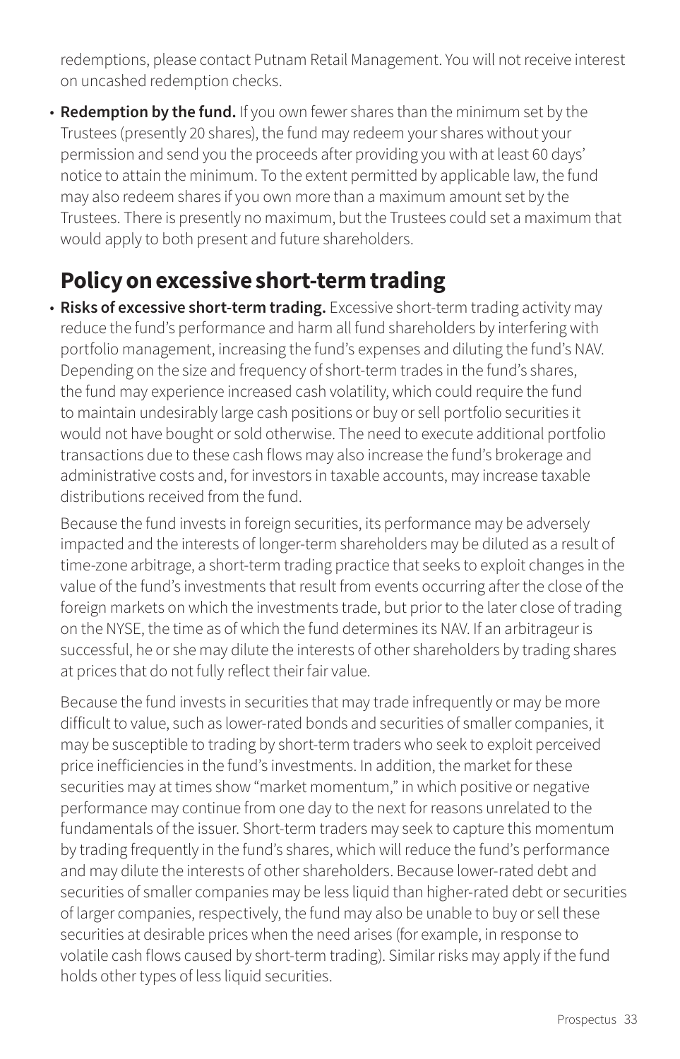redemptions, please contact Putnam Retail Management. You will not receive interest on uncashed redemption checks.

- **Redemption by the fund.** If you own fewer shares than the minimum set by the Trustees (presently 20 shares), the fund may redeem your shares without your permission and send you the proceeds after providing you with at least 60 days' notice to attain the minimum. To the extent permitted by applicable law, the fund may also redeem shares if you own more than a maximum amount set by the Trustees. There is presently no maximum, but the Trustees could set a maximum that would apply to both present and future shareholders.

## Policy on excessive short-term trading

- **Risks of excessive short-term trading.** Excessive short-term trading activity may reduce the fund's performance and harm all fund shareholders by interfering with portfolio management, increasing the fund's expenses and diluting the fund's NAV. Depending on the size and frequency of short-term trades in the fund's shares, the fund may experience increased cash volatility, which could require the fund to maintain undesirably large cash positions or buy or sell portfolio securities it would not have bought or sold otherwise. The need to execute additional portfolio transactions due to these cash flows may also increase the fund's brokerage and administrative costs and, for investors in taxable accounts, may increase taxable distributions received from the fund.

  Because the fund invests in foreign securities, its performance may be adversely impacted and the interests of longer-term shareholders may be diluted as a result of time-zone arbitrage, a short-term trading practice that seeks to exploit changes in the value of the fund's investments that result from events occurring after the close of the foreign markets on which the investments trade, but prior to the later close of trading on the NYSE, the time as of which the fund determines its NAV. If an arbitrageur is successful, he or she may dilute the interests of other shareholders by trading shares at prices that do not fully reflect their fair value.

  Because the fund invests in securities that may trade infrequently or may be more difficult to value, such as lower-rated bonds and securities of smaller companies, it may be susceptible to trading by short-term traders who seek to exploit perceived price inefficiencies in the fund's investments. In addition, the market for these securities may at times show "market momentum," in which positive or negative performance may continue from one day to the next for reasons unrelated to the fundamentals of the issuer. Short-term traders may seek to capture this momentum by trading frequently in the fund's shares, which will reduce the fund's performance and may dilute the interests of other shareholders. Because lower-rated debt and securities of smaller companies may be less liquid than higher-rated debt or securities of larger companies, respectively, the fund may also be unable to buy or sell these securities at desirable prices when the need arises (for example, in response to volatile cash flows caused by short-term trading). Similar risks may apply if the fund holds other types of less liquid securities.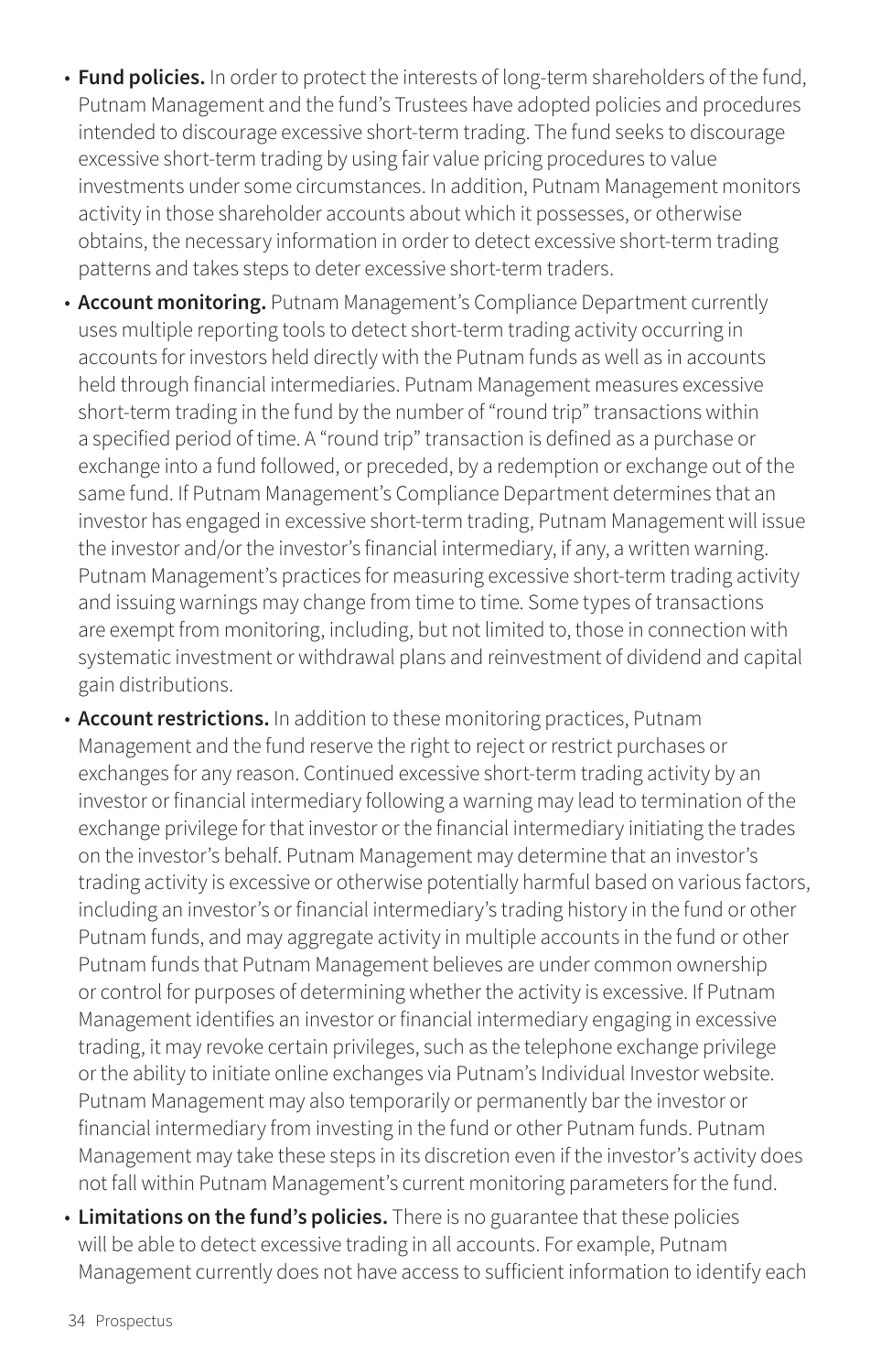- **Fund policies.** In order to protect the interests of long-term shareholders of the fund, Putnam Management and the fund's Trustees have adopted policies and procedures intended to discourage excessive short-term trading. The fund seeks to discourage excessive short-term trading by using fair value pricing procedures to value investments under some circumstances. In addition, Putnam Management monitors activity in those shareholder accounts about which it possesses, or otherwise obtains, the necessary information in order to detect excessive short-term trading patterns and takes steps to deter excessive short-term traders.
- **Account monitoring.** Putnam Management's Compliance Department currently uses multiple reporting tools to detect short-term trading activity occurring in accounts for investors held directly with the Putnam funds as well as in accounts held through financial intermediaries. Putnam Management measures excessive short-term trading in the fund by the number of "round trip" transactions within a specified period of time. A "round trip" transaction is defined as a purchase or exchange into a fund followed, or preceded, by a redemption or exchange out of the same fund. If Putnam Management's Compliance Department determines that an investor has engaged in excessive short-term trading, Putnam Management will issue the investor and/or the investor's financial intermediary, if any, a written warning. Putnam Management's practices for measuring excessive short-term trading activity and issuing warnings may change from time to time. Some types of transactions are exempt from monitoring, including, but not limited to, those in connection with systematic investment or withdrawal plans and reinvestment of dividend and capital gain distributions.
- **Account restrictions.** In addition to these monitoring practices, Putnam Management and the fund reserve the right to reject or restrict purchases or exchanges for any reason. Continued excessive short-term trading activity by an investor or financial intermediary following a warning may lead to termination of the exchange privilege for that investor or the financial intermediary initiating the trades on the investor's behalf. Putnam Management may determine that an investor's trading activity is excessive or otherwise potentially harmful based on various factors, including an investor's or financial intermediary's trading history in the fund or other Putnam funds, and may aggregate activity in multiple accounts in the fund or other Putnam funds that Putnam Management believes are under common ownership or control for purposes of determining whether the activity is excessive. If Putnam Management identifies an investor or financial intermediary engaging in excessive trading, it may revoke certain privileges, such as the telephone exchange privilege or the ability to initiate online exchanges via Putnam's Individual Investor website. Putnam Management may also temporarily or permanently bar the investor or financial intermediary from investing in the fund or other Putnam funds. Putnam Management may take these steps in its discretion even if the investor's activity does not fall within Putnam Management's current monitoring parameters for the fund.
- **Limitations on the fund's policies.** There is no guarantee that these policies will be able to detect excessive trading in all accounts. For example, Putnam Management currently does not have access to sufficient information to identify each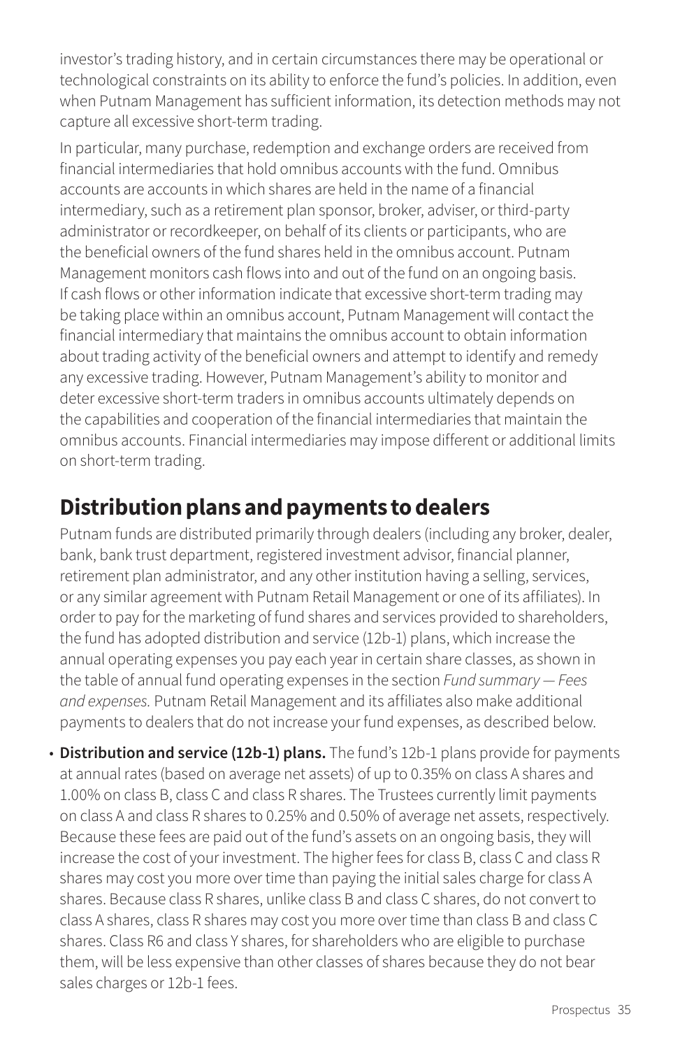investor's trading history, and in certain circumstances there may be operational or technological constraints on its ability to enforce the fund's policies. In addition, even when Putnam Management has sufficient information, its detection methods may not capture all excessive short-term trading.

In particular, many purchase, redemption and exchange orders are received from financial intermediaries that hold omnibus accounts with the fund. Omnibus accounts are accounts in which shares are held in the name of a financial intermediary, such as a retirement plan sponsor, broker, adviser, or third-party administrator or recordkeeper, on behalf of its clients or participants, who are the beneficial owners of the fund shares held in the omnibus account. Putnam Management monitors cash flows into and out of the fund on an ongoing basis. If cash flows or other information indicate that excessive short-term trading may be taking place within an omnibus account, Putnam Management will contact the financial intermediary that maintains the omnibus account to obtain information about trading activity of the beneficial owners and attempt to identify and remedy any excessive trading. However, Putnam Management's ability to monitor and deter excessive short-term traders in omnibus accounts ultimately depends on the capabilities and cooperation of the financial intermediaries that maintain the omnibus accounts. Financial intermediaries may impose different or additional limits on short-term trading.

## Distribution plans and payments to dealers

Putnam funds are distributed primarily through dealers (including any broker, dealer, bank, bank trust department, registered investment advisor, financial planner, retirement plan administrator, and any other institution having a selling, services, or any similar agreement with Putnam Retail Management or one of its affiliates). In order to pay for the marketing of fund shares and services provided to shareholders, the fund has adopted distribution and service (12b-1) plans, which increase the annual operating expenses you pay each year in certain share classes, as shown in the table of annual fund operating expenses in the section *Fund summary — Fees and expenses.* Putnam Retail Management and its affiliates also make additional payments to dealers that do not increase your fund expenses, as described below.

- **Distribution and service (12b-1) plans.** The fund's 12b-1 plans provide for payments at annual rates (based on average net assets) of up to 0.35% on class A shares and 1.00% on class B, class C and class R shares. The Trustees currently limit payments on class A and class R shares to 0.25% and 0.50% of average net assets, respectively. Because these fees are paid out of the fund's assets on an ongoing basis, they will increase the cost of your investment. The higher fees for class B, class C and class R shares may cost you more over time than paying the initial sales charge for class A shares. Because class R shares, unlike class B and class C shares, do not convert to class A shares, class R shares may cost you more over time than class B and class C shares. Class R6 and class Y shares, for shareholders who are eligible to purchase them, will be less expensive than other classes of shares because they do not bear sales charges or 12b-1 fees.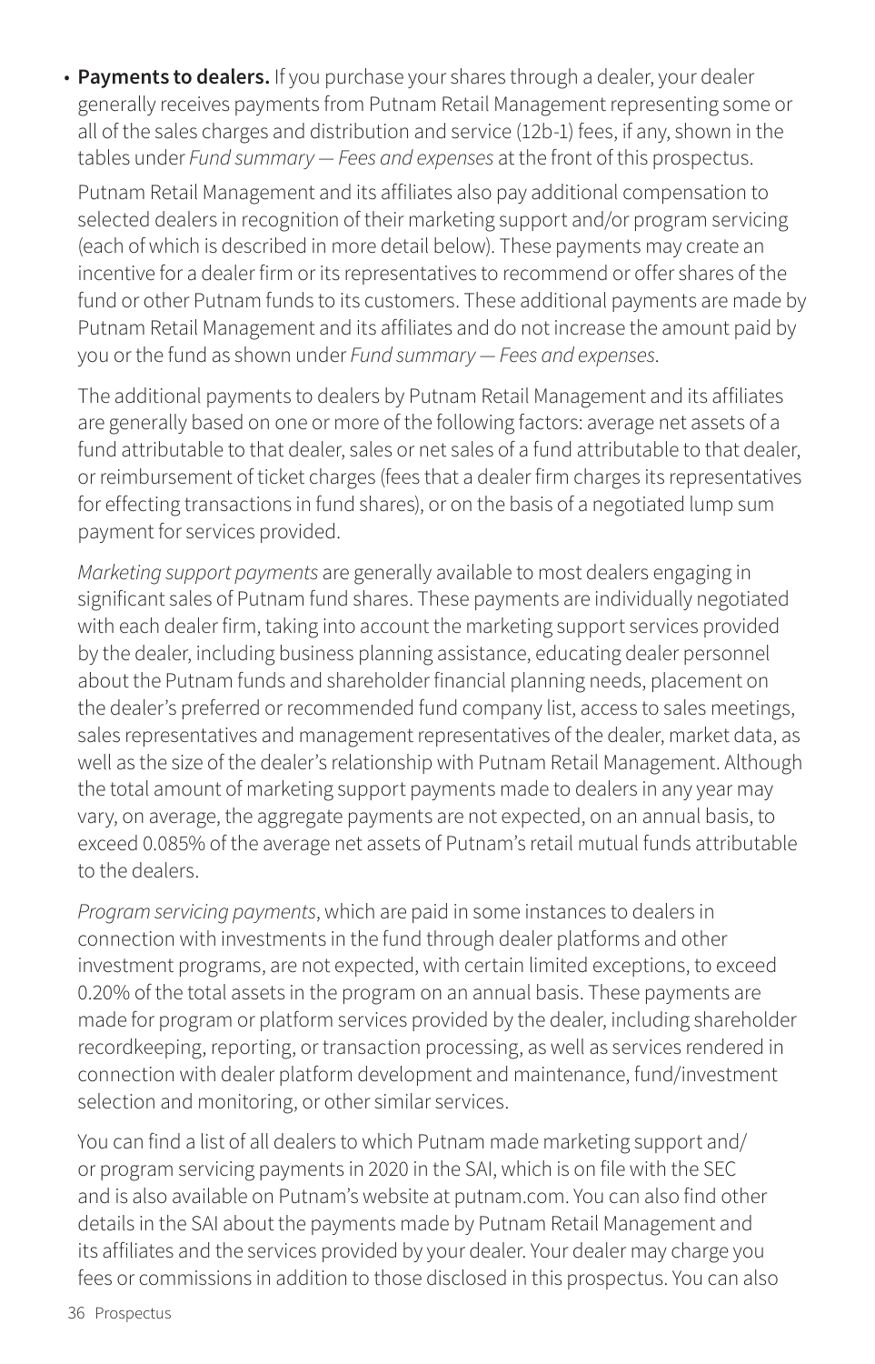- **Payments to dealers.** If you purchase your shares through a dealer, your dealer generally receives payments from Putnam Retail Management representing some or all of the sales charges and distribution and service (12b-1) fees, if any, shown in the tables under *Fund summary — Fees and expenses* at the front of this prospectus.

  Putnam Retail Management and its affiliates also pay additional compensation to selected dealers in recognition of their marketing support and/or program servicing (each of which is described in more detail below). These payments may create an incentive for a dealer firm or its representatives to recommend or offer shares of the fund or other Putnam funds to its customers. These additional payments are made by Putnam Retail Management and its affiliates and do not increase the amount paid by you or the fund as shown under *Fund summary — Fees and expenses*.

  The additional payments to dealers by Putnam Retail Management and its affiliates are generally based on one or more of the following factors: average net assets of a fund attributable to that dealer, sales or net sales of a fund attributable to that dealer, or reimbursement of ticket charges (fees that a dealer firm charges its representatives for effecting transactions in fund shares), or on the basis of a negotiated lump sum payment for services provided.

  *Marketing support payments* are generally available to most dealers engaging in significant sales of Putnam fund shares. These payments are individually negotiated with each dealer firm, taking into account the marketing support services provided by the dealer, including business planning assistance, educating dealer personnel about the Putnam funds and shareholder financial planning needs, placement on the dealer's preferred or recommended fund company list, access to sales meetings, sales representatives and management representatives of the dealer, market data, as well as the size of the dealer's relationship with Putnam Retail Management. Although the total amount of marketing support payments made to dealers in any year may vary, on average, the aggregate payments are not expected, on an annual basis, to exceed 0.085% of the average net assets of Putnam's retail mutual funds attributable to the dealers.

  *Program servicing payments*, which are paid in some instances to dealers in connection with investments in the fund through dealer platforms and other investment programs, are not expected, with certain limited exceptions, to exceed 0.20% of the total assets in the program on an annual basis. These payments are made for program or platform services provided by the dealer, including shareholder recordkeeping, reporting, or transaction processing, as well as services rendered in connection with dealer platform development and maintenance, fund/investment selection and monitoring, or other similar services.

  You can find a list of all dealers to which Putnam made marketing support and/or program servicing payments in 2020 in the SAI, which is on file with the SEC and is also available on Putnam's website at putnam.com. You can also find other details in the SAI about the payments made by Putnam Retail Management and its affiliates and the services provided by your dealer. Your dealer may charge you fees or commissions in addition to those disclosed in this prospectus. You can also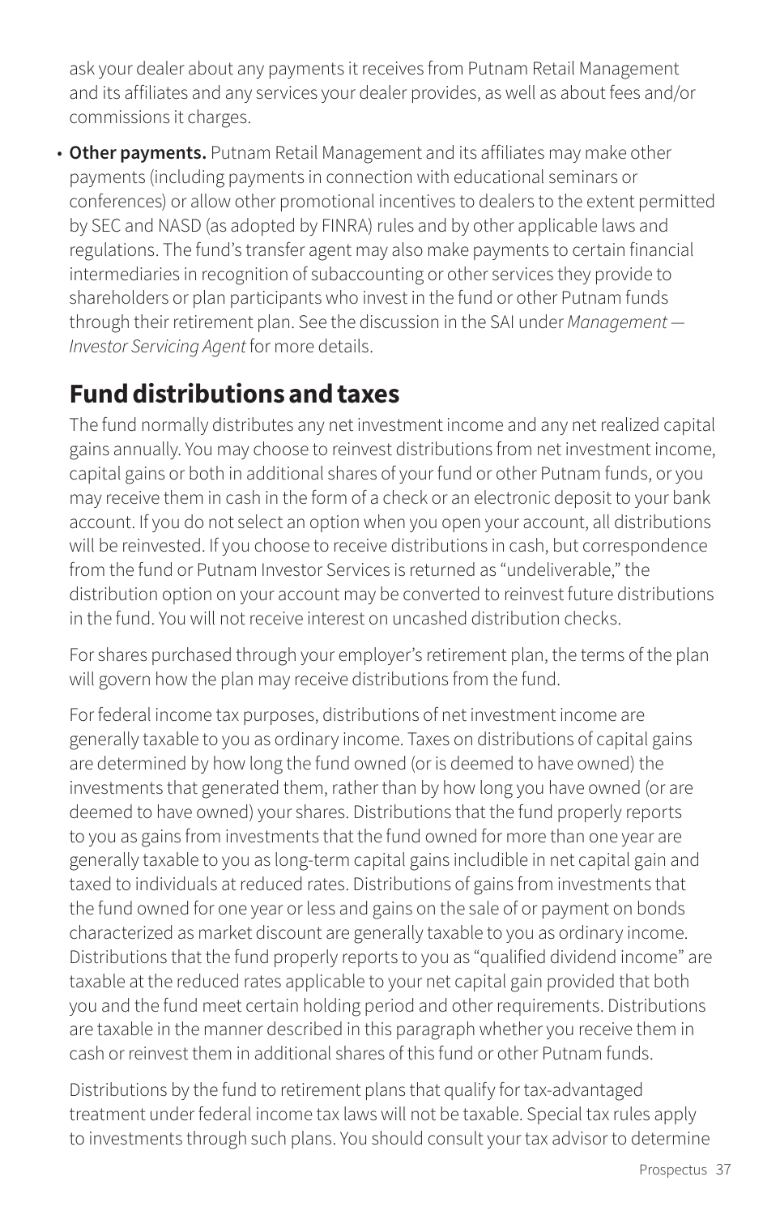ask your dealer about any payments it receives from Putnam Retail Management and its affiliates and any services your dealer provides, as well as about fees and/or commissions it charges.

- **Other payments.** Putnam Retail Management and its affiliates may make other payments (including payments in connection with educational seminars or conferences) or allow other promotional incentives to dealers to the extent permitted by SEC and NASD (as adopted by FINRA) rules and by other applicable laws and regulations. The fund's transfer agent may also make payments to certain financial intermediaries in recognition of subaccounting or other services they provide to shareholders or plan participants who invest in the fund or other Putnam funds through their retirement plan. See the discussion in the SAI under *Management — Investor Servicing Agent* for more details.

## Fund distributions and taxes

The fund normally distributes any net investment income and any net realized capital gains annually. You may choose to reinvest distributions from net investment income, capital gains or both in additional shares of your fund or other Putnam funds, or you may receive them in cash in the form of a check or an electronic deposit to your bank account. If you do not select an option when you open your account, all distributions will be reinvested. If you choose to receive distributions in cash, but correspondence from the fund or Putnam Investor Services is returned as "undeliverable," the distribution option on your account may be converted to reinvest future distributions in the fund. You will not receive interest on uncashed distribution checks.

For shares purchased through your employer's retirement plan, the terms of the plan will govern how the plan may receive distributions from the fund.

For federal income tax purposes, distributions of net investment income are generally taxable to you as ordinary income. Taxes on distributions of capital gains are determined by how long the fund owned (or is deemed to have owned) the investments that generated them, rather than by how long you have owned (or are deemed to have owned) your shares. Distributions that the fund properly reports to you as gains from investments that the fund owned for more than one year are generally taxable to you as long-term capital gains includible in net capital gain and taxed to individuals at reduced rates. Distributions of gains from investments that the fund owned for one year or less and gains on the sale of or payment on bonds characterized as market discount are generally taxable to you as ordinary income. Distributions that the fund properly reports to you as "qualified dividend income" are taxable at the reduced rates applicable to your net capital gain provided that both you and the fund meet certain holding period and other requirements. Distributions are taxable in the manner described in this paragraph whether you receive them in cash or reinvest them in additional shares of this fund or other Putnam funds.

Distributions by the fund to retirement plans that qualify for tax-advantaged treatment under federal income tax laws will not be taxable. Special tax rules apply to investments through such plans. You should consult your tax advisor to determine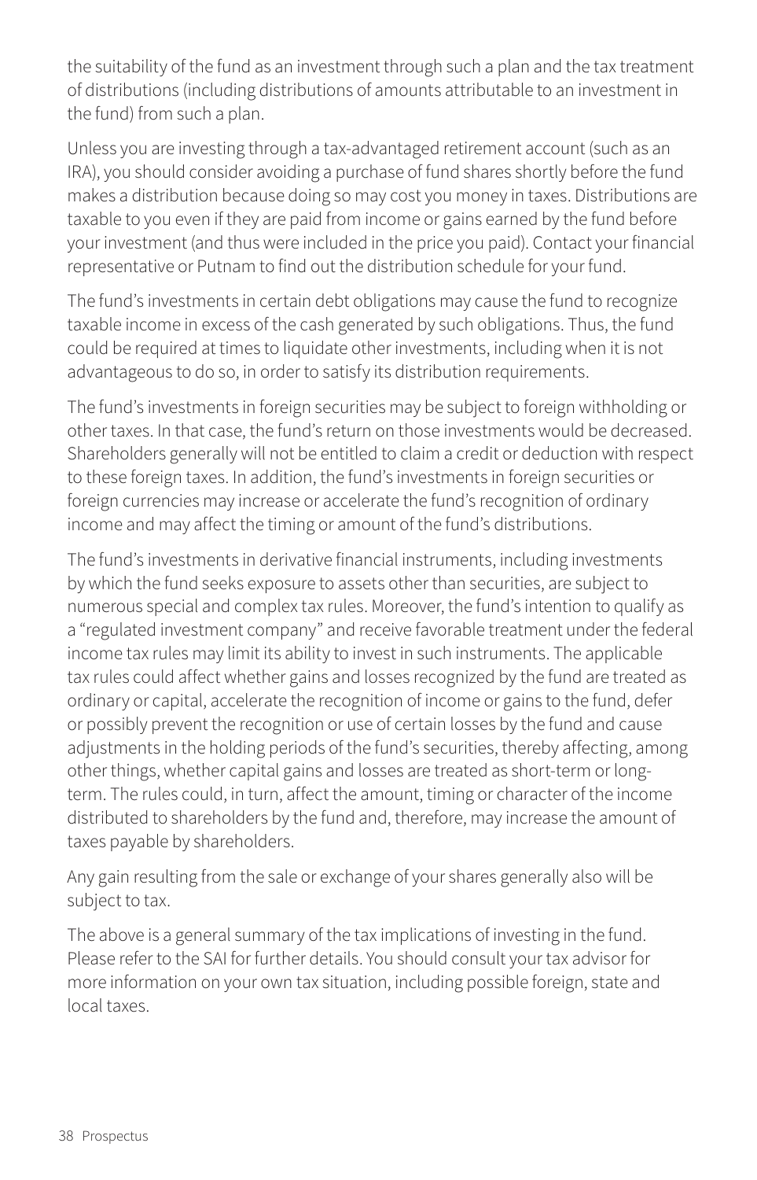the suitability of the fund as an investment through such a plan and the tax treatment of distributions (including distributions of amounts attributable to an investment in the fund) from such a plan.

Unless you are investing through a tax-advantaged retirement account (such as an IRA), you should consider avoiding a purchase of fund shares shortly before the fund makes a distribution because doing so may cost you money in taxes. Distributions are taxable to you even if they are paid from income or gains earned by the fund before your investment (and thus were included in the price you paid). Contact your financial representative or Putnam to find out the distribution schedule for your fund.

The fund's investments in certain debt obligations may cause the fund to recognize taxable income in excess of the cash generated by such obligations. Thus, the fund could be required at times to liquidate other investments, including when it is not advantageous to do so, in order to satisfy its distribution requirements.

The fund's investments in foreign securities may be subject to foreign withholding or other taxes. In that case, the fund's return on those investments would be decreased. Shareholders generally will not be entitled to claim a credit or deduction with respect to these foreign taxes. In addition, the fund's investments in foreign securities or foreign currencies may increase or accelerate the fund's recognition of ordinary income and may affect the timing or amount of the fund's distributions.

The fund's investments in derivative financial instruments, including investments by which the fund seeks exposure to assets other than securities, are subject to numerous special and complex tax rules. Moreover, the fund's intention to qualify as a "regulated investment company" and receive favorable treatment under the federal income tax rules may limit its ability to invest in such instruments. The applicable tax rules could affect whether gains and losses recognized by the fund are treated as ordinary or capital, accelerate the recognition of income or gains to the fund, defer or possibly prevent the recognition or use of certain losses by the fund and cause adjustments in the holding periods of the fund's securities, thereby affecting, among other things, whether capital gains and losses are treated as short-term or long-term. The rules could, in turn, affect the amount, timing or character of the income distributed to shareholders by the fund and, therefore, may increase the amount of taxes payable by shareholders.

Any gain resulting from the sale or exchange of your shares generally also will be subject to tax.

The above is a general summary of the tax implications of investing in the fund. Please refer to the SAI for further details. You should consult your tax advisor for more information on your own tax situation, including possible foreign, state and local taxes.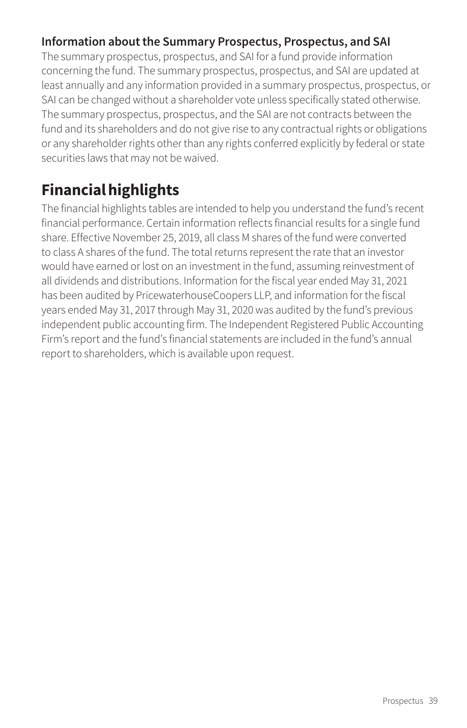### Information about the Summary Prospectus, Prospectus, and SAI

The summary prospectus, prospectus, and SAI for a fund provide information concerning the fund. The summary prospectus, prospectus, and SAI are updated at least annually and any information provided in a summary prospectus, prospectus, or SAI can be changed without a shareholder vote unless specifically stated otherwise. The summary prospectus, prospectus, and the SAI are not contracts between the fund and its shareholders and do not give rise to any contractual rights or obligations or any shareholder rights other than any rights conferred explicitly by federal or state securities laws that may not be waived.

## Financial highlights

The financial highlights tables are intended to help you understand the fund's recent financial performance. Certain information reflects financial results for a single fund share. Effective November 25, 2019, all class M shares of the fund were converted to class A shares of the fund. The total returns represent the rate that an investor would have earned or lost on an investment in the fund, assuming reinvestment of all dividends and distributions. Information for the fiscal year ended May 31, 2021 has been audited by PricewaterhouseCoopers LLP, and information for the fiscal years ended May 31, 2017 through May 31, 2020 was audited by the fund's previous independent public accounting firm. The Independent Registered Public Accounting Firm's report and the fund's financial statements are included in the fund's annual report to shareholders, which is available upon request.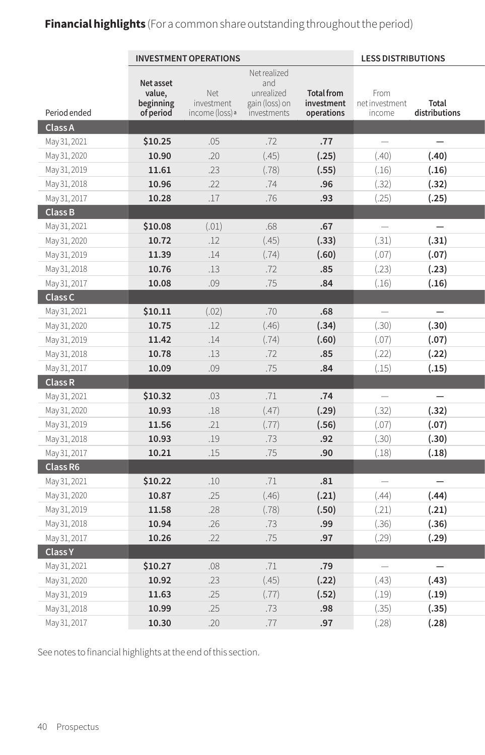**Financial highlights** (For a common share outstanding throughout the period)

| | INVESTMENT OPERATIONS | | | | LESS DISTRIBUTIONS | |
|---|---|---|---|---|---|---|
| Period ended | Net asset value, beginning of period | Net investment income (loss)[a] | Net realized and unrealized gain (loss) on investments | Total from investment operations | From net investment income | Total distributions |
| **Class A** | | | | | | |
| May 31, 2021 | **$10.25** | .05 | .72 | **.77** | — | **—** |
| May 31, 2020 | **10.90** | .20 | (.45) | **(.25)** | (.40) | **(.40)** |
| May 31, 2019 | **11.61** | .23 | (.78) | **(.55)** | (.16) | **(.16)** |
| May 31, 2018 | **10.96** | .22 | .74 | **.96** | (.32) | **(.32)** |
| May 31, 2017 | **10.28** | .17 | .76 | **.93** | (.25) | **(.25)** |
| **Class B** | | | | | | |
| May 31, 2021 | **$10.08** | (.01) | .68 | **.67** | — | **—** |
| May 31, 2020 | **10.72** | .12 | (.45) | **(.33)** | (.31) | **(.31)** |
| May 31, 2019 | **11.39** | .14 | (.74) | **(.60)** | (.07) | **(.07)** |
| May 31, 2018 | **10.76** | .13 | .72 | **.85** | (.23) | **(.23)** |
| May 31, 2017 | **10.08** | .09 | .75 | **.84** | (.16) | **(.16)** |
| **Class C** | | | | | | |
| May 31, 2021 | **$10.11** | (.02) | .70 | **.68** | — | **—** |
| May 31, 2020 | **10.75** | .12 | (.46) | **(.34)** | (.30) | **(.30)** |
| May 31, 2019 | **11.42** | .14 | (.74) | **(.60)** | (.07) | **(.07)** |
| May 31, 2018 | **10.78** | .13 | .72 | **.85** | (.22) | **(.22)** |
| May 31, 2017 | **10.09** | .09 | .75 | **.84** | (.15) | **(.15)** |
| **Class R** | | | | | | |
| May 31, 2021 | **$10.32** | .03 | .71 | **.74** | — | **—** |
| May 31, 2020 | **10.93** | .18 | (.47) | **(.29)** | (.32) | **(.32)** |
| May 31, 2019 | **11.56** | .21 | (.77) | **(.56)** | (.07) | **(.07)** |
| May 31, 2018 | **10.93** | .19 | .73 | **.92** | (.30) | **(.30)** |
| May 31, 2017 | **10.21** | .15 | .75 | **.90** | (.18) | **(.18)** |
| **Class R6** | | | | | | |
| May 31, 2021 | **$10.22** | .10 | .71 | **.81** | — | **—** |
| May 31, 2020 | **10.87** | .25 | (.46) | **(.21)** | (.44) | **(.44)** |
| May 31, 2019 | **11.58** | .28 | (.78) | **(.50)** | (.21) | **(.21)** |
| May 31, 2018 | **10.94** | .26 | .73 | **.99** | (.36) | **(.36)** |
| May 31, 2017 | **10.26** | .22 | .75 | **.97** | (.29) | **(.29)** |
| **Class Y** | | | | | | |
| May 31, 2021 | **$10.27** | .08 | .71 | **.79** | — | **—** |
| May 31, 2020 | **10.92** | .23 | (.45) | **(.22)** | (.43) | **(.43)** |
| May 31, 2019 | **11.63** | .25 | (.77) | **(.52)** | (.19) | **(.19)** |
| May 31, 2018 | **10.99** | .25 | .73 | **.98** | (.35) | **(.35)** |
| May 31, 2017 | **10.30** | .20 | .77 | **.97** | (.28) | **(.28)** |

See notes to financial highlights at the end of this section.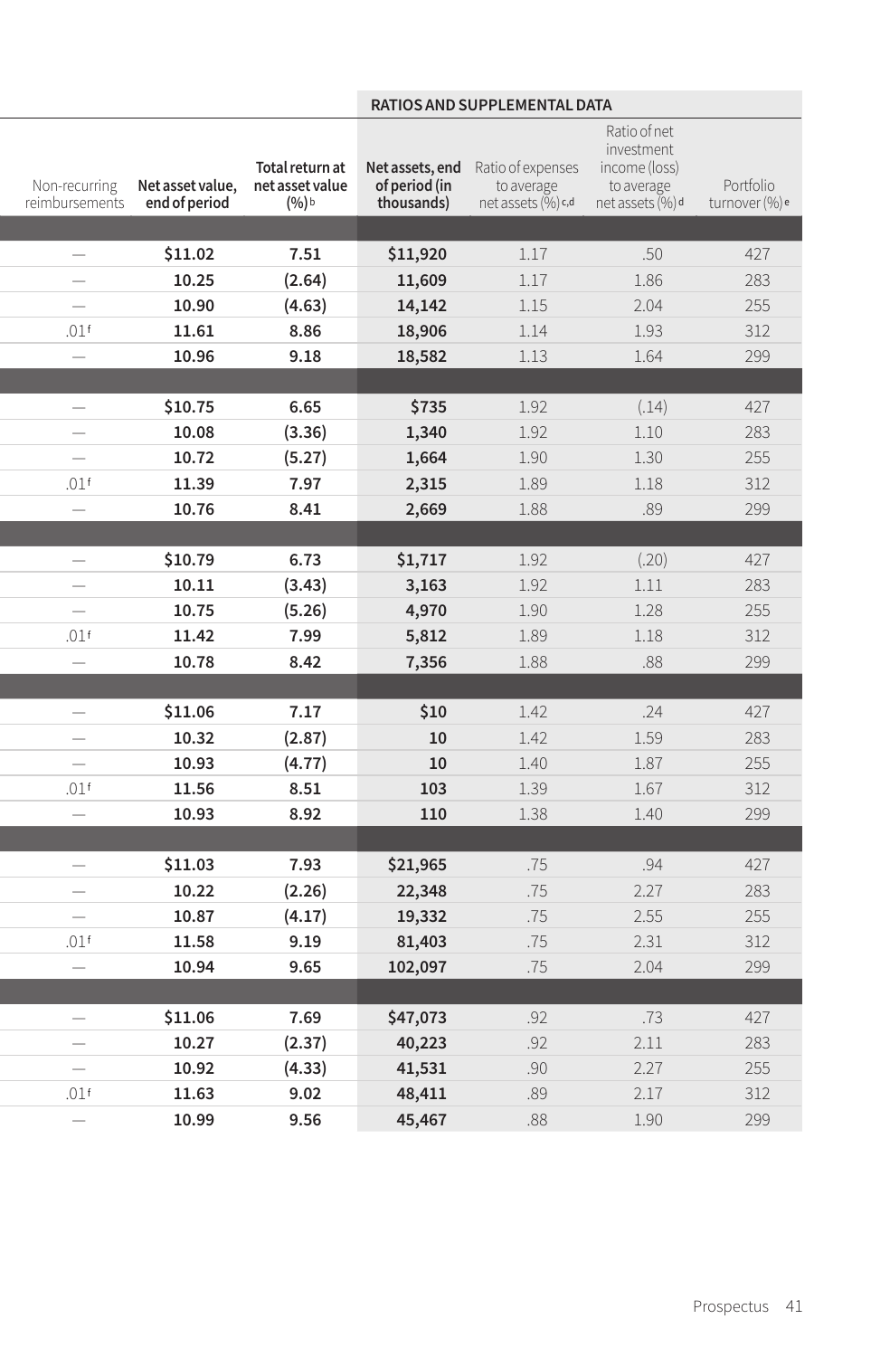| Non-recurring reimbursements | Net asset value, end of period | Total return at net asset value (%)[b] | RATIOS AND SUPPLEMENTAL DATA | | | |
|---|---|---|---|---|---|---|
| | | | Net assets, end of period (in thousands) | Ratio of expenses to average net assets (%)[c,d] | Ratio of net investment income (loss) to average net assets (%)[d] | Portfolio turnover (%)[e] |
| | | | | | | |
| — | $11.02 | 7.51 | $11,920 | 1.17 | .50 | 427 |
| — | 10.25 | (2.64) | 11,609 | 1.17 | 1.86 | 283 |
| — | 10.90 | (4.63) | 14,142 | 1.15 | 2.04 | 255 |
| .01[f] | 11.61 | 8.86 | 18,906 | 1.14 | 1.93 | 312 |
| — | 10.96 | 9.18 | 18,582 | 1.13 | 1.64 | 299 |
| | | | | | | |
| — | $10.75 | 6.65 | $735 | 1.92 | (.14) | 427 |
| — | 10.08 | (3.36) | 1,340 | 1.92 | 1.10 | 283 |
| — | 10.72 | (5.27) | 1,664 | 1.90 | 1.30 | 255 |
| .01[f] | 11.39 | 7.97 | 2,315 | 1.89 | 1.18 | 312 |
| — | 10.76 | 8.41 | 2,669 | 1.88 | .89 | 299 |
| | | | | | | |
| — | $10.79 | 6.73 | $1,717 | 1.92 | (.20) | 427 |
| — | 10.11 | (3.43) | 3,163 | 1.92 | 1.11 | 283 |
| — | 10.75 | (5.26) | 4,970 | 1.90 | 1.28 | 255 |
| .01[f] | 11.42 | 7.99 | 5,812 | 1.89 | 1.18 | 312 |
| — | 10.78 | 8.42 | 7,356 | 1.88 | .88 | 299 |
| | | | | | | |
| — | $11.06 | 7.17 | $10 | 1.42 | .24 | 427 |
| — | 10.32 | (2.87) | 10 | 1.42 | 1.59 | 283 |
| — | 10.93 | (4.77) | 10 | 1.40 | 1.87 | 255 |
| .01[f] | 11.56 | 8.51 | 103 | 1.39 | 1.67 | 312 |
| — | 10.93 | 8.92 | 110 | 1.38 | 1.40 | 299 |
| | | | | | | |
| — | $11.03 | 7.93 | $21,965 | .75 | .94 | 427 |
| — | 10.22 | (2.26) | 22,348 | .75 | 2.27 | 283 |
| — | 10.87 | (4.17) | 19,332 | .75 | 2.55 | 255 |
| .01[f] | 11.58 | 9.19 | 81,403 | .75 | 2.31 | 312 |
| — | 10.94 | 9.65 | 102,097 | .75 | 2.04 | 299 |
| | | | | | | |
| — | $11.06 | 7.69 | $47,073 | .92 | .73 | 427 |
| — | 10.27 | (2.37) | 40,223 | .92 | 2.11 | 283 |
| — | 10.92 | (4.33) | 41,531 | .90 | 2.27 | 255 |
| .01[f] | 11.63 | 9.02 | 48,411 | .89 | 2.17 | 312 |
| — | 10.99 | 9.56 | 45,467 | .88 | 1.90 | 299 |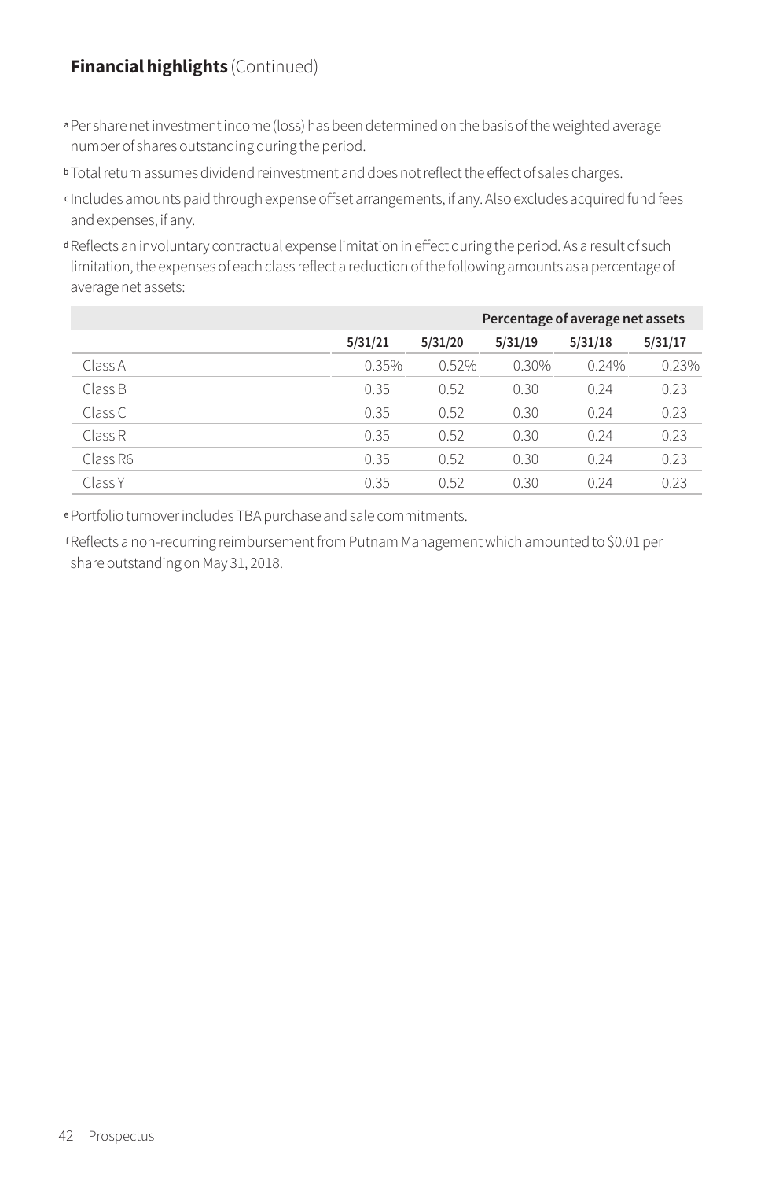**Financial highlights** (Continued)

[a] Per share net investment income (loss) has been determined on the basis of the weighted average number of shares outstanding during the period.

[b] Total return assumes dividend reinvestment and does not reflect the effect of sales charges.

[c] Includes amounts paid through expense offset arrangements, if any. Also excludes acquired fund fees and expenses, if any.

[d] Reflects an involuntary contractual expense limitation in effect during the period. As a result of such limitation, the expenses of each class reflect a reduction of the following amounts as a percentage of average net assets:

| | Percentage of average net assets | | | | |
|---|---|---|---|---|---|
| | 5/31/21 | 5/31/20 | 5/31/19 | 5/31/18 | 5/31/17 |
| Class A | 0.35% | 0.52% | 0.30% | 0.24% | 0.23% |
| Class B | 0.35 | 0.52 | 0.30 | 0.24 | 0.23 |
| Class C | 0.35 | 0.52 | 0.30 | 0.24 | 0.23 |
| Class R | 0.35 | 0.52 | 0.30 | 0.24 | 0.23 |
| Class R6 | 0.35 | 0.52 | 0.30 | 0.24 | 0.23 |
| Class Y | 0.35 | 0.52 | 0.30 | 0.24 | 0.23 |

[e] Portfolio turnover includes TBA purchase and sale commitments.

[f] Reflects a non-recurring reimbursement from Putnam Management which amounted to $0.01 per share outstanding on May 31, 2018.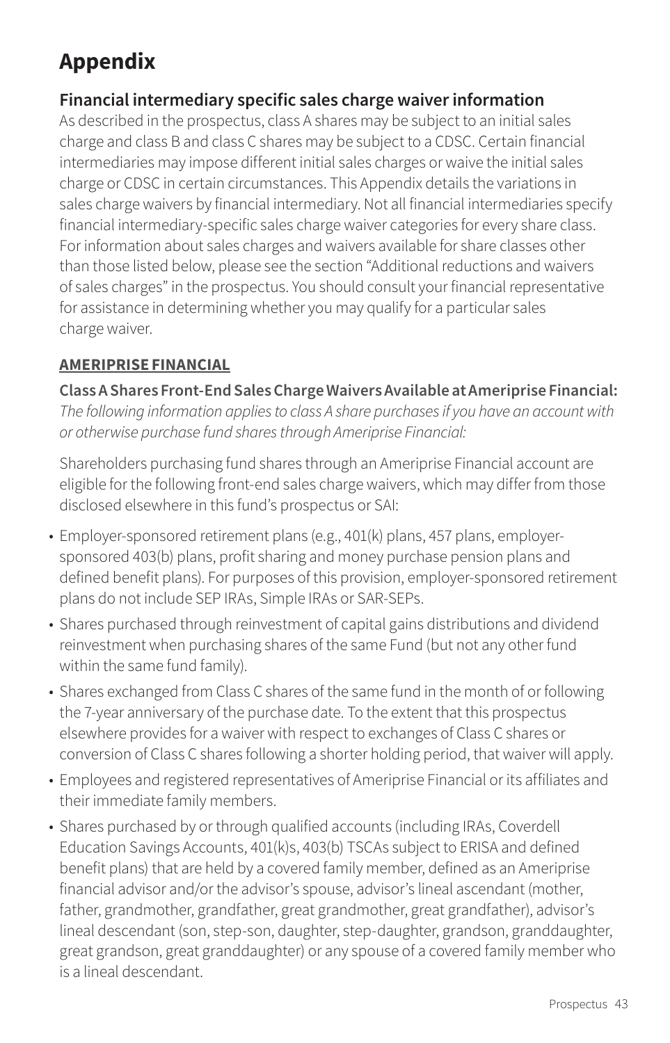# Appendix

## Financial intermediary specific sales charge waiver information

As described in the prospectus, class A shares may be subject to an initial sales charge and class B and class C shares may be subject to a CDSC. Certain financial intermediaries may impose different initial sales charges or waive the initial sales charge or CDSC in certain circumstances. This Appendix details the variations in sales charge waivers by financial intermediary. Not all financial intermediaries specify financial intermediary-specific sales charge waiver categories for every share class. For information about sales charges and waivers available for share classes other than those listed below, please see the section "Additional reductions and waivers of sales charges" in the prospectus. You should consult your financial representative for assistance in determining whether you may qualify for a particular sales charge waiver.

### AMERIPRISE FINANCIAL

**Class A Shares Front-End Sales Charge Waivers Available at Ameriprise Financial:** *The following information applies to class A share purchases if you have an account with or otherwise purchase fund shares through Ameriprise Financial:*

Shareholders purchasing fund shares through an Ameriprise Financial account are eligible for the following front-end sales charge waivers, which may differ from those disclosed elsewhere in this fund's prospectus or SAI:

- Employer-sponsored retirement plans (e.g., 401(k) plans, 457 plans, employer-sponsored 403(b) plans, profit sharing and money purchase pension plans and defined benefit plans). For purposes of this provision, employer-sponsored retirement plans do not include SEP IRAs, Simple IRAs or SAR-SEPs.
- Shares purchased through reinvestment of capital gains distributions and dividend reinvestment when purchasing shares of the same Fund (but not any other fund within the same fund family).
- Shares exchanged from Class C shares of the same fund in the month of or following the 7-year anniversary of the purchase date. To the extent that this prospectus elsewhere provides for a waiver with respect to exchanges of Class C shares or conversion of Class C shares following a shorter holding period, that waiver will apply.
- Employees and registered representatives of Ameriprise Financial or its affiliates and their immediate family members.
- Shares purchased by or through qualified accounts (including IRAs, Coverdell Education Savings Accounts, 401(k)s, 403(b) TSCAs subject to ERISA and defined benefit plans) that are held by a covered family member, defined as an Ameriprise financial advisor and/or the advisor's spouse, advisor's lineal ascendant (mother, father, grandmother, grandfather, great grandmother, great grandfather), advisor's lineal descendant (son, step-son, daughter, step-daughter, grandson, granddaughter, great grandson, great granddaughter) or any spouse of a covered family member who is a lineal descendant.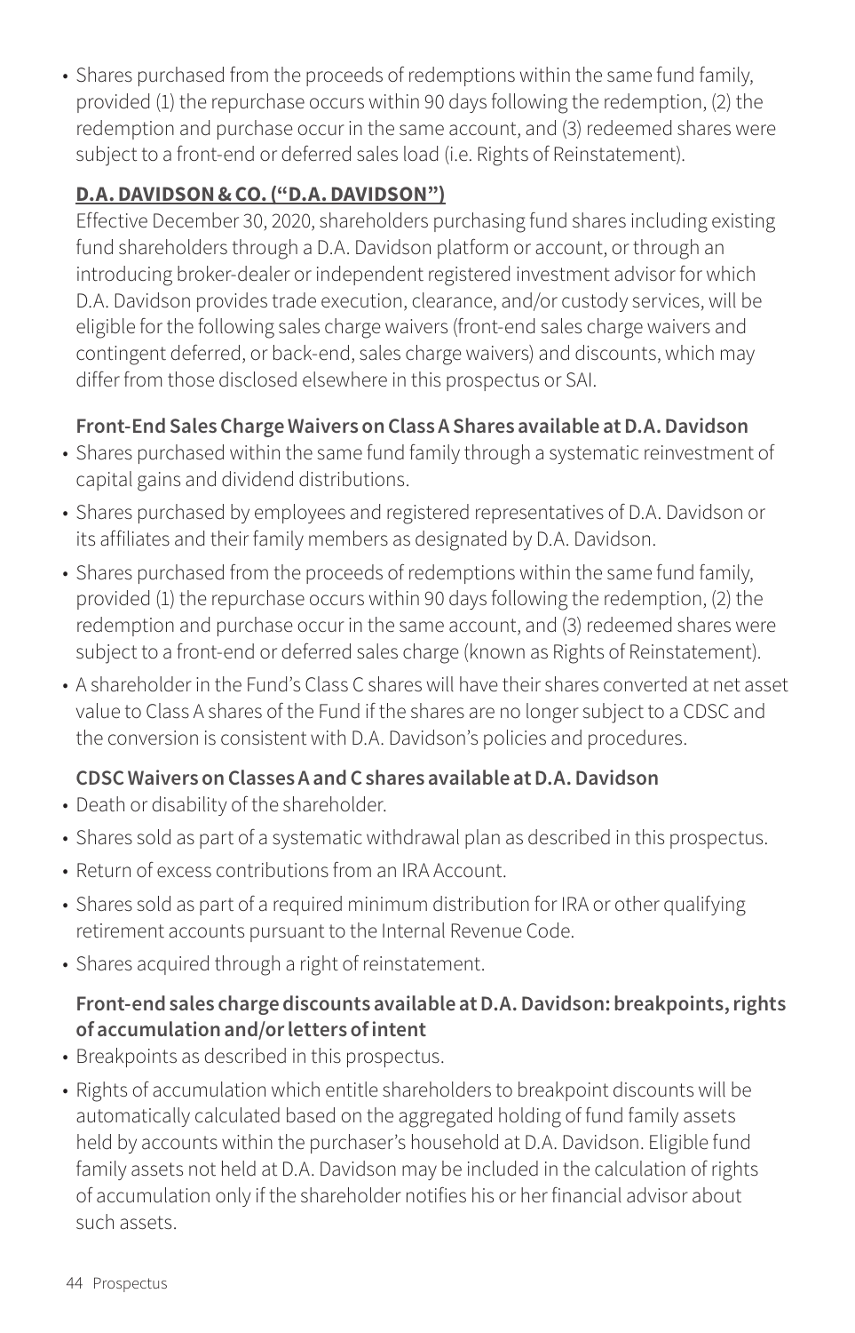- Shares purchased from the proceeds of redemptions within the same fund family, provided (1) the repurchase occurs within 90 days following the redemption, (2) the redemption and purchase occur in the same account, and (3) redeemed shares were subject to a front-end or deferred sales load (i.e. Rights of Reinstatement).

## D.A. DAVIDSON & CO. ("D.A. DAVIDSON")

Effective December 30, 2020, shareholders purchasing fund shares including existing fund shareholders through a D.A. Davidson platform or account, or through an introducing broker-dealer or independent registered investment advisor for which D.A. Davidson provides trade execution, clearance, and/or custody services, will be eligible for the following sales charge waivers (front-end sales charge waivers and contingent deferred, or back-end, sales charge waivers) and discounts, which may differ from those disclosed elsewhere in this prospectus or SAI.

### Front-End Sales Charge Waivers on Class A Shares available at D.A. Davidson

- Shares purchased within the same fund family through a systematic reinvestment of capital gains and dividend distributions.
- Shares purchased by employees and registered representatives of D.A. Davidson or its affiliates and their family members as designated by D.A. Davidson.
- Shares purchased from the proceeds of redemptions within the same fund family, provided (1) the repurchase occurs within 90 days following the redemption, (2) the redemption and purchase occur in the same account, and (3) redeemed shares were subject to a front-end or deferred sales charge (known as Rights of Reinstatement).
- A shareholder in the Fund's Class C shares will have their shares converted at net asset value to Class A shares of the Fund if the shares are no longer subject to a CDSC and the conversion is consistent with D.A. Davidson's policies and procedures.

### CDSC Waivers on Classes A and C shares available at D.A. Davidson

- Death or disability of the shareholder.
- Shares sold as part of a systematic withdrawal plan as described in this prospectus.
- Return of excess contributions from an IRA Account.
- Shares sold as part of a required minimum distribution for IRA or other qualifying retirement accounts pursuant to the Internal Revenue Code.
- Shares acquired through a right of reinstatement.

### Front-end sales charge discounts available at D.A. Davidson: breakpoints, rights of accumulation and/or letters of intent

- Breakpoints as described in this prospectus.
- Rights of accumulation which entitle shareholders to breakpoint discounts will be automatically calculated based on the aggregated holding of fund family assets held by accounts within the purchaser's household at D.A. Davidson. Eligible fund family assets not held at D.A. Davidson may be included in the calculation of rights of accumulation only if the shareholder notifies his or her financial advisor about such assets.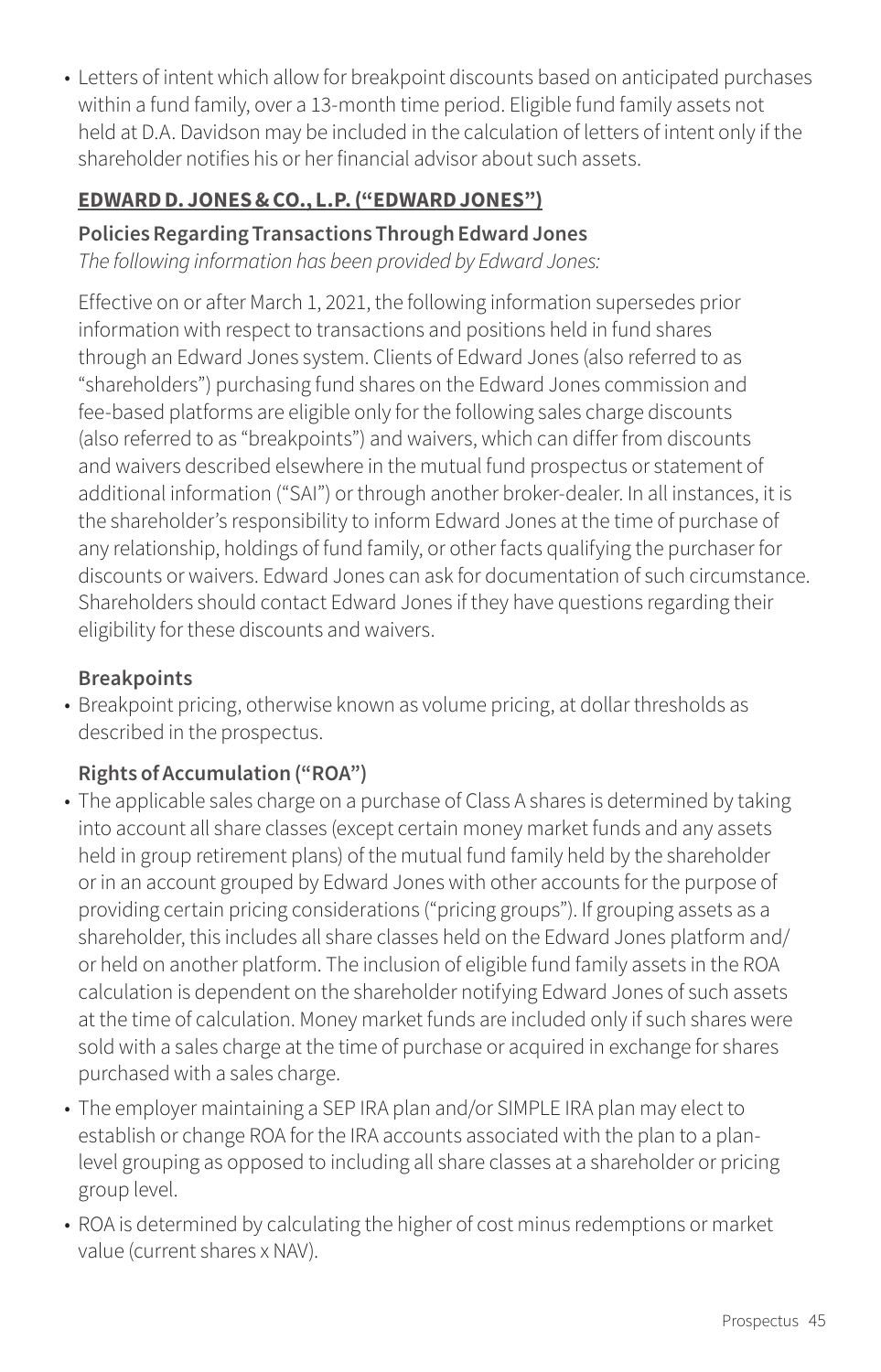- Letters of intent which allow for breakpoint discounts based on anticipated purchases within a fund family, over a 13-month time period. Eligible fund family assets not held at D.A. Davidson may be included in the calculation of letters of intent only if the shareholder notifies his or her financial advisor about such assets.

## EDWARD D. JONES & CO., L.P. ("EDWARD JONES")

### Policies Regarding Transactions Through Edward Jones

*The following information has been provided by Edward Jones:*

Effective on or after March 1, 2021, the following information supersedes prior information with respect to transactions and positions held in fund shares through an Edward Jones system. Clients of Edward Jones (also referred to as "shareholders") purchasing fund shares on the Edward Jones commission and fee-based platforms are eligible only for the following sales charge discounts (also referred to as "breakpoints") and waivers, which can differ from discounts and waivers described elsewhere in the mutual fund prospectus or statement of additional information ("SAI") or through another broker-dealer. In all instances, it is the shareholder's responsibility to inform Edward Jones at the time of purchase of any relationship, holdings of fund family, or other facts qualifying the purchaser for discounts or waivers. Edward Jones can ask for documentation of such circumstance. Shareholders should contact Edward Jones if they have questions regarding their eligibility for these discounts and waivers.

### Breakpoints

- Breakpoint pricing, otherwise known as volume pricing, at dollar thresholds as described in the prospectus.

### Rights of Accumulation ("ROA")

- The applicable sales charge on a purchase of Class A shares is determined by taking into account all share classes (except certain money market funds and any assets held in group retirement plans) of the mutual fund family held by the shareholder or in an account grouped by Edward Jones with other accounts for the purpose of providing certain pricing considerations ("pricing groups"). If grouping assets as a shareholder, this includes all share classes held on the Edward Jones platform and/or held on another platform. The inclusion of eligible fund family assets in the ROA calculation is dependent on the shareholder notifying Edward Jones of such assets at the time of calculation. Money market funds are included only if such shares were sold with a sales charge at the time of purchase or acquired in exchange for shares purchased with a sales charge.
- The employer maintaining a SEP IRA plan and/or SIMPLE IRA plan may elect to establish or change ROA for the IRA accounts associated with the plan to a plan-level grouping as opposed to including all share classes at a shareholder or pricing group level.
- ROA is determined by calculating the higher of cost minus redemptions or market value (current shares x NAV).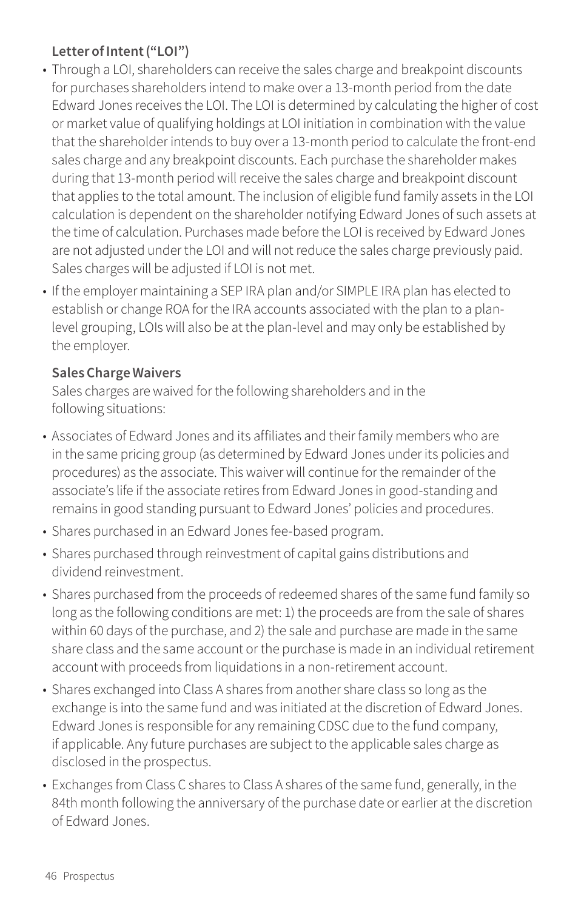**Letter of Intent ("LOI")**

- Through a LOI, shareholders can receive the sales charge and breakpoint discounts for purchases shareholders intend to make over a 13-month period from the date Edward Jones receives the LOI. The LOI is determined by calculating the higher of cost or market value of qualifying holdings at LOI initiation in combination with the value that the shareholder intends to buy over a 13-month period to calculate the front-end sales charge and any breakpoint discounts. Each purchase the shareholder makes during that 13-month period will receive the sales charge and breakpoint discount that applies to the total amount. The inclusion of eligible fund family assets in the LOI calculation is dependent on the shareholder notifying Edward Jones of such assets at the time of calculation. Purchases made before the LOI is received by Edward Jones are not adjusted under the LOI and will not reduce the sales charge previously paid. Sales charges will be adjusted if LOI is not met.
- If the employer maintaining a SEP IRA plan and/or SIMPLE IRA plan has elected to establish or change ROA for the IRA accounts associated with the plan to a plan-level grouping, LOIs will also be at the plan-level and may only be established by the employer.

**Sales Charge Waivers**

Sales charges are waived for the following shareholders and in the following situations:

- Associates of Edward Jones and its affiliates and their family members who are in the same pricing group (as determined by Edward Jones under its policies and procedures) as the associate. This waiver will continue for the remainder of the associate's life if the associate retires from Edward Jones in good-standing and remains in good standing pursuant to Edward Jones' policies and procedures.
- Shares purchased in an Edward Jones fee-based program.
- Shares purchased through reinvestment of capital gains distributions and dividend reinvestment.
- Shares purchased from the proceeds of redeemed shares of the same fund family so long as the following conditions are met: 1) the proceeds are from the sale of shares within 60 days of the purchase, and 2) the sale and purchase are made in the same share class and the same account or the purchase is made in an individual retirement account with proceeds from liquidations in a non-retirement account.
- Shares exchanged into Class A shares from another share class so long as the exchange is into the same fund and was initiated at the discretion of Edward Jones. Edward Jones is responsible for any remaining CDSC due to the fund company, if applicable. Any future purchases are subject to the applicable sales charge as disclosed in the prospectus.
- Exchanges from Class C shares to Class A shares of the same fund, generally, in the 84th month following the anniversary of the purchase date or earlier at the discretion of Edward Jones.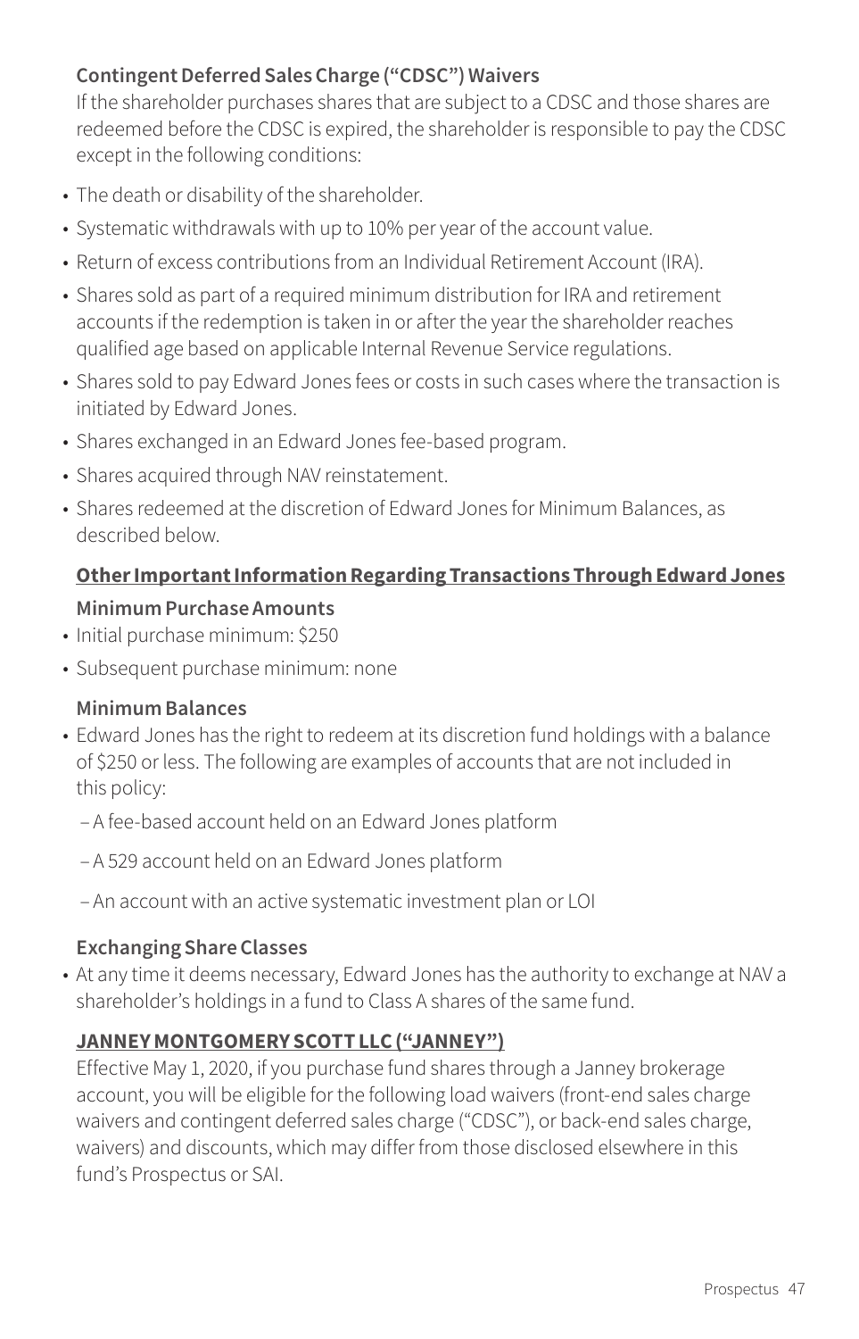**Contingent Deferred Sales Charge ("CDSC") Waivers**

If the shareholder purchases shares that are subject to a CDSC and those shares are redeemed before the CDSC is expired, the shareholder is responsible to pay the CDSC except in the following conditions:

- The death or disability of the shareholder.
- Systematic withdrawals with up to 10% per year of the account value.
- Return of excess contributions from an Individual Retirement Account (IRA).
- Shares sold as part of a required minimum distribution for IRA and retirement accounts if the redemption is taken in or after the year the shareholder reaches qualified age based on applicable Internal Revenue Service regulations.
- Shares sold to pay Edward Jones fees or costs in such cases where the transaction is initiated by Edward Jones.
- Shares exchanged in an Edward Jones fee-based program.
- Shares acquired through NAV reinstatement.
- Shares redeemed at the discretion of Edward Jones for Minimum Balances, as described below.

**Other Important Information Regarding Transactions Through Edward Jones**

**Minimum Purchase Amounts**

- Initial purchase minimum: $250
- Subsequent purchase minimum: none

**Minimum Balances**

- Edward Jones has the right to redeem at its discretion fund holdings with a balance of $250 or less. The following are examples of accounts that are not included in this policy:
  - A fee-based account held on an Edward Jones platform
  - A 529 account held on an Edward Jones platform
  - An account with an active systematic investment plan or LOI

**Exchanging Share Classes**

- At any time it deems necessary, Edward Jones has the authority to exchange at NAV a shareholder's holdings in a fund to Class A shares of the same fund.

**JANNEY MONTGOMERY SCOTT LLC ("JANNEY")**

Effective May 1, 2020, if you purchase fund shares through a Janney brokerage account, you will be eligible for the following load waivers (front-end sales charge waivers and contingent deferred sales charge ("CDSC"), or back-end sales charge, waivers) and discounts, which may differ from those disclosed elsewhere in this fund's Prospectus or SAI.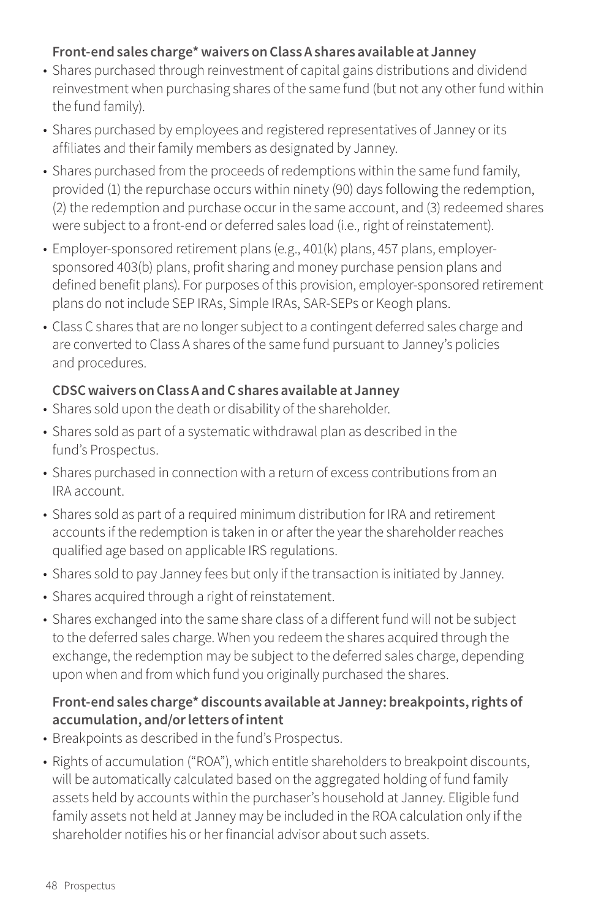**Front-end sales charge* waivers on Class A shares available at Janney**

- Shares purchased through reinvestment of capital gains distributions and dividend reinvestment when purchasing shares of the same fund (but not any other fund within the fund family).
- Shares purchased by employees and registered representatives of Janney or its affiliates and their family members as designated by Janney.
- Shares purchased from the proceeds of redemptions within the same fund family, provided (1) the repurchase occurs within ninety (90) days following the redemption, (2) the redemption and purchase occur in the same account, and (3) redeemed shares were subject to a front-end or deferred sales load (i.e., right of reinstatement).
- Employer-sponsored retirement plans (e.g., 401(k) plans, 457 plans, employer-sponsored 403(b) plans, profit sharing and money purchase pension plans and defined benefit plans). For purposes of this provision, employer-sponsored retirement plans do not include SEP IRAs, Simple IRAs, SAR-SEPs or Keogh plans.
- Class C shares that are no longer subject to a contingent deferred sales charge and are converted to Class A shares of the same fund pursuant to Janney's policies and procedures.

**CDSC waivers on Class A and C shares available at Janney**

- Shares sold upon the death or disability of the shareholder.
- Shares sold as part of a systematic withdrawal plan as described in the fund's Prospectus.
- Shares purchased in connection with a return of excess contributions from an IRA account.
- Shares sold as part of a required minimum distribution for IRA and retirement accounts if the redemption is taken in or after the year the shareholder reaches qualified age based on applicable IRS regulations.
- Shares sold to pay Janney fees but only if the transaction is initiated by Janney.
- Shares acquired through a right of reinstatement.
- Shares exchanged into the same share class of a different fund will not be subject to the deferred sales charge. When you redeem the shares acquired through the exchange, the redemption may be subject to the deferred sales charge, depending upon when and from which fund you originally purchased the shares.

**Front-end sales charge* discounts available at Janney: breakpoints, rights of accumulation, and/or letters of intent**

- Breakpoints as described in the fund's Prospectus.
- Rights of accumulation ("ROA"), which entitle shareholders to breakpoint discounts, will be automatically calculated based on the aggregated holding of fund family assets held by accounts within the purchaser's household at Janney. Eligible fund family assets not held at Janney may be included in the ROA calculation only if the shareholder notifies his or her financial advisor about such assets.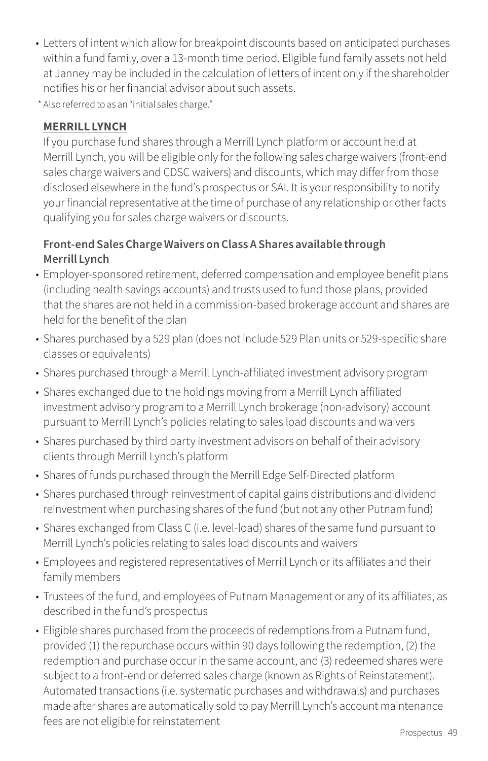- Letters of intent which allow for breakpoint discounts based on anticipated purchases within a fund family, over a 13-month time period. Eligible fund family assets not held at Janney may be included in the calculation of letters of intent only if the shareholder notifies his or her financial advisor about such assets.

\* Also referred to as an "initial sales charge."

**MERRILL LYNCH**

If you purchase fund shares through a Merrill Lynch platform or account held at Merrill Lynch, you will be eligible only for the following sales charge waivers (front-end sales charge waivers and CDSC waivers) and discounts, which may differ from those disclosed elsewhere in the fund's prospectus or SAI. It is your responsibility to notify your financial representative at the time of purchase of any relationship or other facts qualifying you for sales charge waivers or discounts.

**Front-end Sales Charge Waivers on Class A Shares available through Merrill Lynch**

- Employer-sponsored retirement, deferred compensation and employee benefit plans (including health savings accounts) and trusts used to fund those plans, provided that the shares are not held in a commission-based brokerage account and shares are held for the benefit of the plan
- Shares purchased by a 529 plan (does not include 529 Plan units or 529-specific share classes or equivalents)
- Shares purchased through a Merrill Lynch-affiliated investment advisory program
- Shares exchanged due to the holdings moving from a Merrill Lynch affiliated investment advisory program to a Merrill Lynch brokerage (non-advisory) account pursuant to Merrill Lynch's policies relating to sales load discounts and waivers
- Shares purchased by third party investment advisors on behalf of their advisory clients through Merrill Lynch's platform
- Shares of funds purchased through the Merrill Edge Self-Directed platform
- Shares purchased through reinvestment of capital gains distributions and dividend reinvestment when purchasing shares of the fund (but not any other Putnam fund)
- Shares exchanged from Class C (i.e. level-load) shares of the same fund pursuant to Merrill Lynch's policies relating to sales load discounts and waivers
- Employees and registered representatives of Merrill Lynch or its affiliates and their family members
- Trustees of the fund, and employees of Putnam Management or any of its affiliates, as described in the fund's prospectus
- Eligible shares purchased from the proceeds of redemptions from a Putnam fund, provided (1) the repurchase occurs within 90 days following the redemption, (2) the redemption and purchase occur in the same account, and (3) redeemed shares were subject to a front-end or deferred sales charge (known as Rights of Reinstatement). Automated transactions (i.e. systematic purchases and withdrawals) and purchases made after shares are automatically sold to pay Merrill Lynch's account maintenance fees are not eligible for reinstatement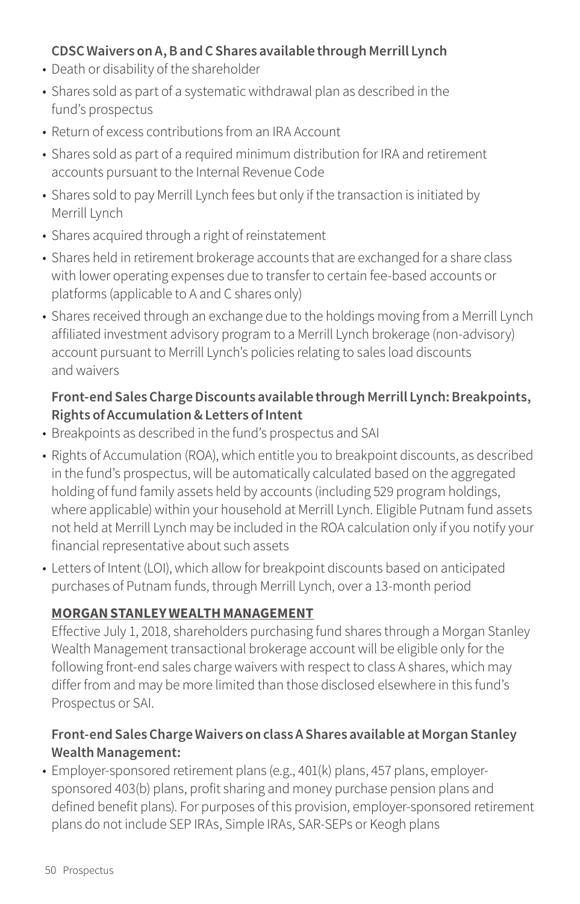**CDSC Waivers on A, B and C Shares available through Merrill Lynch**

- Death or disability of the shareholder
- Shares sold as part of a systematic withdrawal plan as described in the fund's prospectus
- Return of excess contributions from an IRA Account
- Shares sold as part of a required minimum distribution for IRA and retirement accounts pursuant to the Internal Revenue Code
- Shares sold to pay Merrill Lynch fees but only if the transaction is initiated by Merrill Lynch
- Shares acquired through a right of reinstatement
- Shares held in retirement brokerage accounts that are exchanged for a share class with lower operating expenses due to transfer to certain fee-based accounts or platforms (applicable to A and C shares only)
- Shares received through an exchange due to the holdings moving from a Merrill Lynch affiliated investment advisory program to a Merrill Lynch brokerage (non-advisory) account pursuant to Merrill Lynch's policies relating to sales load discounts and waivers

**Front-end Sales Charge Discounts available through Merrill Lynch: Breakpoints, Rights of Accumulation & Letters of Intent**

- Breakpoints as described in the fund's prospectus and SAI
- Rights of Accumulation (ROA), which entitle you to breakpoint discounts, as described in the fund's prospectus, will be automatically calculated based on the aggregated holding of fund family assets held by accounts (including 529 program holdings, where applicable) within your household at Merrill Lynch. Eligible Putnam fund assets not held at Merrill Lynch may be included in the ROA calculation only if you notify your financial representative about such assets
- Letters of Intent (LOI), which allow for breakpoint discounts based on anticipated purchases of Putnam funds, through Merrill Lynch, over a 13-month period

**MORGAN STANLEY WEALTH MANAGEMENT**

Effective July 1, 2018, shareholders purchasing fund shares through a Morgan Stanley Wealth Management transactional brokerage account will be eligible only for the following front-end sales charge waivers with respect to class A shares, which may differ from and may be more limited than those disclosed elsewhere in this fund's Prospectus or SAI.

**Front-end Sales Charge Waivers on class A Shares available at Morgan Stanley Wealth Management:**

- Employer-sponsored retirement plans (e.g., 401(k) plans, 457 plans, employer-sponsored 403(b) plans, profit sharing and money purchase pension plans and defined benefit plans). For purposes of this provision, employer-sponsored retirement plans do not include SEP IRAs, Simple IRAs, SAR-SEPs or Keogh plans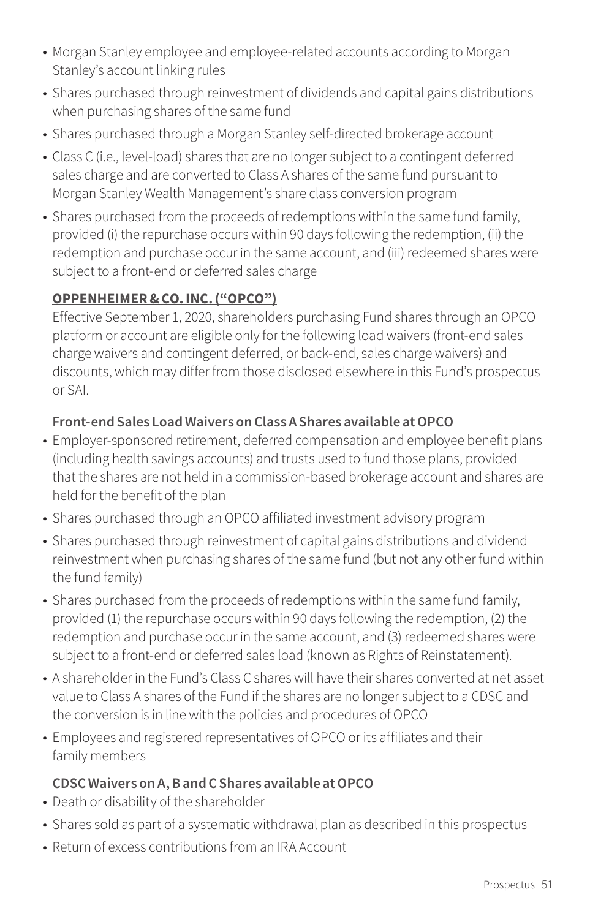- Morgan Stanley employee and employee-related accounts according to Morgan Stanley's account linking rules
- Shares purchased through reinvestment of dividends and capital gains distributions when purchasing shares of the same fund
- Shares purchased through a Morgan Stanley self-directed brokerage account
- Class C (i.e., level-load) shares that are no longer subject to a contingent deferred sales charge and are converted to Class A shares of the same fund pursuant to Morgan Stanley Wealth Management's share class conversion program
- Shares purchased from the proceeds of redemptions within the same fund family, provided (i) the repurchase occurs within 90 days following the redemption, (ii) the redemption and purchase occur in the same account, and (iii) redeemed shares were subject to a front-end or deferred sales charge

**OPPENHEIMER & CO. INC. ("OPCO")**

Effective September 1, 2020, shareholders purchasing Fund shares through an OPCO platform or account are eligible only for the following load waivers (front-end sales charge waivers and contingent deferred, or back-end, sales charge waivers) and discounts, which may differ from those disclosed elsewhere in this Fund's prospectus or SAI.

**Front-end Sales Load Waivers on Class A Shares available at OPCO**

- Employer-sponsored retirement, deferred compensation and employee benefit plans (including health savings accounts) and trusts used to fund those plans, provided that the shares are not held in a commission-based brokerage account and shares are held for the benefit of the plan
- Shares purchased through an OPCO affiliated investment advisory program
- Shares purchased through reinvestment of capital gains distributions and dividend reinvestment when purchasing shares of the same fund (but not any other fund within the fund family)
- Shares purchased from the proceeds of redemptions within the same fund family, provided (1) the repurchase occurs within 90 days following the redemption, (2) the redemption and purchase occur in the same account, and (3) redeemed shares were subject to a front-end or deferred sales load (known as Rights of Reinstatement).
- A shareholder in the Fund's Class C shares will have their shares converted at net asset value to Class A shares of the Fund if the shares are no longer subject to a CDSC and the conversion is in line with the policies and procedures of OPCO
- Employees and registered representatives of OPCO or its affiliates and their family members

**CDSC Waivers on A, B and C Shares available at OPCO**

- Death or disability of the shareholder
- Shares sold as part of a systematic withdrawal plan as described in this prospectus
- Return of excess contributions from an IRA Account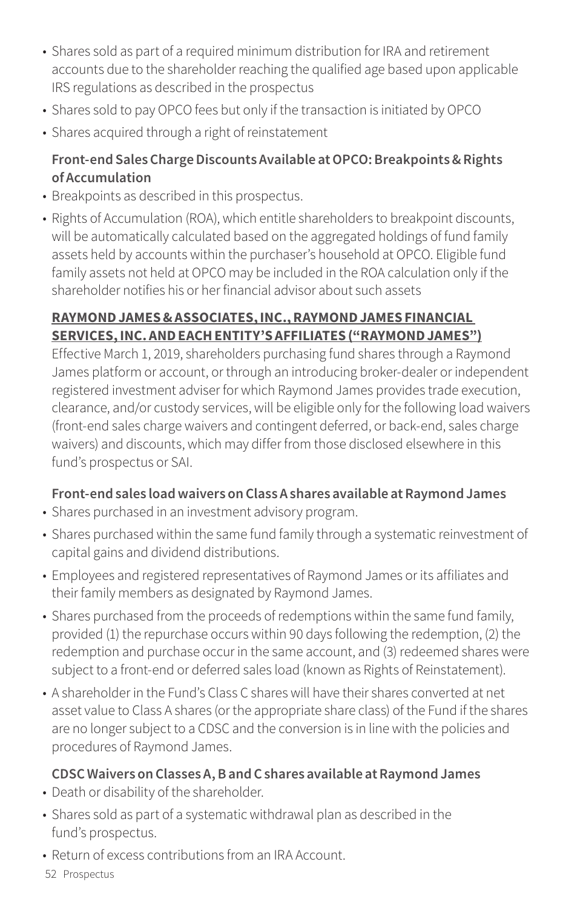- Shares sold as part of a required minimum distribution for IRA and retirement accounts due to the shareholder reaching the qualified age based upon applicable IRS regulations as described in the prospectus
- Shares sold to pay OPCO fees but only if the transaction is initiated by OPCO
- Shares acquired through a right of reinstatement

**Front-end Sales Charge Discounts Available at OPCO: Breakpoints & Rights of Accumulation**

- Breakpoints as described in this prospectus.
- Rights of Accumulation (ROA), which entitle shareholders to breakpoint discounts, will be automatically calculated based on the aggregated holdings of fund family assets held by accounts within the purchaser's household at OPCO. Eligible fund family assets not held at OPCO may be included in the ROA calculation only if the shareholder notifies his or her financial advisor about such assets

**RAYMOND JAMES & ASSOCIATES, INC., RAYMOND JAMES FINANCIAL SERVICES, INC. AND EACH ENTITY'S AFFILIATES ("RAYMOND JAMES")**

Effective March 1, 2019, shareholders purchasing fund shares through a Raymond James platform or account, or through an introducing broker-dealer or independent registered investment adviser for which Raymond James provides trade execution, clearance, and/or custody services, will be eligible only for the following load waivers (front-end sales charge waivers and contingent deferred, or back-end, sales charge waivers) and discounts, which may differ from those disclosed elsewhere in this fund's prospectus or SAI.

**Front-end sales load waivers on Class A shares available at Raymond James**

- Shares purchased in an investment advisory program.
- Shares purchased within the same fund family through a systematic reinvestment of capital gains and dividend distributions.
- Employees and registered representatives of Raymond James or its affiliates and their family members as designated by Raymond James.
- Shares purchased from the proceeds of redemptions within the same fund family, provided (1) the repurchase occurs within 90 days following the redemption, (2) the redemption and purchase occur in the same account, and (3) redeemed shares were subject to a front-end or deferred sales load (known as Rights of Reinstatement).
- A shareholder in the Fund's Class C shares will have their shares converted at net asset value to Class A shares (or the appropriate share class) of the Fund if the shares are no longer subject to a CDSC and the conversion is in line with the policies and procedures of Raymond James.

**CDSC Waivers on Classes A, B and C shares available at Raymond James**

- Death or disability of the shareholder.
- Shares sold as part of a systematic withdrawal plan as described in the fund's prospectus.
- Return of excess contributions from an IRA Account.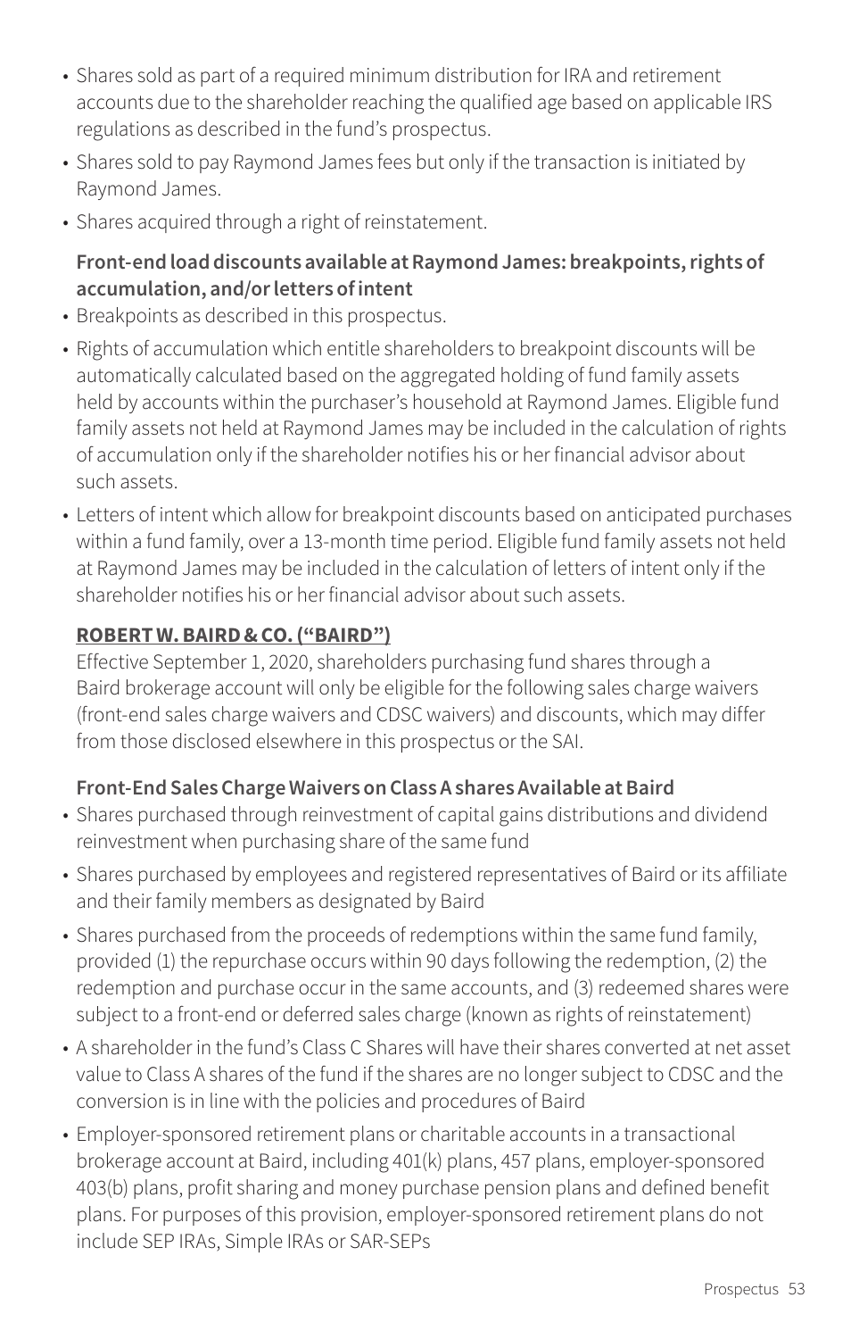- Shares sold as part of a required minimum distribution for IRA and retirement accounts due to the shareholder reaching the qualified age based on applicable IRS regulations as described in the fund's prospectus.
- Shares sold to pay Raymond James fees but only if the transaction is initiated by Raymond James.
- Shares acquired through a right of reinstatement.

**Front-end load discounts available at Raymond James: breakpoints, rights of accumulation, and/or letters of intent**

- Breakpoints as described in this prospectus.
- Rights of accumulation which entitle shareholders to breakpoint discounts will be automatically calculated based on the aggregated holding of fund family assets held by accounts within the purchaser's household at Raymond James. Eligible fund family assets not held at Raymond James may be included in the calculation of rights of accumulation only if the shareholder notifies his or her financial advisor about such assets.
- Letters of intent which allow for breakpoint discounts based on anticipated purchases within a fund family, over a 13-month time period. Eligible fund family assets not held at Raymond James may be included in the calculation of letters of intent only if the shareholder notifies his or her financial advisor about such assets.

**ROBERT W. BAIRD & CO. ("BAIRD")**

Effective September 1, 2020, shareholders purchasing fund shares through a Baird brokerage account will only be eligible for the following sales charge waivers (front-end sales charge waivers and CDSC waivers) and discounts, which may differ from those disclosed elsewhere in this prospectus or the SAI.

**Front-End Sales Charge Waivers on Class A shares Available at Baird**

- Shares purchased through reinvestment of capital gains distributions and dividend reinvestment when purchasing share of the same fund
- Shares purchased by employees and registered representatives of Baird or its affiliate and their family members as designated by Baird
- Shares purchased from the proceeds of redemptions within the same fund family, provided (1) the repurchase occurs within 90 days following the redemption, (2) the redemption and purchase occur in the same accounts, and (3) redeemed shares were subject to a front-end or deferred sales charge (known as rights of reinstatement)
- A shareholder in the fund's Class C Shares will have their shares converted at net asset value to Class A shares of the fund if the shares are no longer subject to CDSC and the conversion is in line with the policies and procedures of Baird
- Employer-sponsored retirement plans or charitable accounts in a transactional brokerage account at Baird, including 401(k) plans, 457 plans, employer-sponsored 403(b) plans, profit sharing and money purchase pension plans and defined benefit plans. For purposes of this provision, employer-sponsored retirement plans do not include SEP IRAs, Simple IRAs or SAR-SEPs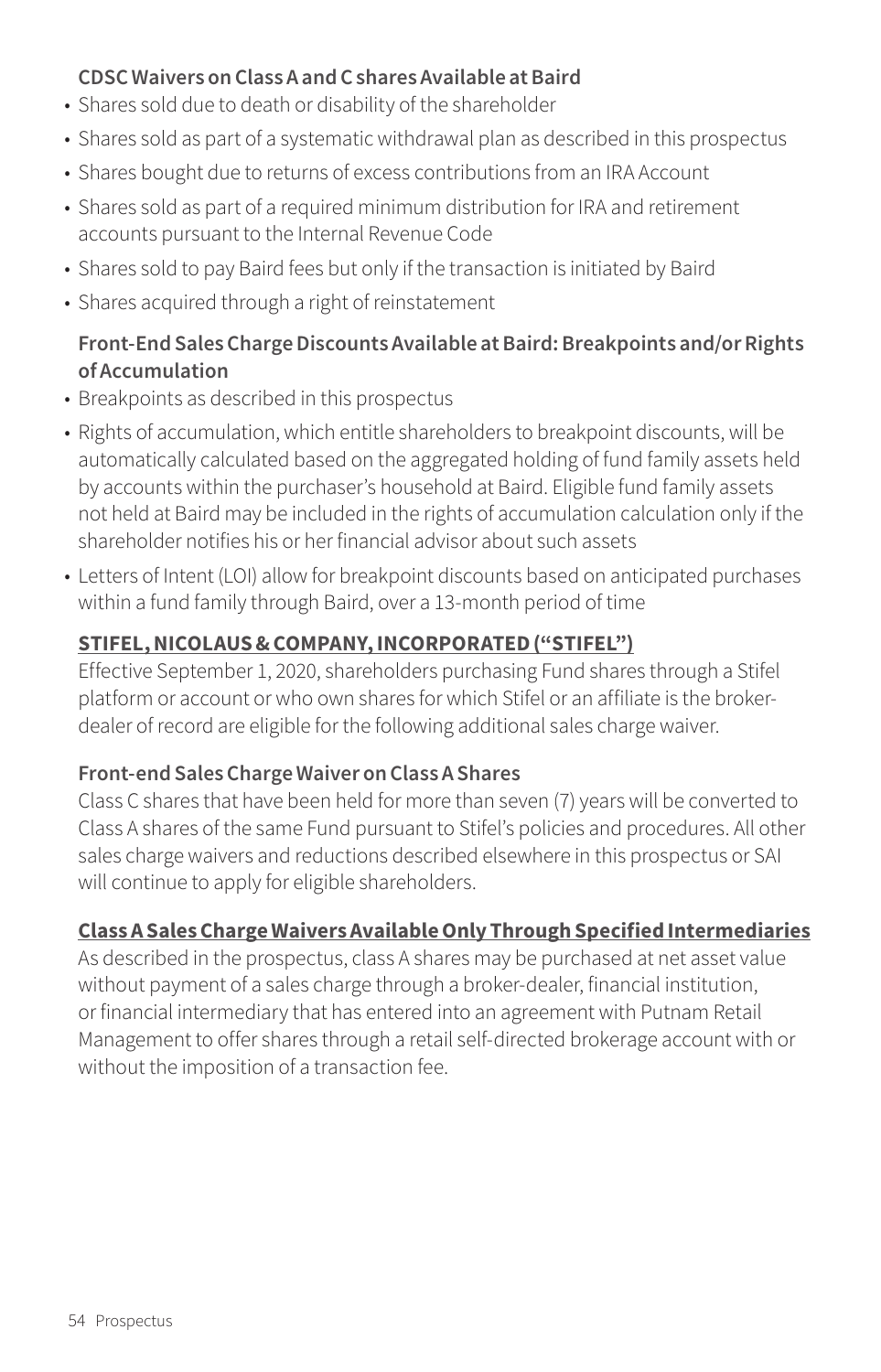### CDSC Waivers on Class A and C shares Available at Baird

- Shares sold due to death or disability of the shareholder
- Shares sold as part of a systematic withdrawal plan as described in this prospectus
- Shares bought due to returns of excess contributions from an IRA Account
- Shares sold as part of a required minimum distribution for IRA and retirement accounts pursuant to the Internal Revenue Code
- Shares sold to pay Baird fees but only if the transaction is initiated by Baird
- Shares acquired through a right of reinstatement

### Front-End Sales Charge Discounts Available at Baird: Breakpoints and/or Rights of Accumulation

- Breakpoints as described in this prospectus
- Rights of accumulation, which entitle shareholders to breakpoint discounts, will be automatically calculated based on the aggregated holding of fund family assets held by accounts within the purchaser's household at Baird. Eligible fund family assets not held at Baird may be included in the rights of accumulation calculation only if the shareholder notifies his or her financial advisor about such assets
- Letters of Intent (LOI) allow for breakpoint discounts based on anticipated purchases within a fund family through Baird, over a 13-month period of time

## STIFEL, NICOLAUS & COMPANY, INCORPORATED ("STIFEL")

Effective September 1, 2020, shareholders purchasing Fund shares through a Stifel platform or account or who own shares for which Stifel or an affiliate is the broker-dealer of record are eligible for the following additional sales charge waiver.

### Front-end Sales Charge Waiver on Class A Shares

Class C shares that have been held for more than seven (7) years will be converted to Class A shares of the same Fund pursuant to Stifel's policies and procedures. All other sales charge waivers and reductions described elsewhere in this prospectus or SAI will continue to apply for eligible shareholders.

## Class A Sales Charge Waivers Available Only Through Specified Intermediaries

As described in the prospectus, class A shares may be purchased at net asset value without payment of a sales charge through a broker-dealer, financial institution, or financial intermediary that has entered into an agreement with Putnam Retail Management to offer shares through a retail self-directed brokerage account with or without the imposition of a transaction fee.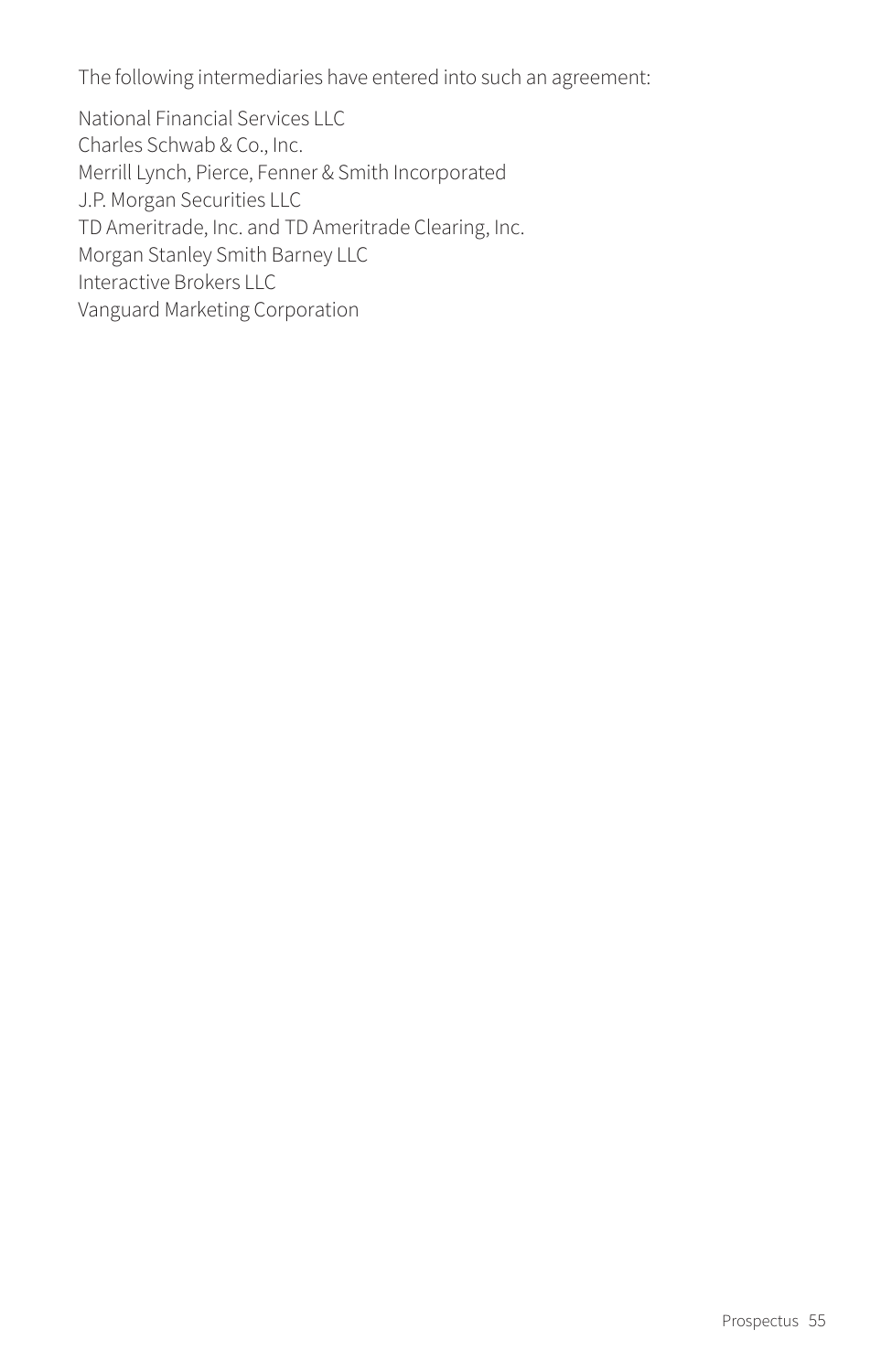The following intermediaries have entered into such an agreement:

National Financial Services LLC
Charles Schwab & Co., Inc.
Merrill Lynch, Pierce, Fenner & Smith Incorporated
J.P. Morgan Securities LLC
TD Ameritrade, Inc. and TD Ameritrade Clearing, Inc.
Morgan Stanley Smith Barney LLC
Interactive Brokers LLC
Vanguard Marketing Corporation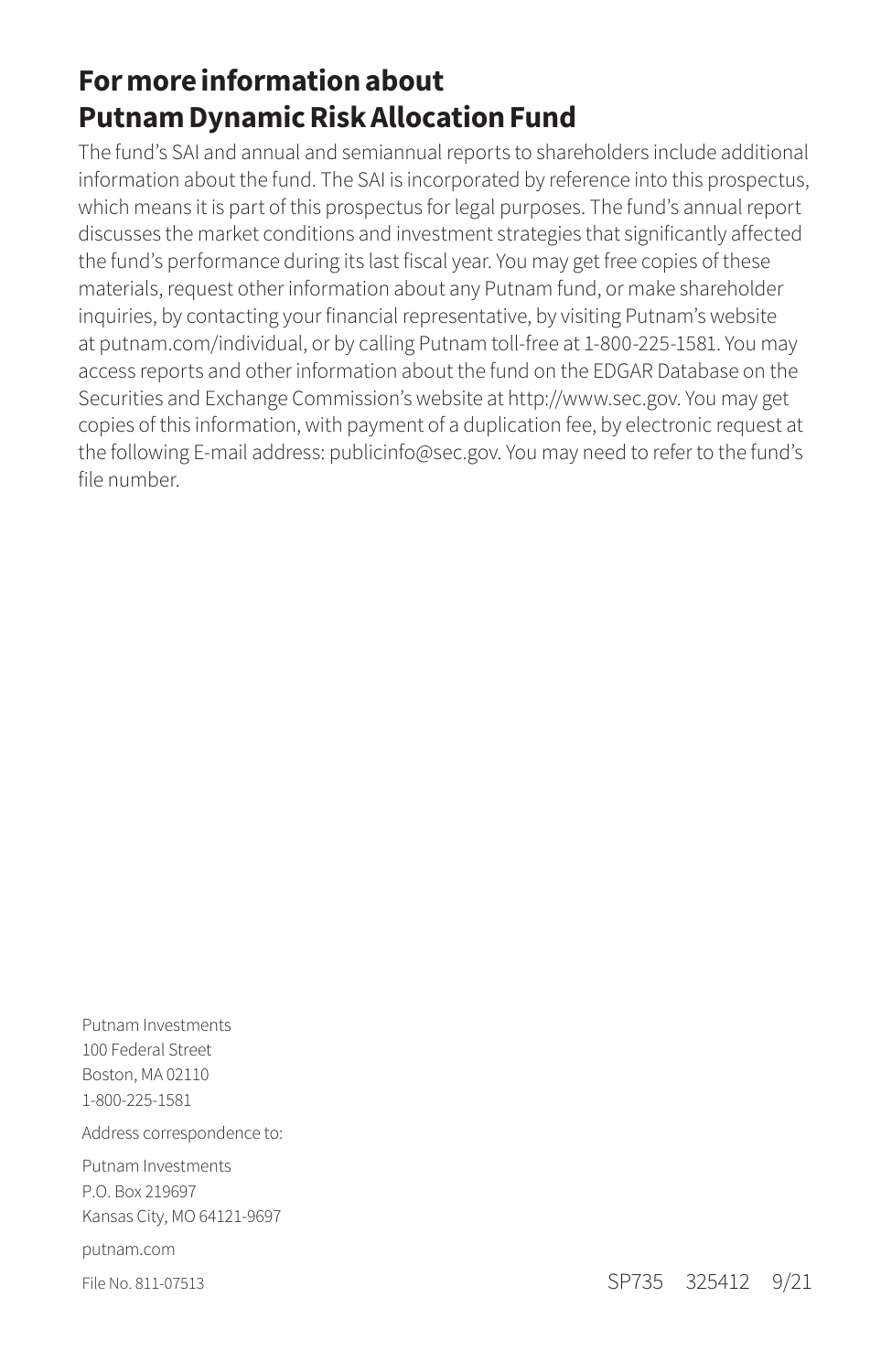# For more information about Putnam Dynamic Risk Allocation Fund

The fund's SAI and annual and semiannual reports to shareholders include additional information about the fund. The SAI is incorporated by reference into this prospectus, which means it is part of this prospectus for legal purposes. The fund's annual report discusses the market conditions and investment strategies that significantly affected the fund's performance during its last fiscal year. You may get free copies of these materials, request other information about any Putnam fund, or make shareholder inquiries, by contacting your financial representative, by visiting Putnam's website at putnam.com/individual, or by calling Putnam toll-free at 1-800-225-1581. You may access reports and other information about the fund on the EDGAR Database on the Securities and Exchange Commission's website at http://www.sec.gov. You may get copies of this information, with payment of a duplication fee, by electronic request at the following E-mail address: publicinfo@sec.gov. You may need to refer to the fund's file number.

Putnam Investments
100 Federal Street
Boston, MA 02110
1-800-225-1581

Address correspondence to:

Putnam Investments
P.O. Box 219697
Kansas City, MO 64121-9697

putnam.com

File No. 811-07513

SP735 325412 9/21